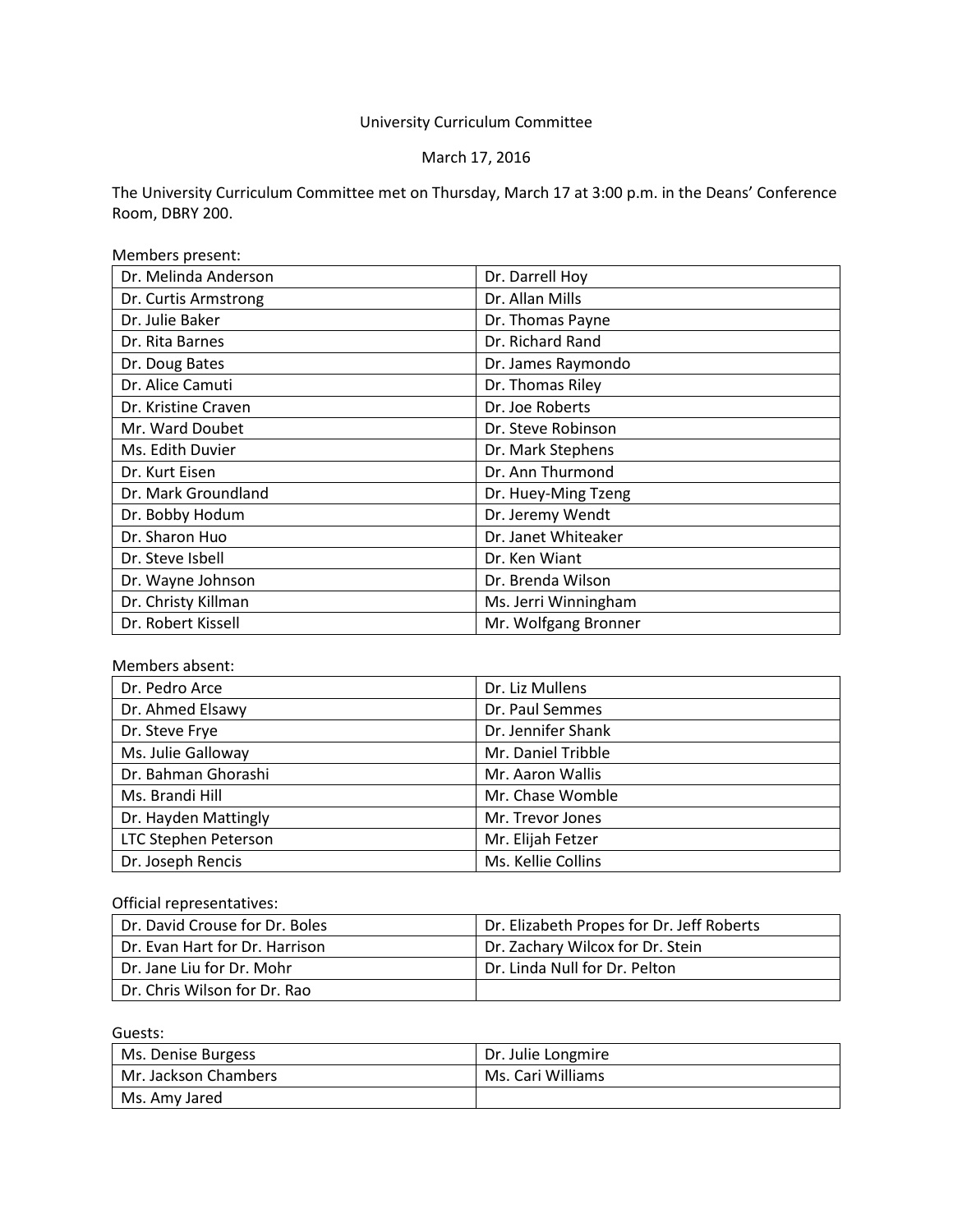# University Curriculum Committee

March 17, 2016

The University Curriculum Committee met on Thursday, March 17 at 3:00 p.m. in the Deans' Conference Room, DBRY 200.

Members present:

| | |
|---|---|
| Dr. Melinda Anderson | Dr. Darrell Hoy |
| Dr. Curtis Armstrong | Dr. Allan Mills |
| Dr. Julie Baker | Dr. Thomas Payne |
| Dr. Rita Barnes | Dr. Richard Rand |
| Dr. Doug Bates | Dr. James Raymondo |
| Dr. Alice Camuti | Dr. Thomas Riley |
| Dr. Kristine Craven | Dr. Joe Roberts |
| Mr. Ward Doubet | Dr. Steve Robinson |
| Ms. Edith Duvier | Dr. Mark Stephens |
| Dr. Kurt Eisen | Dr. Ann Thurmond |
| Dr. Mark Groundland | Dr. Huey-Ming Tzeng |
| Dr. Bobby Hodum | Dr. Jeremy Wendt |
| Dr. Sharon Huo | Dr. Janet Whiteaker |
| Dr. Steve Isbell | Dr. Ken Wiant |
| Dr. Wayne Johnson | Dr. Brenda Wilson |
| Dr. Christy Killman | Ms. Jerri Winningham |
| Dr. Robert Kissell | Mr. Wolfgang Bronner |

Members absent:

| | |
|---|---|
| Dr. Pedro Arce | Dr. Liz Mullens |
| Dr. Ahmed Elsawy | Dr. Paul Semmes |
| Dr. Steve Frye | Dr. Jennifer Shank |
| Ms. Julie Galloway | Mr. Daniel Tribble |
| Dr. Bahman Ghorashi | Mr. Aaron Wallis |
| Ms. Brandi Hill | Mr. Chase Womble |
| Dr. Hayden Mattingly | Mr. Trevor Jones |
| LTC Stephen Peterson | Mr. Elijah Fetzer |
| Dr. Joseph Rencis | Ms. Kellie Collins |

Official representatives:

| | |
|---|---|
| Dr. David Crouse for Dr. Boles | Dr. Elizabeth Propes for Dr. Jeff Roberts |
| Dr. Evan Hart for Dr. Harrison | Dr. Zachary Wilcox for Dr. Stein |
| Dr. Jane Liu for Dr. Mohr | Dr. Linda Null for Dr. Pelton |
| Dr. Chris Wilson for Dr. Rao | |

Guests:

| | |
|---|---|
| Ms. Denise Burgess | Dr. Julie Longmire |
| Mr. Jackson Chambers | Ms. Cari Williams |
| Ms. Amy Jared | |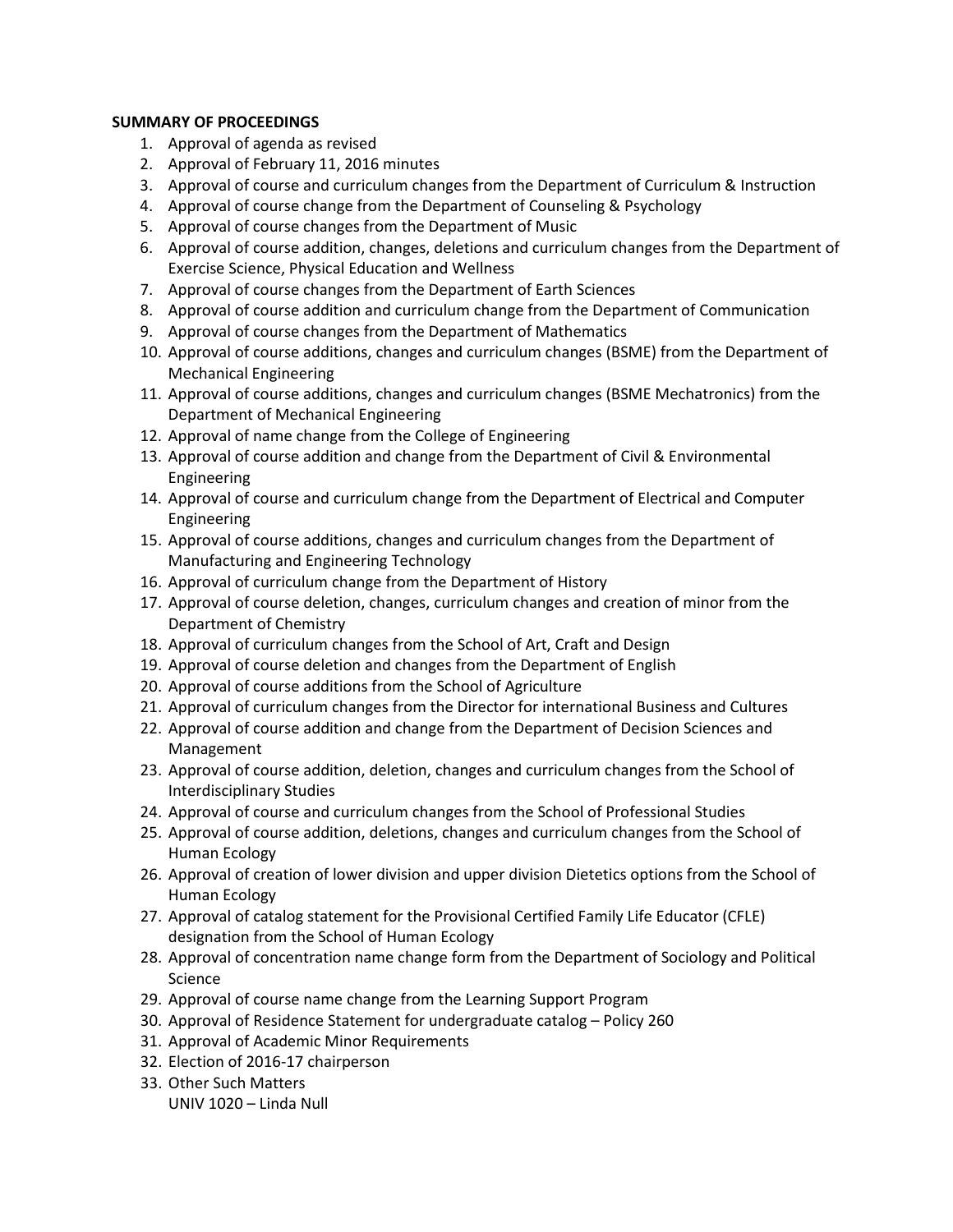**SUMMARY OF PROCEEDINGS**

1. Approval of agenda as revised
2. Approval of February 11, 2016 minutes
3. Approval of course and curriculum changes from the Department of Curriculum & Instruction
4. Approval of course change from the Department of Counseling & Psychology
5. Approval of course changes from the Department of Music
6. Approval of course addition, changes, deletions and curriculum changes from the Department of Exercise Science, Physical Education and Wellness
7. Approval of course changes from the Department of Earth Sciences
8. Approval of course addition and curriculum change from the Department of Communication
9. Approval of course changes from the Department of Mathematics
10. Approval of course additions, changes and curriculum changes (BSME) from the Department of Mechanical Engineering
11. Approval of course additions, changes and curriculum changes (BSME Mechatronics) from the Department of Mechanical Engineering
12. Approval of name change from the College of Engineering
13. Approval of course addition and change from the Department of Civil & Environmental Engineering
14. Approval of course and curriculum change from the Department of Electrical and Computer Engineering
15. Approval of course additions, changes and curriculum changes from the Department of Manufacturing and Engineering Technology
16. Approval of curriculum change from the Department of History
17. Approval of course deletion, changes, curriculum changes and creation of minor from the Department of Chemistry
18. Approval of curriculum changes from the School of Art, Craft and Design
19. Approval of course deletion and changes from the Department of English
20. Approval of course additions from the School of Agriculture
21. Approval of curriculum changes from the Director for international Business and Cultures
22. Approval of course addition and change from the Department of Decision Sciences and Management
23. Approval of course addition, deletion, changes and curriculum changes from the School of Interdisciplinary Studies
24. Approval of course and curriculum changes from the School of Professional Studies
25. Approval of course addition, deletions, changes and curriculum changes from the School of Human Ecology
26. Approval of creation of lower division and upper division Dietetics options from the School of Human Ecology
27. Approval of catalog statement for the Provisional Certified Family Life Educator (CFLE) designation from the School of Human Ecology
28. Approval of concentration name change form from the Department of Sociology and Political Science
29. Approval of course name change from the Learning Support Program
30. Approval of Residence Statement for undergraduate catalog – Policy 260
31. Approval of Academic Minor Requirements
32. Election of 2016-17 chairperson
33. Other Such Matters
    UNIV 1020 – Linda Null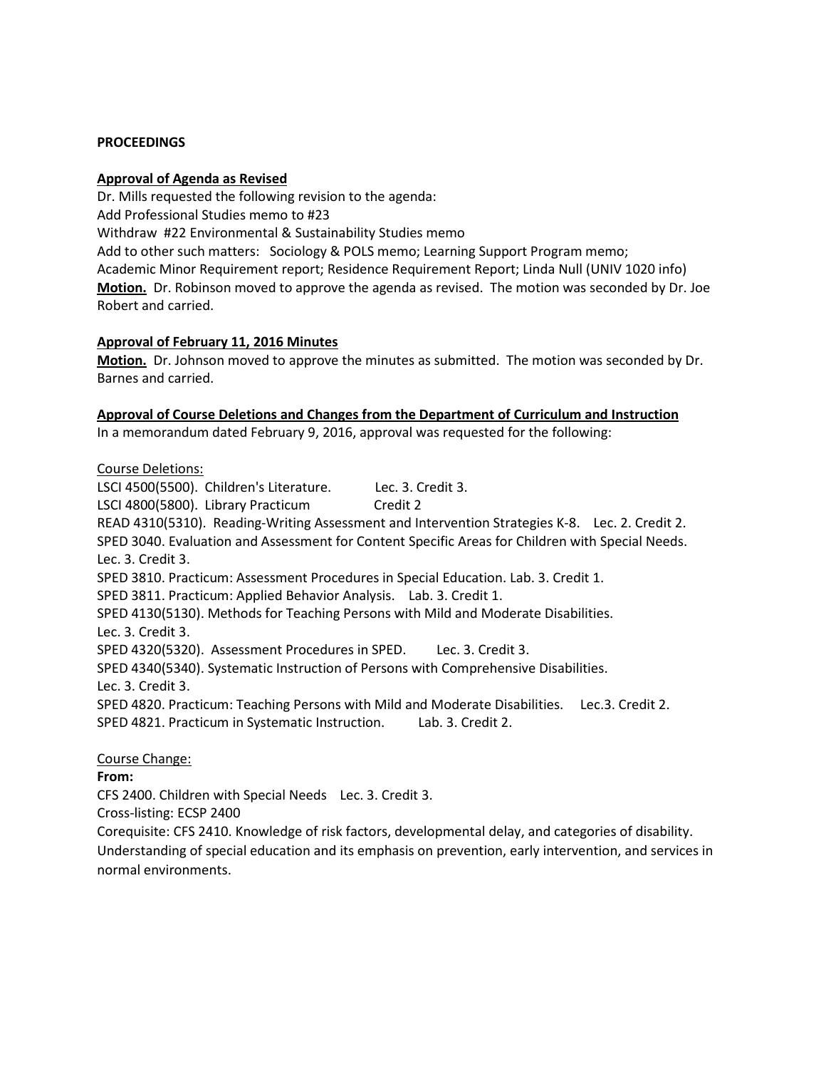**PROCEEDINGS**

**Approval of Agenda as Revised**

Dr. Mills requested the following revision to the agenda:
Add Professional Studies memo to #23
Withdraw #22 Environmental & Sustainability Studies memo
Add to other such matters: Sociology & POLS memo; Learning Support Program memo;
Academic Minor Requirement report; Residence Requirement Report; Linda Null (UNIV 1020 info)

**Motion.** Dr. Robinson moved to approve the agenda as revised. The motion was seconded by Dr. Joe Robert and carried.

**Approval of February 11, 2016 Minutes**

**Motion.** Dr. Johnson moved to approve the minutes as submitted. The motion was seconded by Dr. Barnes and carried.

**Approval of Course Deletions and Changes from the Department of Curriculum and Instruction**

In a memorandum dated February 9, 2016, approval was requested for the following:

Course Deletions:

LSCI 4500(5500). Children's Literature. Lec. 3. Credit 3.
LSCI 4800(5800). Library Practicum Credit 2
READ 4310(5310). Reading-Writing Assessment and Intervention Strategies K-8. Lec. 2. Credit 2.
SPED 3040. Evaluation and Assessment for Content Specific Areas for Children with Special Needs. Lec. 3. Credit 3.
SPED 3810. Practicum: Assessment Procedures in Special Education. Lab. 3. Credit 1.
SPED 3811. Practicum: Applied Behavior Analysis. Lab. 3. Credit 1.
SPED 4130(5130). Methods for Teaching Persons with Mild and Moderate Disabilities. Lec. 3. Credit 3.
SPED 4320(5320). Assessment Procedures in SPED. Lec. 3. Credit 3.
SPED 4340(5340). Systematic Instruction of Persons with Comprehensive Disabilities. Lec. 3. Credit 3.
SPED 4820. Practicum: Teaching Persons with Mild and Moderate Disabilities. Lec.3. Credit 2.
SPED 4821. Practicum in Systematic Instruction. Lab. 3. Credit 2.

Course Change:

**From:**

CFS 2400. Children with Special Needs Lec. 3. Credit 3.
Cross-listing: ECSP 2400
Corequisite: CFS 2410. Knowledge of risk factors, developmental delay, and categories of disability. Understanding of special education and its emphasis on prevention, early intervention, and services in normal environments.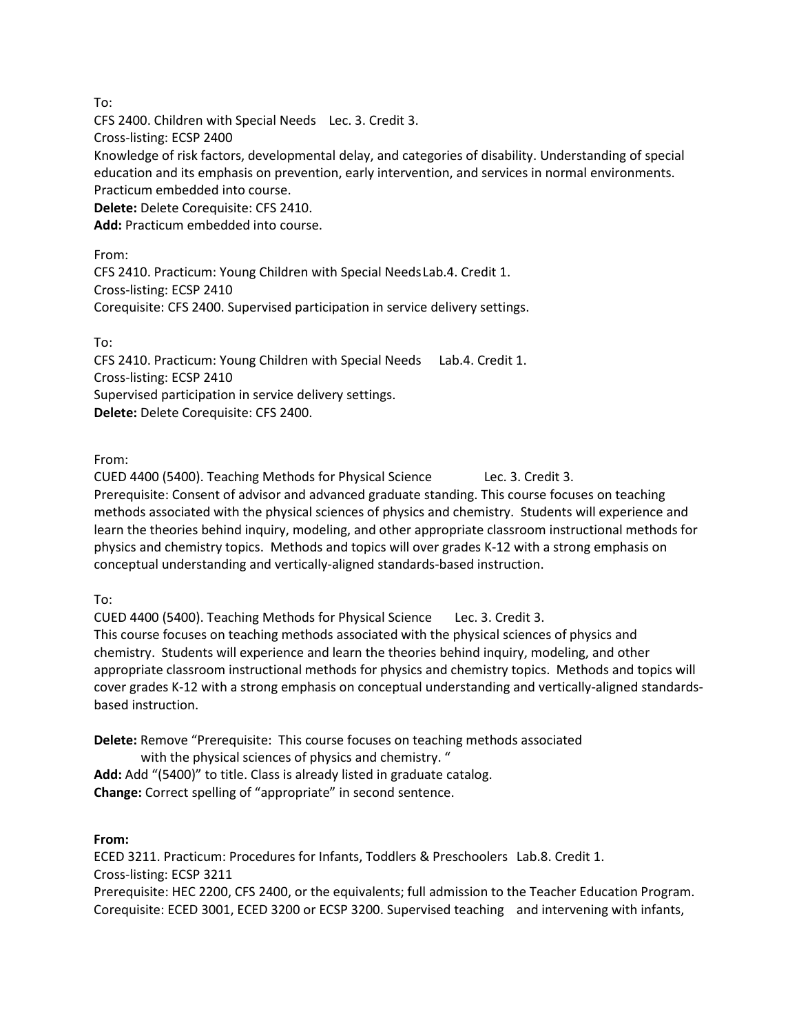To:
CFS 2400. Children with Special Needs Lec. 3. Credit 3.
Cross-listing: ECSP 2400
Knowledge of risk factors, developmental delay, and categories of disability. Understanding of special education and its emphasis on prevention, early intervention, and services in normal environments. Practicum embedded into course.
**Delete:** Delete Corequisite: CFS 2410.
**Add:** Practicum embedded into course.

From:
CFS 2410. Practicum: Young Children with Special Needs Lab.4. Credit 1.
Cross-listing: ECSP 2410
Corequisite: CFS 2400. Supervised participation in service delivery settings.

To:
CFS 2410. Practicum: Young Children with Special Needs Lab.4. Credit 1.
Cross-listing: ECSP 2410
Supervised participation in service delivery settings.
**Delete:** Delete Corequisite: CFS 2400.

From:
CUED 4400 (5400). Teaching Methods for Physical Science Lec. 3. Credit 3.
Prerequisite: Consent of advisor and advanced graduate standing. This course focuses on teaching methods associated with the physical sciences of physics and chemistry. Students will experience and learn the theories behind inquiry, modeling, and other appropriate classroom instructional methods for physics and chemistry topics. Methods and topics will over grades K-12 with a strong emphasis on conceptual understanding and vertically-aligned standards-based instruction.

To:
CUED 4400 (5400). Teaching Methods for Physical Science Lec. 3. Credit 3.
This course focuses on teaching methods associated with the physical sciences of physics and chemistry. Students will experience and learn the theories behind inquiry, modeling, and other appropriate classroom instructional methods for physics and chemistry topics. Methods and topics will cover grades K-12 with a strong emphasis on conceptual understanding and vertically-aligned standards-based instruction.

**Delete:** Remove "Prerequisite: This course focuses on teaching methods associated with the physical sciences of physics and chemistry. "
**Add:** Add "(5400)" to title. Class is already listed in graduate catalog.
**Change:** Correct spelling of "appropriate" in second sentence.

**From:**
ECED 3211. Practicum: Procedures for Infants, Toddlers & Preschoolers Lab.8. Credit 1.
Cross-listing: ECSP 3211
Prerequisite: HEC 2200, CFS 2400, or the equivalents; full admission to the Teacher Education Program.
Corequisite: ECED 3001, ECED 3200 or ECSP 3200. Supervised teaching and intervening with infants,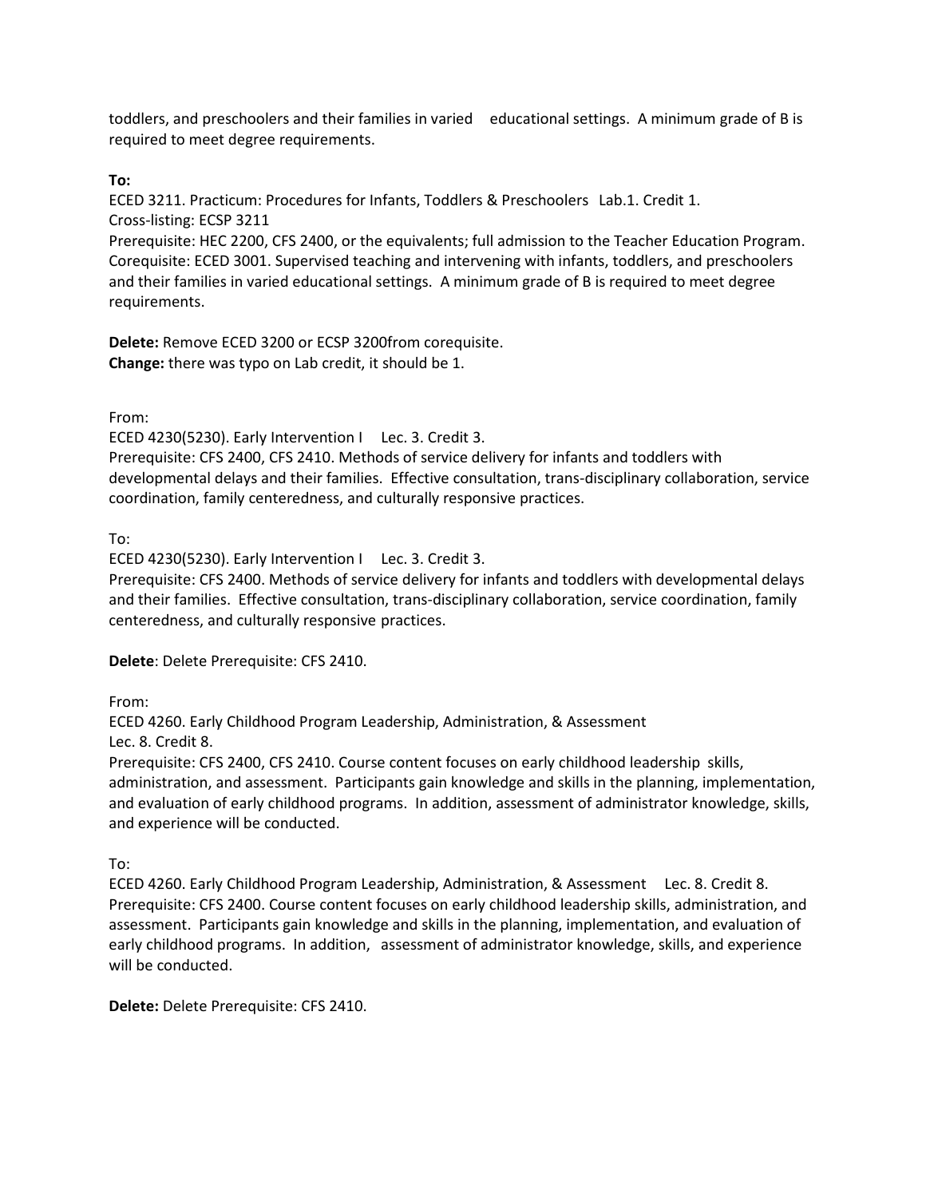toddlers, and preschoolers and their families in varied educational settings. A minimum grade of B is required to meet degree requirements.

**To:**
ECED 3211. Practicum: Procedures for Infants, Toddlers & Preschoolers Lab.1. Credit 1.
Cross-listing: ECSP 3211
Prerequisite: HEC 2200, CFS 2400, or the equivalents; full admission to the Teacher Education Program.
Corequisite: ECED 3001. Supervised teaching and intervening with infants, toddlers, and preschoolers and their families in varied educational settings. A minimum grade of B is required to meet degree requirements.

**Delete:** Remove ECED 3200 or ECSP 3200from corequisite.
**Change:** there was typo on Lab credit, it should be 1.

From:
ECED 4230(5230). Early Intervention I Lec. 3. Credit 3.
Prerequisite: CFS 2400, CFS 2410. Methods of service delivery for infants and toddlers with developmental delays and their families. Effective consultation, trans-disciplinary collaboration, service coordination, family centeredness, and culturally responsive practices.

To:
ECED 4230(5230). Early Intervention I Lec. 3. Credit 3.
Prerequisite: CFS 2400. Methods of service delivery for infants and toddlers with developmental delays and their families. Effective consultation, trans-disciplinary collaboration, service coordination, family centeredness, and culturally responsive practices.

**Delete**: Delete Prerequisite: CFS 2410.

From:
ECED 4260. Early Childhood Program Leadership, Administration, & Assessment
Lec. 8. Credit 8.
Prerequisite: CFS 2400, CFS 2410. Course content focuses on early childhood leadership skills, administration, and assessment. Participants gain knowledge and skills in the planning, implementation, and evaluation of early childhood programs. In addition, assessment of administrator knowledge, skills, and experience will be conducted.

To:
ECED 4260. Early Childhood Program Leadership, Administration, & Assessment Lec. 8. Credit 8.
Prerequisite: CFS 2400. Course content focuses on early childhood leadership skills, administration, and assessment. Participants gain knowledge and skills in the planning, implementation, and evaluation of early childhood programs. In addition, assessment of administrator knowledge, skills, and experience will be conducted.

**Delete:** Delete Prerequisite: CFS 2410.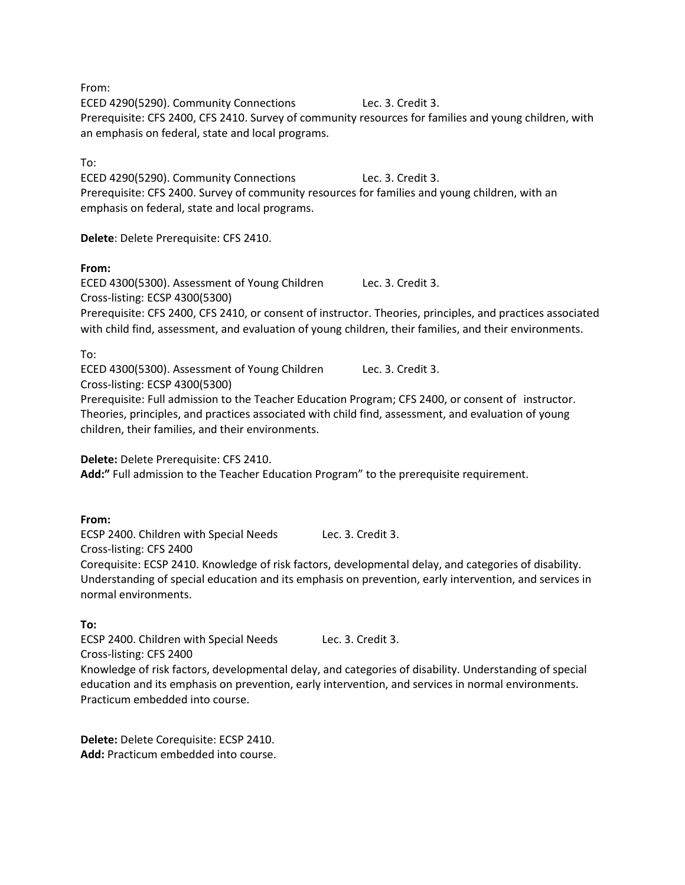From:

ECED 4290(5290). Community Connections Lec. 3. Credit 3.

Prerequisite: CFS 2400, CFS 2410. Survey of community resources for families and young children, with an emphasis on federal, state and local programs.

To:

ECED 4290(5290). Community Connections Lec. 3. Credit 3.

Prerequisite: CFS 2400. Survey of community resources for families and young children, with an emphasis on federal, state and local programs.

**Delete**: Delete Prerequisite: CFS 2410.

**From:**

ECED 4300(5300). Assessment of Young Children Lec. 3. Credit 3.

Cross-listing: ECSP 4300(5300)

Prerequisite: CFS 2400, CFS 2410, or consent of instructor. Theories, principles, and practices associated with child find, assessment, and evaluation of young children, their families, and their environments.

To:

ECED 4300(5300). Assessment of Young Children Lec. 3. Credit 3.

Cross-listing: ECSP 4300(5300)

Prerequisite: Full admission to the Teacher Education Program; CFS 2400, or consent of instructor. Theories, principles, and practices associated with child find, assessment, and evaluation of young children, their families, and their environments.

**Delete:** Delete Prerequisite: CFS 2410.

**Add:"** Full admission to the Teacher Education Program" to the prerequisite requirement.

**From:**

ECSP 2400. Children with Special Needs Lec. 3. Credit 3.

Cross-listing: CFS 2400

Corequisite: ECSP 2410. Knowledge of risk factors, developmental delay, and categories of disability. Understanding of special education and its emphasis on prevention, early intervention, and services in normal environments.

**To:**

ECSP 2400. Children with Special Needs Lec. 3. Credit 3.

Cross-listing: CFS 2400

Knowledge of risk factors, developmental delay, and categories of disability. Understanding of special education and its emphasis on prevention, early intervention, and services in normal environments. Practicum embedded into course.

**Delete:** Delete Corequisite: ECSP 2410.

**Add:** Practicum embedded into course.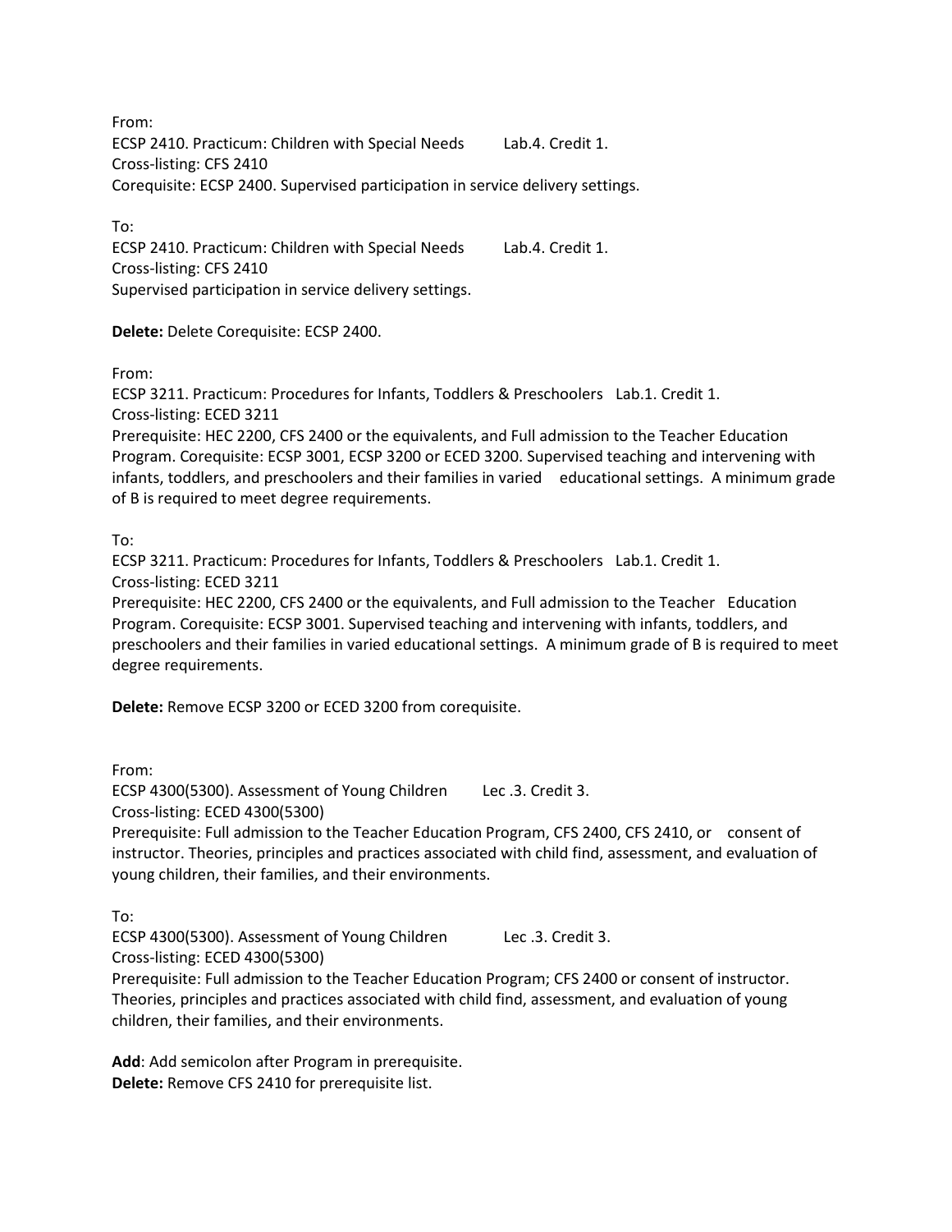From:
ECSP 2410. Practicum: Children with Special Needs Lab.4. Credit 1.
Cross-listing: CFS 2410
Corequisite: ECSP 2400. Supervised participation in service delivery settings.

To:
ECSP 2410. Practicum: Children with Special Needs Lab.4. Credit 1.
Cross-listing: CFS 2410
Supervised participation in service delivery settings.

**Delete:** Delete Corequisite: ECSP 2400.

From:
ECSP 3211. Practicum: Procedures for Infants, Toddlers & Preschoolers Lab.1. Credit 1.
Cross-listing: ECED 3211
Prerequisite: HEC 2200, CFS 2400 or the equivalents, and Full admission to the Teacher Education Program. Corequisite: ECSP 3001, ECSP 3200 or ECED 3200. Supervised teaching and intervening with infants, toddlers, and preschoolers and their families in varied educational settings. A minimum grade of B is required to meet degree requirements.

To:
ECSP 3211. Practicum: Procedures for Infants, Toddlers & Preschoolers Lab.1. Credit 1.
Cross-listing: ECED 3211
Prerequisite: HEC 2200, CFS 2400 or the equivalents, and Full admission to the Teacher Education Program. Corequisite: ECSP 3001. Supervised teaching and intervening with infants, toddlers, and preschoolers and their families in varied educational settings. A minimum grade of B is required to meet degree requirements.

**Delete:** Remove ECSP 3200 or ECED 3200 from corequisite.

From:
ECSP 4300(5300). Assessment of Young Children Lec .3. Credit 3.
Cross-listing: ECED 4300(5300)
Prerequisite: Full admission to the Teacher Education Program, CFS 2400, CFS 2410, or consent of instructor. Theories, principles and practices associated with child find, assessment, and evaluation of young children, their families, and their environments.

To:
ECSP 4300(5300). Assessment of Young Children Lec .3. Credit 3.
Cross-listing: ECED 4300(5300)
Prerequisite: Full admission to the Teacher Education Program; CFS 2400 or consent of instructor. Theories, principles and practices associated with child find, assessment, and evaluation of young children, their families, and their environments.

**Add**: Add semicolon after Program in prerequisite.
**Delete:** Remove CFS 2410 for prerequisite list.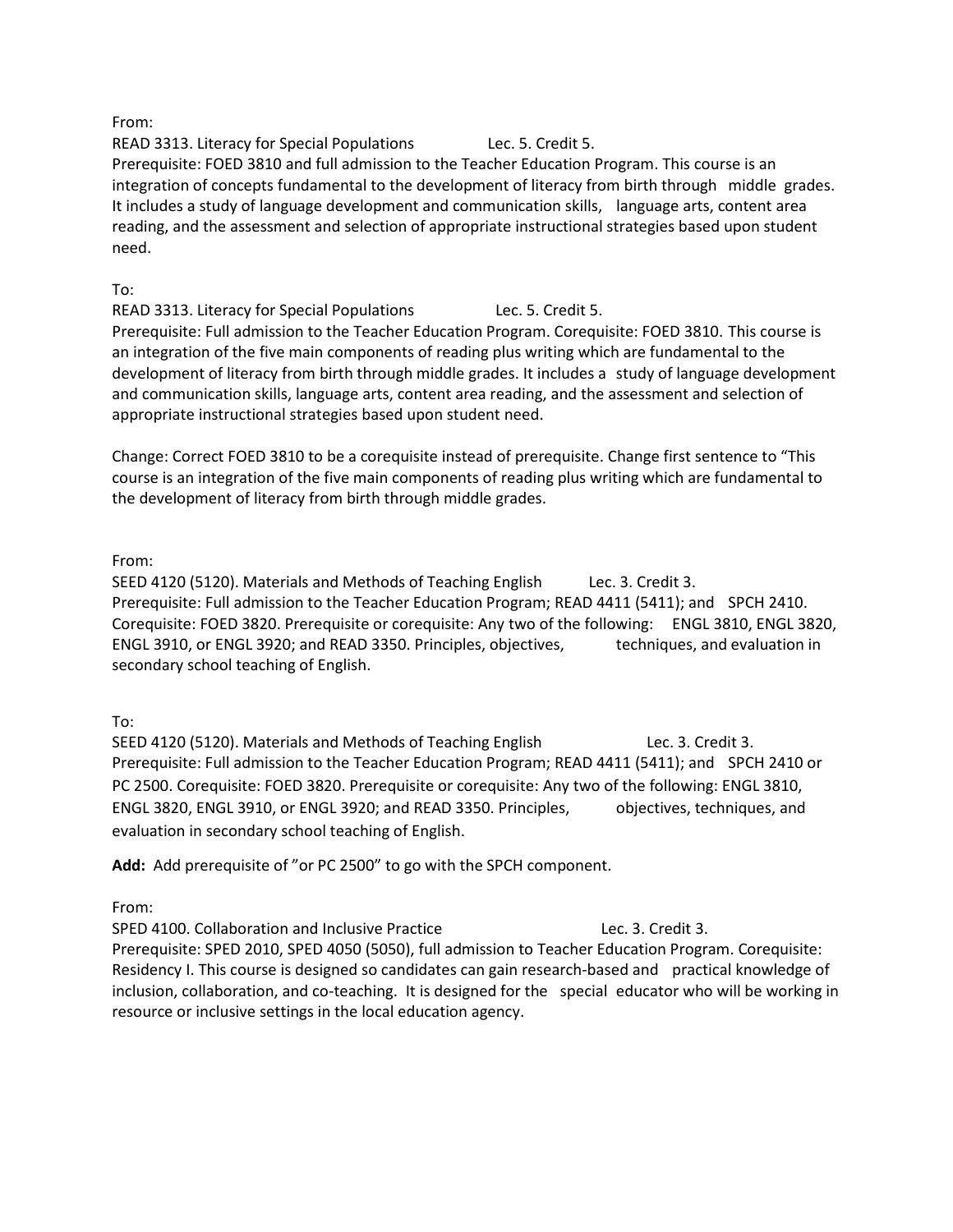From:

READ 3313. Literacy for Special Populations Lec. 5. Credit 5.

Prerequisite: FOED 3810 and full admission to the Teacher Education Program. This course is an integration of concepts fundamental to the development of literacy from birth through middle grades. It includes a study of language development and communication skills, language arts, content area reading, and the assessment and selection of appropriate instructional strategies based upon student need.

To:

READ 3313. Literacy for Special Populations Lec. 5. Credit 5.

Prerequisite: Full admission to the Teacher Education Program. Corequisite: FOED 3810. This course is an integration of the five main components of reading plus writing which are fundamental to the development of literacy from birth through middle grades. It includes a study of language development and communication skills, language arts, content area reading, and the assessment and selection of appropriate instructional strategies based upon student need.

Change: Correct FOED 3810 to be a corequisite instead of prerequisite. Change first sentence to "This course is an integration of the five main components of reading plus writing which are fundamental to the development of literacy from birth through middle grades.

From:

SEED 4120 (5120). Materials and Methods of Teaching English Lec. 3. Credit 3.

Prerequisite: Full admission to the Teacher Education Program; READ 4411 (5411); and SPCH 2410. Corequisite: FOED 3820. Prerequisite or corequisite: Any two of the following: ENGL 3810, ENGL 3820, ENGL 3910, or ENGL 3920; and READ 3350. Principles, objectives, techniques, and evaluation in secondary school teaching of English.

To:

SEED 4120 (5120). Materials and Methods of Teaching English Lec. 3. Credit 3.

Prerequisite: Full admission to the Teacher Education Program; READ 4411 (5411); and SPCH 2410 or PC 2500. Corequisite: FOED 3820. Prerequisite or corequisite: Any two of the following: ENGL 3810, ENGL 3820, ENGL 3910, or ENGL 3920; and READ 3350. Principles, objectives, techniques, and evaluation in secondary school teaching of English.

**Add:** Add prerequisite of "or PC 2500" to go with the SPCH component.

From:

SPED 4100. Collaboration and Inclusive Practice Lec. 3. Credit 3.

Prerequisite: SPED 2010, SPED 4050 (5050), full admission to Teacher Education Program. Corequisite: Residency I. This course is designed so candidates can gain research-based and practical knowledge of inclusion, collaboration, and co-teaching. It is designed for the special educator who will be working in resource or inclusive settings in the local education agency.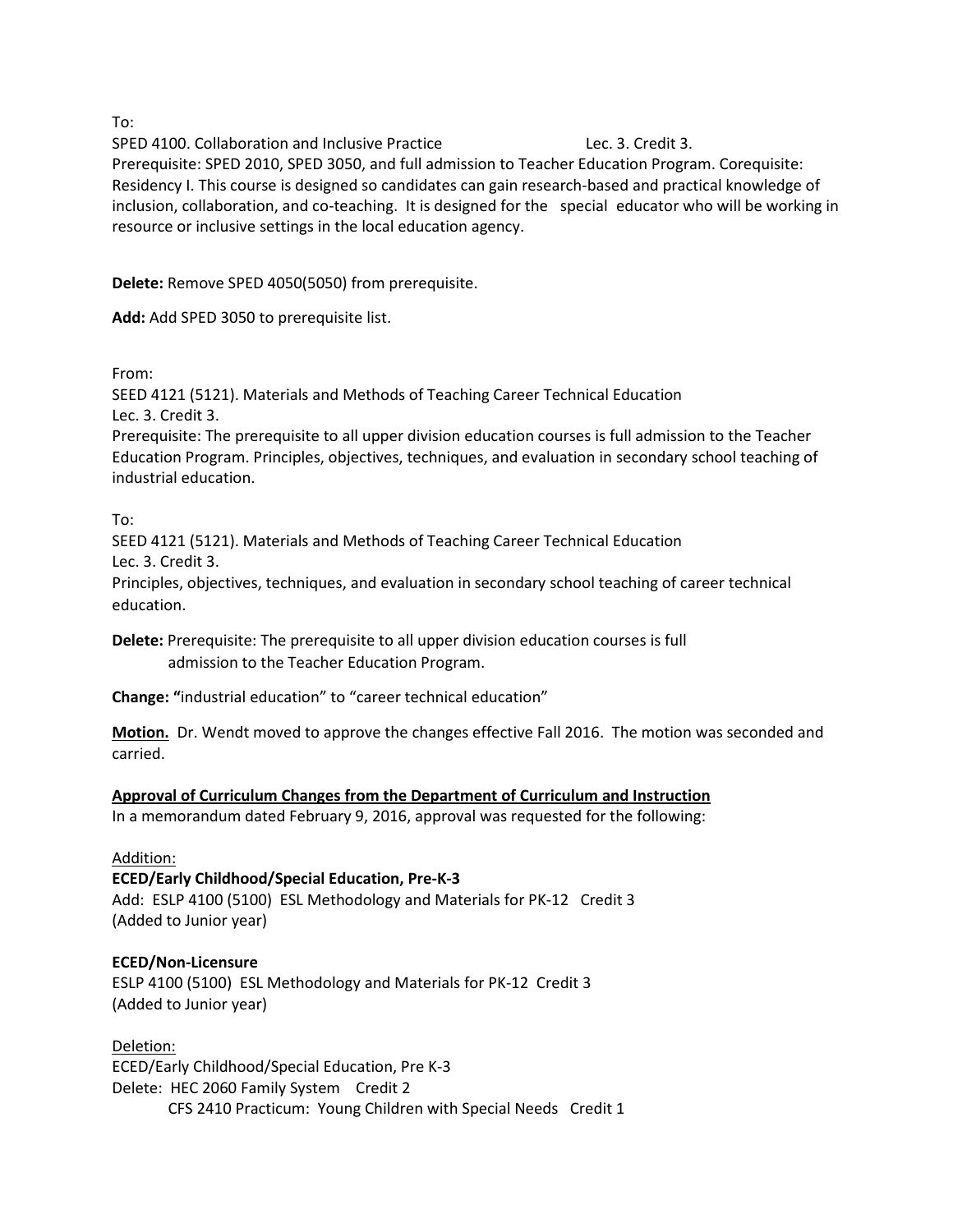To:

SPED 4100. Collaboration and Inclusive Practice Lec. 3. Credit 3.

Prerequisite: SPED 2010, SPED 3050, and full admission to Teacher Education Program. Corequisite: Residency I. This course is designed so candidates can gain research-based and practical knowledge of inclusion, collaboration, and co-teaching. It is designed for the special educator who will be working in resource or inclusive settings in the local education agency.

**Delete:** Remove SPED 4050(5050) from prerequisite.

**Add:** Add SPED 3050 to prerequisite list.

From:

SEED 4121 (5121). Materials and Methods of Teaching Career Technical Education
Lec. 3. Credit 3.

Prerequisite: The prerequisite to all upper division education courses is full admission to the Teacher Education Program. Principles, objectives, techniques, and evaluation in secondary school teaching of industrial education.

To:

SEED 4121 (5121). Materials and Methods of Teaching Career Technical Education
Lec. 3. Credit 3.

Principles, objectives, techniques, and evaluation in secondary school teaching of career technical education.

**Delete:** Prerequisite: The prerequisite to all upper division education courses is full admission to the Teacher Education Program.

**Change: "**industrial education" to "career technical education"

**Motion.** Dr. Wendt moved to approve the changes effective Fall 2016. The motion was seconded and carried.

**Approval of Curriculum Changes from the Department of Curriculum and Instruction**

In a memorandum dated February 9, 2016, approval was requested for the following:

Addition:

**ECED/Early Childhood/Special Education, Pre-K-3**

Add: ESLP 4100 (5100) ESL Methodology and Materials for PK-12 Credit 3
(Added to Junior year)

**ECED/Non-Licensure**

ESLP 4100 (5100) ESL Methodology and Materials for PK-12 Credit 3
(Added to Junior year)

Deletion:

ECED/Early Childhood/Special Education, Pre K-3

Delete: HEC 2060 Family System Credit 2
CFS 2410 Practicum: Young Children with Special Needs Credit 1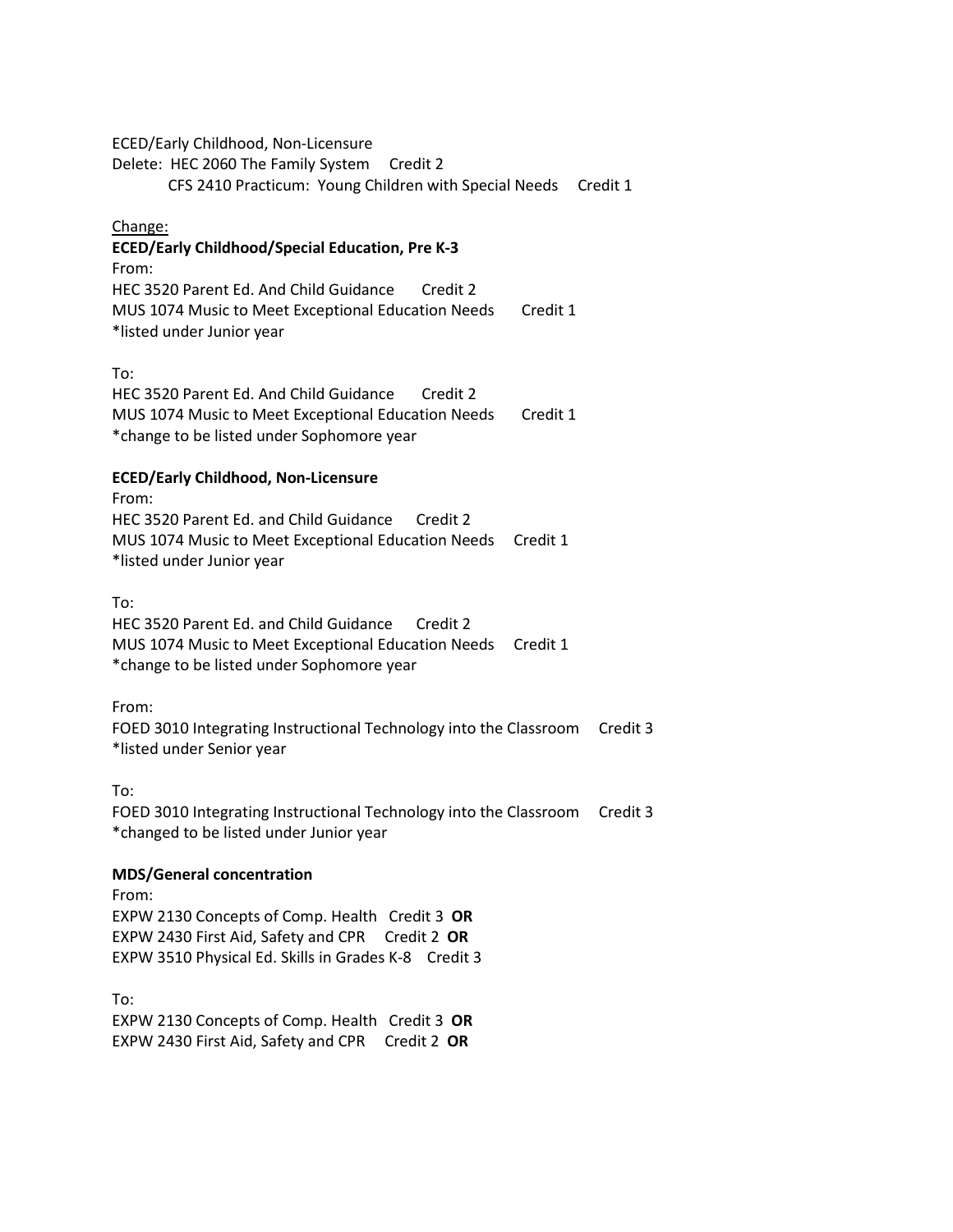ECED/Early Childhood, Non-Licensure

Delete: HEC 2060 The Family System Credit 2

CFS 2410 Practicum: Young Children with Special Needs Credit 1

<u>Change:</u>

**ECED/Early Childhood/Special Education, Pre K-3**

From:

HEC 3520 Parent Ed. And Child Guidance Credit 2

MUS 1074 Music to Meet Exceptional Education Needs Credit 1

*listed under Junior year

To:

HEC 3520 Parent Ed. And Child Guidance Credit 2

MUS 1074 Music to Meet Exceptional Education Needs Credit 1

*change to be listed under Sophomore year

**ECED/Early Childhood, Non-Licensure**

From:

HEC 3520 Parent Ed. and Child Guidance Credit 2

MUS 1074 Music to Meet Exceptional Education Needs Credit 1

*listed under Junior year

To:

HEC 3520 Parent Ed. and Child Guidance Credit 2

MUS 1074 Music to Meet Exceptional Education Needs Credit 1

*change to be listed under Sophomore year

From:

FOED 3010 Integrating Instructional Technology into the Classroom Credit 3

*listed under Senior year

To:

FOED 3010 Integrating Instructional Technology into the Classroom Credit 3

*changed to be listed under Junior year

**MDS/General concentration**

From:

EXPW 2130 Concepts of Comp. Health Credit 3 **OR**

EXPW 2430 First Aid, Safety and CPR Credit 2 **OR**

EXPW 3510 Physical Ed. Skills in Grades K-8 Credit 3

To:

EXPW 2130 Concepts of Comp. Health Credit 3 **OR**

EXPW 2430 First Aid, Safety and CPR Credit 2 **OR**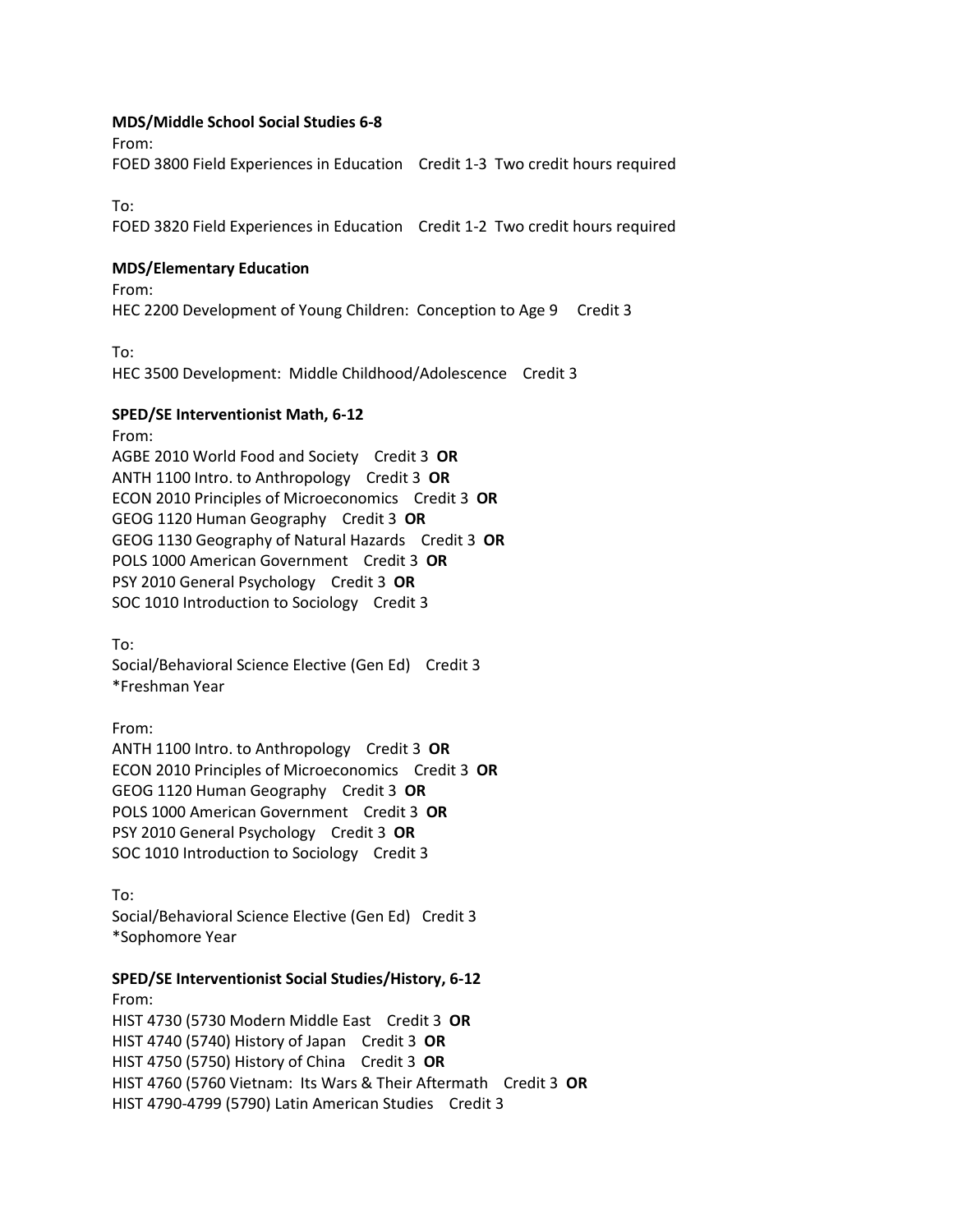**MDS/Middle School Social Studies 6-8**

From:

FOED 3800 Field Experiences in Education  Credit 1-3  Two credit hours required

To:

FOED 3820 Field Experiences in Education  Credit 1-2  Two credit hours required

**MDS/Elementary Education**

From:

HEC 2200 Development of Young Children:  Conception to Age 9   Credit 3

To:

HEC 3500 Development:  Middle Childhood/Adolescence  Credit 3

**SPED/SE Interventionist Math, 6-12**

From:

AGBE 2010 World Food and Society  Credit 3  **OR**
ANTH 1100 Intro. to Anthropology  Credit 3  **OR**
ECON 2010 Principles of Microeconomics  Credit 3  **OR**
GEOG 1120 Human Geography  Credit 3  **OR**
GEOG 1130 Geography of Natural Hazards  Credit 3  **OR**
POLS 1000 American Government  Credit 3  **OR**
PSY 2010 General Psychology  Credit 3  **OR**
SOC 1010 Introduction to Sociology  Credit 3

To:

Social/Behavioral Science Elective (Gen Ed)  Credit 3
*Freshman Year

From:

ANTH 1100 Intro. to Anthropology  Credit 3  **OR**
ECON 2010 Principles of Microeconomics  Credit 3  **OR**
GEOG 1120 Human Geography  Credit 3  **OR**
POLS 1000 American Government  Credit 3  **OR**
PSY 2010 General Psychology  Credit 3  **OR**
SOC 1010 Introduction to Sociology  Credit 3

To:

Social/Behavioral Science Elective (Gen Ed)  Credit 3
*Sophomore Year

**SPED/SE Interventionist Social Studies/History, 6-12**

From:

HIST 4730 (5730 Modern Middle East  Credit 3  **OR**
HIST 4740 (5740) History of Japan  Credit 3  **OR**
HIST 4750 (5750) History of China  Credit 3  **OR**
HIST 4760 (5760 Vietnam:  Its Wars & Their Aftermath  Credit 3  **OR**
HIST 4790-4799 (5790) Latin American Studies  Credit 3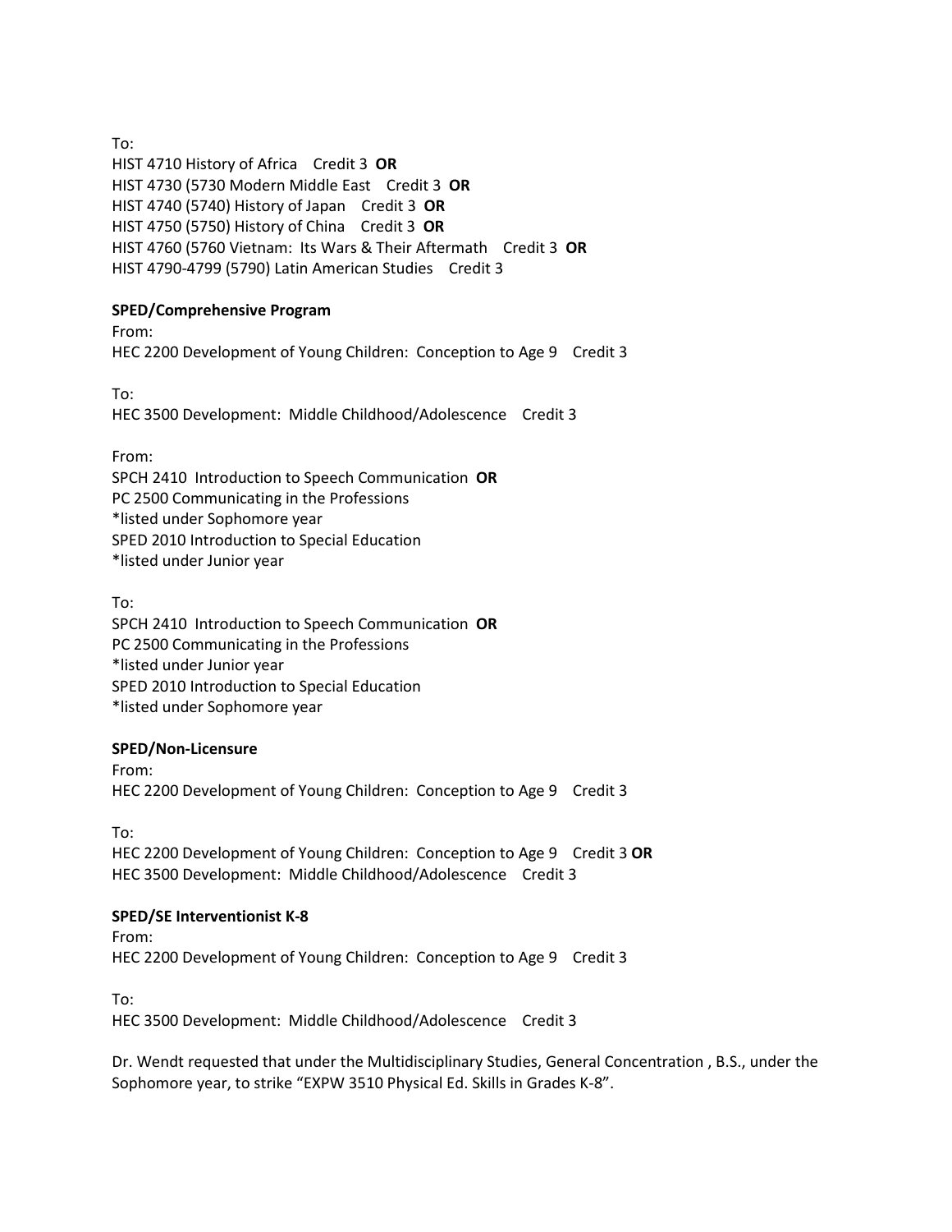To:
HIST 4710 History of Africa    Credit 3  **OR**
HIST 4730 (5730 Modern Middle East    Credit 3  **OR**
HIST 4740 (5740) History of Japan    Credit 3  **OR**
HIST 4750 (5750) History of China    Credit 3  **OR**
HIST 4760 (5760 Vietnam:  Its Wars & Their Aftermath    Credit 3  **OR**
HIST 4790-4799 (5790) Latin American Studies    Credit 3

**SPED/Comprehensive Program**
From:
HEC 2200 Development of Young Children:  Conception to Age 9    Credit 3

To:
HEC 3500 Development:  Middle Childhood/Adolescence    Credit 3

From:
SPCH 2410  Introduction to Speech Communication  **OR**
PC 2500 Communicating in the Professions
*listed under Sophomore year
SPED 2010 Introduction to Special Education
*listed under Junior year

To:
SPCH 2410  Introduction to Speech Communication  **OR**
PC 2500 Communicating in the Professions
*listed under Junior year
SPED 2010 Introduction to Special Education
*listed under Sophomore year

**SPED/Non-Licensure**
From:
HEC 2200 Development of Young Children:  Conception to Age 9    Credit 3

To:
HEC 2200 Development of Young Children:  Conception to Age 9    Credit 3 **OR**
HEC 3500 Development:  Middle Childhood/Adolescence    Credit 3

**SPED/SE Interventionist K-8**
From:
HEC 2200 Development of Young Children:  Conception to Age 9    Credit 3

To:
HEC 3500 Development:  Middle Childhood/Adolescence    Credit 3

Dr. Wendt requested that under the Multidisciplinary Studies, General Concentration , B.S., under the Sophomore year, to strike "EXPW 3510 Physical Ed. Skills in Grades K-8".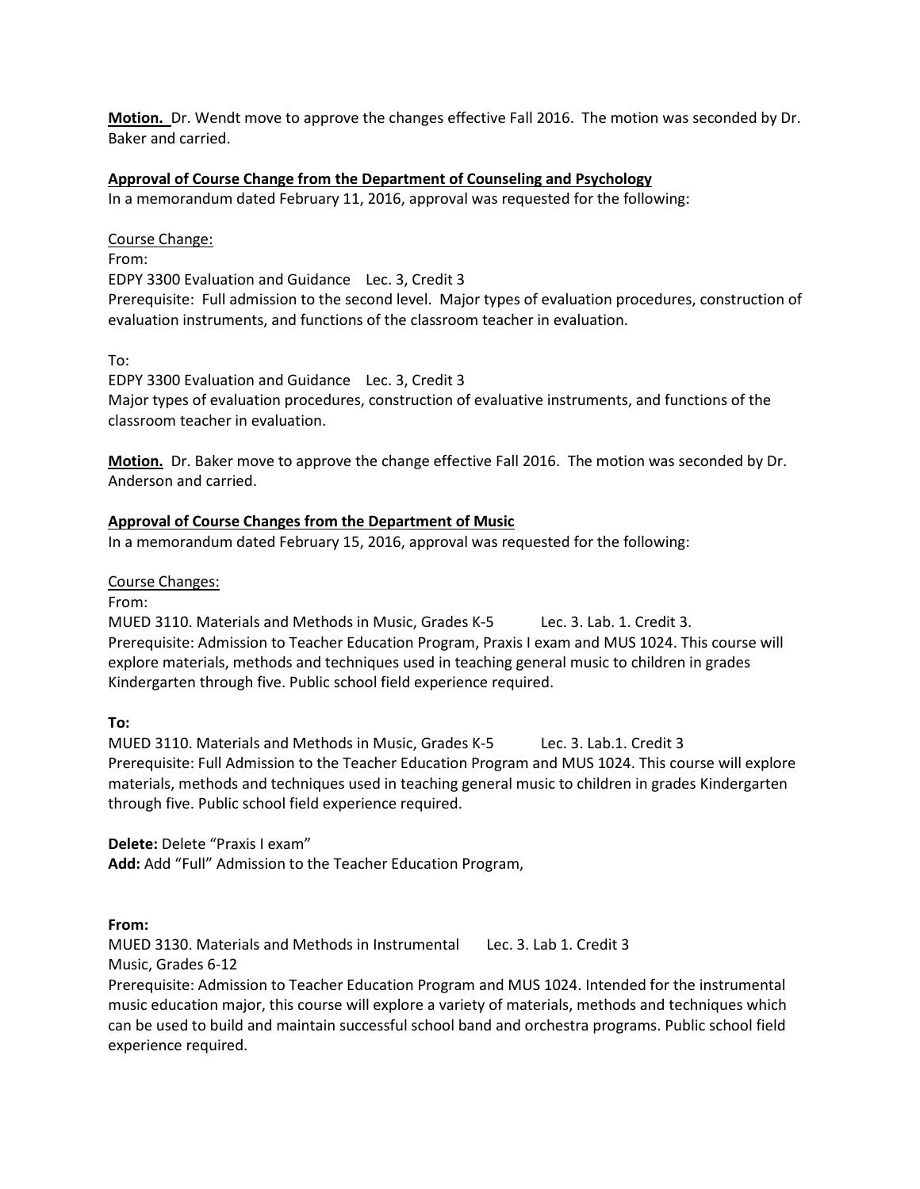**Motion.** Dr. Wendt move to approve the changes effective Fall 2016. The motion was seconded by Dr. Baker and carried.

**Approval of Course Change from the Department of Counseling and Psychology**

In a memorandum dated February 11, 2016, approval was requested for the following:

Course Change:

From:

EDPY 3300 Evaluation and Guidance Lec. 3, Credit 3

Prerequisite: Full admission to the second level. Major types of evaluation procedures, construction of evaluation instruments, and functions of the classroom teacher in evaluation.

To:

EDPY 3300 Evaluation and Guidance Lec. 3, Credit 3

Major types of evaluation procedures, construction of evaluative instruments, and functions of the classroom teacher in evaluation.

**Motion.** Dr. Baker move to approve the change effective Fall 2016. The motion was seconded by Dr. Anderson and carried.

**Approval of Course Changes from the Department of Music**

In a memorandum dated February 15, 2016, approval was requested for the following:

Course Changes:

From:

MUED 3110. Materials and Methods in Music, Grades K-5 Lec. 3. Lab. 1. Credit 3.

Prerequisite: Admission to Teacher Education Program, Praxis I exam and MUS 1024. This course will explore materials, methods and techniques used in teaching general music to children in grades Kindergarten through five. Public school field experience required.

**To:**

MUED 3110. Materials and Methods in Music, Grades K-5 Lec. 3. Lab.1. Credit 3

Prerequisite: Full Admission to the Teacher Education Program and MUS 1024. This course will explore materials, methods and techniques used in teaching general music to children in grades Kindergarten through five. Public school field experience required.

**Delete:** Delete "Praxis I exam"

**Add:** Add "Full" Admission to the Teacher Education Program,

**From:**

MUED 3130. Materials and Methods in Instrumental Music, Grades 6-12 Lec. 3. Lab 1. Credit 3

Prerequisite: Admission to Teacher Education Program and MUS 1024. Intended for the instrumental music education major, this course will explore a variety of materials, methods and techniques which can be used to build and maintain successful school band and orchestra programs. Public school field experience required.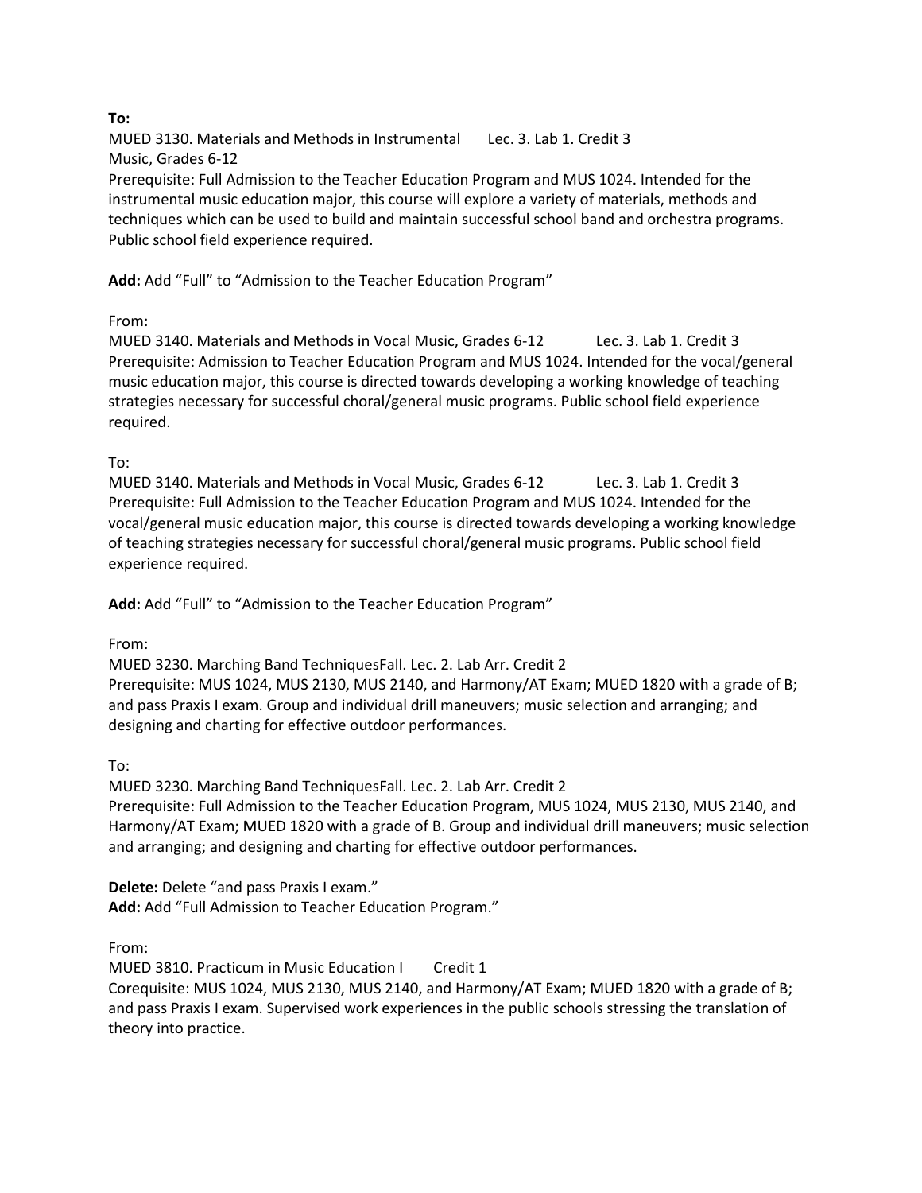**To:**

MUED 3130. Materials and Methods in Instrumental Music, Grades 6-12 Lec. 3. Lab 1. Credit 3

Prerequisite: Full Admission to the Teacher Education Program and MUS 1024. Intended for the instrumental music education major, this course will explore a variety of materials, methods and techniques which can be used to build and maintain successful school band and orchestra programs. Public school field experience required.

**Add:** Add "Full" to "Admission to the Teacher Education Program"

From:

MUED 3140. Materials and Methods in Vocal Music, Grades 6-12 Lec. 3. Lab 1. Credit 3

Prerequisite: Admission to Teacher Education Program and MUS 1024. Intended for the vocal/general music education major, this course is directed towards developing a working knowledge of teaching strategies necessary for successful choral/general music programs. Public school field experience required.

To:

MUED 3140. Materials and Methods in Vocal Music, Grades 6-12 Lec. 3. Lab 1. Credit 3

Prerequisite: Full Admission to the Teacher Education Program and MUS 1024. Intended for the vocal/general music education major, this course is directed towards developing a working knowledge of teaching strategies necessary for successful choral/general music programs. Public school field experience required.

**Add:** Add "Full" to "Admission to the Teacher Education Program"

From:

MUED 3230. Marching Band TechniquesFall. Lec. 2. Lab Arr. Credit 2

Prerequisite: MUS 1024, MUS 2130, MUS 2140, and Harmony/AT Exam; MUED 1820 with a grade of B; and pass Praxis I exam. Group and individual drill maneuvers; music selection and arranging; and designing and charting for effective outdoor performances.

To:

MUED 3230. Marching Band TechniquesFall. Lec. 2. Lab Arr. Credit 2

Prerequisite: Full Admission to the Teacher Education Program, MUS 1024, MUS 2130, MUS 2140, and Harmony/AT Exam; MUED 1820 with a grade of B. Group and individual drill maneuvers; music selection and arranging; and designing and charting for effective outdoor performances.

**Delete:** Delete "and pass Praxis I exam."
**Add:** Add "Full Admission to Teacher Education Program."

From:

MUED 3810. Practicum in Music Education I Credit 1

Corequisite: MUS 1024, MUS 2130, MUS 2140, and Harmony/AT Exam; MUED 1820 with a grade of B; and pass Praxis I exam. Supervised work experiences in the public schools stressing the translation of theory into practice.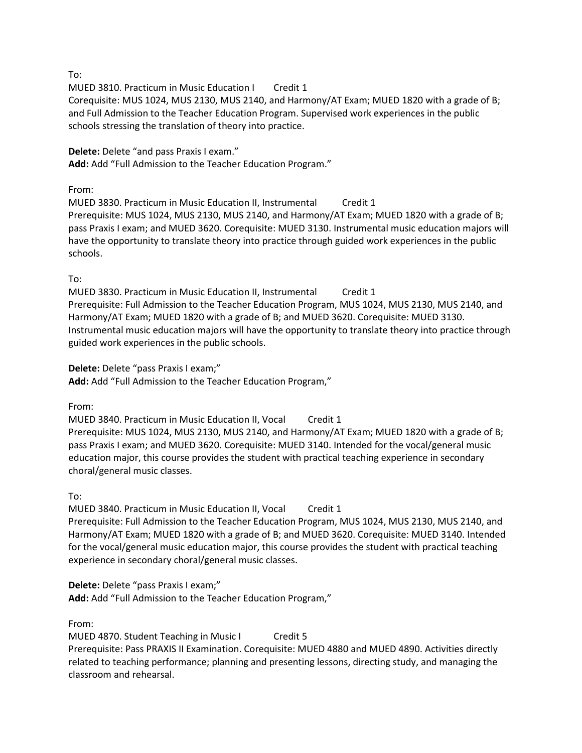To:

MUED 3810. Practicum in Music Education I Credit 1

Corequisite: MUS 1024, MUS 2130, MUS 2140, and Harmony/AT Exam; MUED 1820 with a grade of B; and Full Admission to the Teacher Education Program. Supervised work experiences in the public schools stressing the translation of theory into practice.

**Delete:** Delete "and pass Praxis I exam."

**Add:** Add "Full Admission to the Teacher Education Program."

From:

MUED 3830. Practicum in Music Education II, Instrumental Credit 1

Prerequisite: MUS 1024, MUS 2130, MUS 2140, and Harmony/AT Exam; MUED 1820 with a grade of B; pass Praxis I exam; and MUED 3620. Corequisite: MUED 3130. Instrumental music education majors will have the opportunity to translate theory into practice through guided work experiences in the public schools.

To:

MUED 3830. Practicum in Music Education II, Instrumental Credit 1

Prerequisite: Full Admission to the Teacher Education Program, MUS 1024, MUS 2130, MUS 2140, and Harmony/AT Exam; MUED 1820 with a grade of B; and MUED 3620. Corequisite: MUED 3130. Instrumental music education majors will have the opportunity to translate theory into practice through guided work experiences in the public schools.

**Delete:** Delete "pass Praxis I exam;"

**Add:** Add "Full Admission to the Teacher Education Program,"

From:

MUED 3840. Practicum in Music Education II, Vocal Credit 1

Prerequisite: MUS 1024, MUS 2130, MUS 2140, and Harmony/AT Exam; MUED 1820 with a grade of B; pass Praxis I exam; and MUED 3620. Corequisite: MUED 3140. Intended for the vocal/general music education major, this course provides the student with practical teaching experience in secondary choral/general music classes.

To:

MUED 3840. Practicum in Music Education II, Vocal Credit 1

Prerequisite: Full Admission to the Teacher Education Program, MUS 1024, MUS 2130, MUS 2140, and Harmony/AT Exam; MUED 1820 with a grade of B; and MUED 3620. Corequisite: MUED 3140. Intended for the vocal/general music education major, this course provides the student with practical teaching experience in secondary choral/general music classes.

**Delete:** Delete "pass Praxis I exam;"

**Add:** Add "Full Admission to the Teacher Education Program,"

From:

MUED 4870. Student Teaching in Music I Credit 5

Prerequisite: Pass PRAXIS II Examination. Corequisite: MUED 4880 and MUED 4890. Activities directly related to teaching performance; planning and presenting lessons, directing study, and managing the classroom and rehearsal.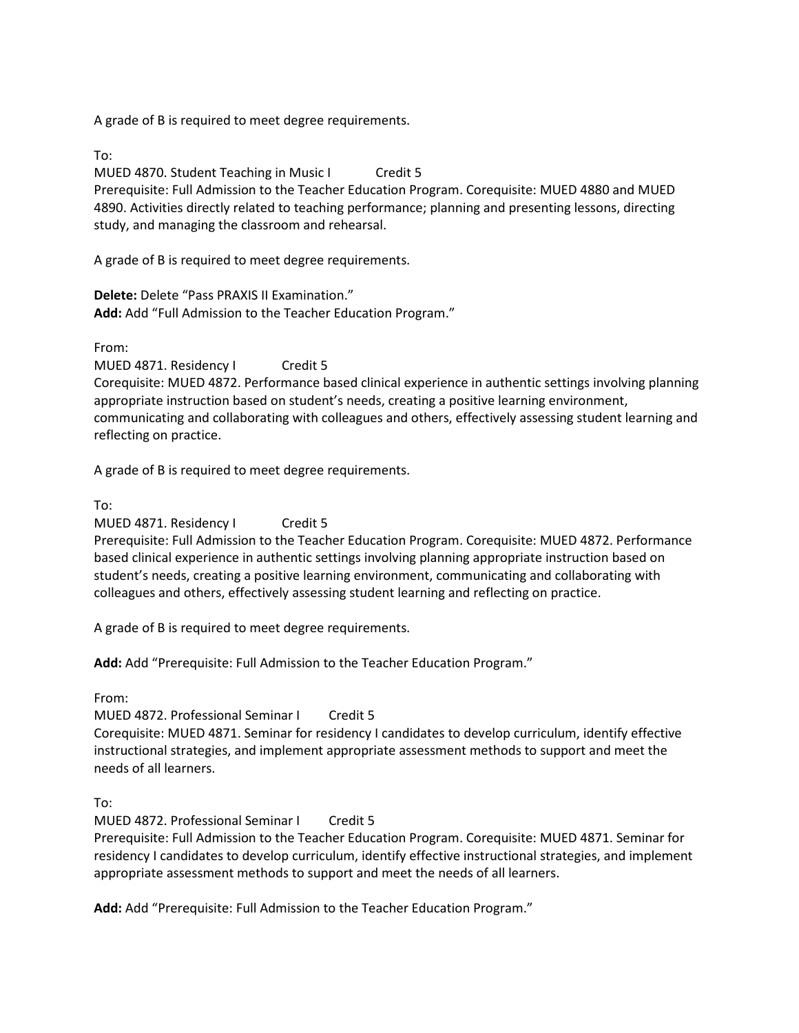A grade of B is required to meet degree requirements.

To:
MUED 4870. Student Teaching in Music I Credit 5
Prerequisite: Full Admission to the Teacher Education Program. Corequisite: MUED 4880 and MUED 4890. Activities directly related to teaching performance; planning and presenting lessons, directing study, and managing the classroom and rehearsal.

A grade of B is required to meet degree requirements.

**Delete:** Delete "Pass PRAXIS II Examination."
**Add:** Add "Full Admission to the Teacher Education Program."

From:
MUED 4871. Residency I Credit 5
Corequisite: MUED 4872. Performance based clinical experience in authentic settings involving planning appropriate instruction based on student's needs, creating a positive learning environment, communicating and collaborating with colleagues and others, effectively assessing student learning and reflecting on practice.

A grade of B is required to meet degree requirements.

To:
MUED 4871. Residency I Credit 5
Prerequisite: Full Admission to the Teacher Education Program. Corequisite: MUED 4872. Performance based clinical experience in authentic settings involving planning appropriate instruction based on student's needs, creating a positive learning environment, communicating and collaborating with colleagues and others, effectively assessing student learning and reflecting on practice.

A grade of B is required to meet degree requirements.

**Add:** Add "Prerequisite: Full Admission to the Teacher Education Program."

From:
MUED 4872. Professional Seminar I Credit 5
Corequisite: MUED 4871. Seminar for residency I candidates to develop curriculum, identify effective instructional strategies, and implement appropriate assessment methods to support and meet the needs of all learners.

To:
MUED 4872. Professional Seminar I Credit 5
Prerequisite: Full Admission to the Teacher Education Program. Corequisite: MUED 4871. Seminar for residency I candidates to develop curriculum, identify effective instructional strategies, and implement appropriate assessment methods to support and meet the needs of all learners.

**Add:** Add "Prerequisite: Full Admission to the Teacher Education Program."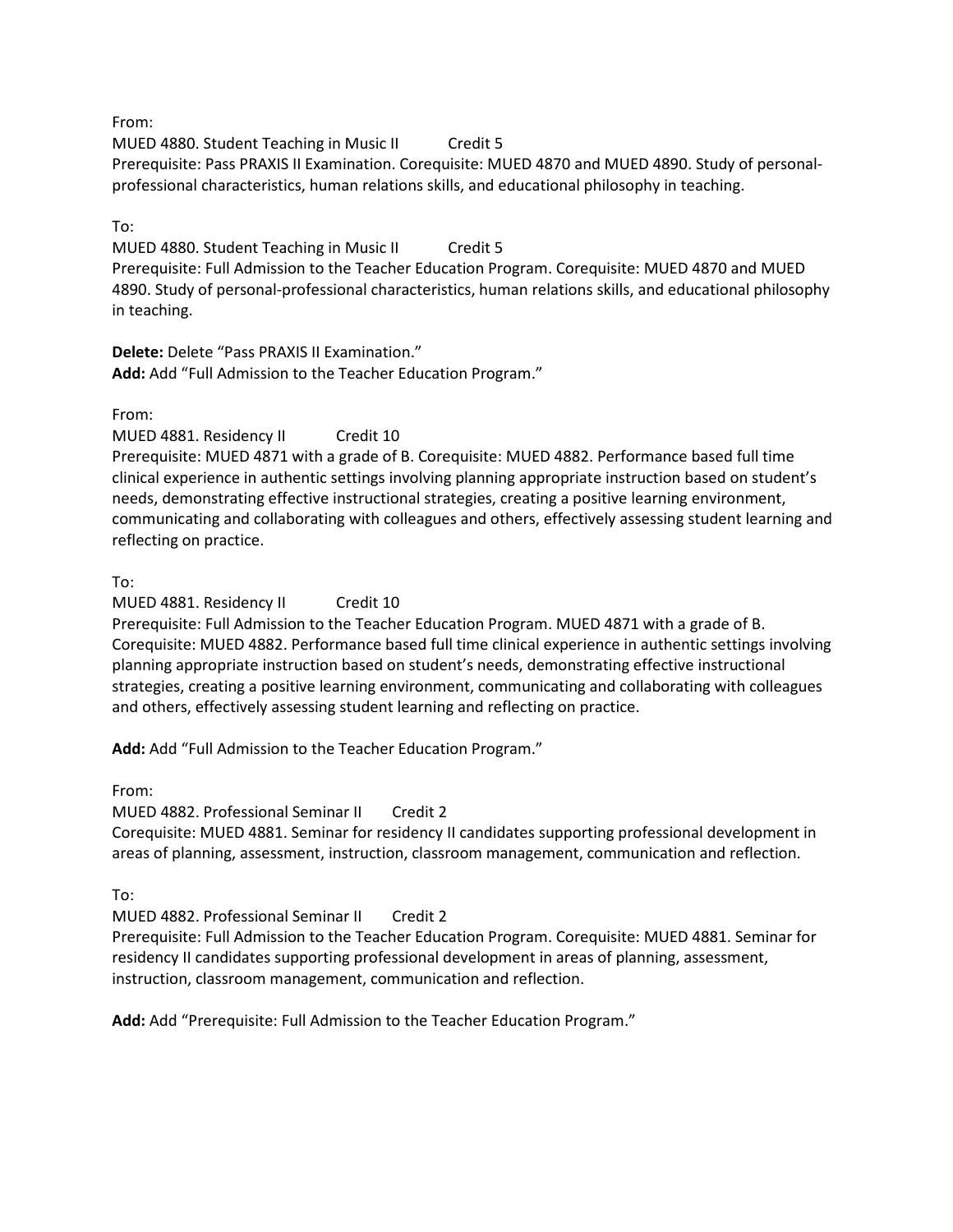From:

MUED 4880. Student Teaching in Music II Credit 5

Prerequisite: Pass PRAXIS II Examination. Corequisite: MUED 4870 and MUED 4890. Study of personal-professional characteristics, human relations skills, and educational philosophy in teaching.

To:

MUED 4880. Student Teaching in Music II Credit 5

Prerequisite: Full Admission to the Teacher Education Program. Corequisite: MUED 4870 and MUED 4890. Study of personal-professional characteristics, human relations skills, and educational philosophy in teaching.

**Delete:** Delete "Pass PRAXIS II Examination."

**Add:** Add "Full Admission to the Teacher Education Program."

From:

MUED 4881. Residency II Credit 10

Prerequisite: MUED 4871 with a grade of B. Corequisite: MUED 4882. Performance based full time clinical experience in authentic settings involving planning appropriate instruction based on student's needs, demonstrating effective instructional strategies, creating a positive learning environment, communicating and collaborating with colleagues and others, effectively assessing student learning and reflecting on practice.

To:

MUED 4881. Residency II Credit 10

Prerequisite: Full Admission to the Teacher Education Program. MUED 4871 with a grade of B. Corequisite: MUED 4882. Performance based full time clinical experience in authentic settings involving planning appropriate instruction based on student's needs, demonstrating effective instructional strategies, creating a positive learning environment, communicating and collaborating with colleagues and others, effectively assessing student learning and reflecting on practice.

**Add:** Add "Full Admission to the Teacher Education Program."

From:

MUED 4882. Professional Seminar II Credit 2

Corequisite: MUED 4881. Seminar for residency II candidates supporting professional development in areas of planning, assessment, instruction, classroom management, communication and reflection.

To:

MUED 4882. Professional Seminar II Credit 2

Prerequisite: Full Admission to the Teacher Education Program. Corequisite: MUED 4881. Seminar for residency II candidates supporting professional development in areas of planning, assessment, instruction, classroom management, communication and reflection.

**Add:** Add "Prerequisite: Full Admission to the Teacher Education Program."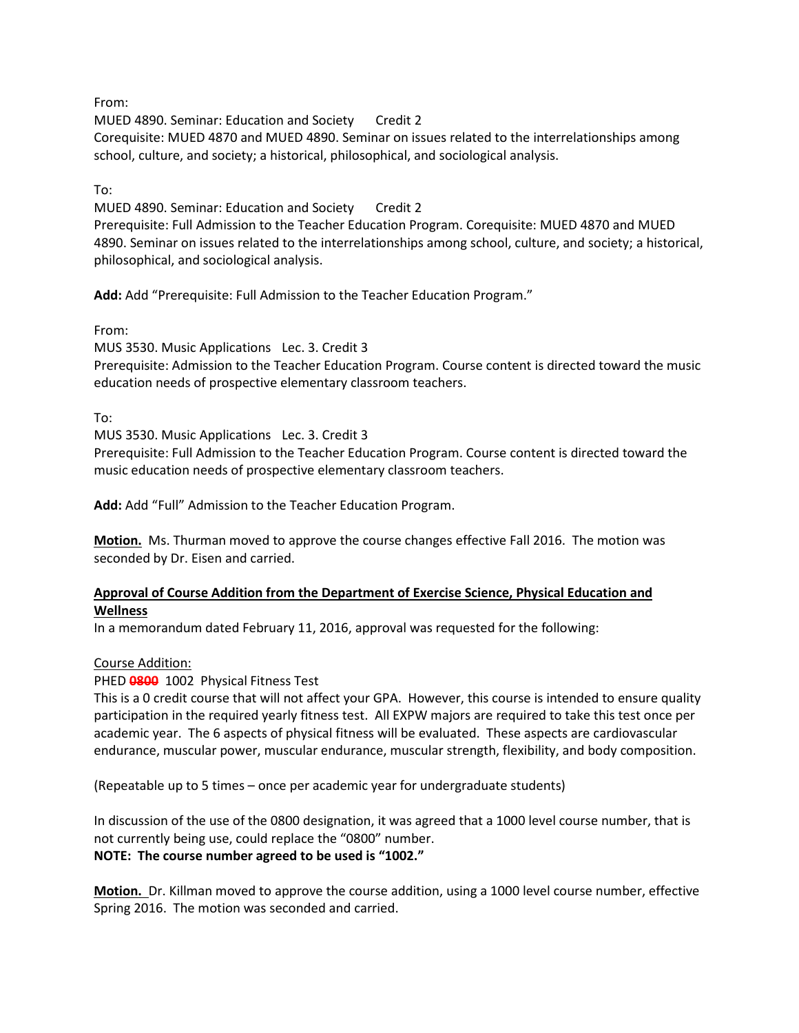From:

MUED 4890. Seminar: Education and Society      Credit 2

Corequisite: MUED 4870 and MUED 4890. Seminar on issues related to the interrelationships among school, culture, and society; a historical, philosophical, and sociological analysis.

To:

MUED 4890. Seminar: Education and Society      Credit 2

Prerequisite: Full Admission to the Teacher Education Program. Corequisite: MUED 4870 and MUED 4890. Seminar on issues related to the interrelationships among school, culture, and society; a historical, philosophical, and sociological analysis.

**Add:** Add "Prerequisite: Full Admission to the Teacher Education Program."

From:

MUS 3530. Music Applications   Lec. 3. Credit 3

Prerequisite: Admission to the Teacher Education Program. Course content is directed toward the music education needs of prospective elementary classroom teachers.

To:

MUS 3530. Music Applications   Lec. 3. Credit 3

Prerequisite: Full Admission to the Teacher Education Program. Course content is directed toward the music education needs of prospective elementary classroom teachers.

**Add:** Add "Full" Admission to the Teacher Education Program.

**Motion.** Ms. Thurman moved to approve the course changes effective Fall 2016. The motion was seconded by Dr. Eisen and carried.

**Approval of Course Addition from the Department of Exercise Science, Physical Education and Wellness**

In a memorandum dated February 11, 2016, approval was requested for the following:

Course Addition:

PHED ~~**0800**~~ 1002 Physical Fitness Test

This is a 0 credit course that will not affect your GPA. However, this course is intended to ensure quality participation in the required yearly fitness test. All EXPW majors are required to take this test once per academic year. The 6 aspects of physical fitness will be evaluated. These aspects are cardiovascular endurance, muscular power, muscular endurance, muscular strength, flexibility, and body composition.

(Repeatable up to 5 times – once per academic year for undergraduate students)

In discussion of the use of the 0800 designation, it was agreed that a 1000 level course number, that is not currently being use, could replace the "0800" number.

**NOTE: The course number agreed to be used is "1002."**

**Motion.** Dr. Killman moved to approve the course addition, using a 1000 level course number, effective Spring 2016. The motion was seconded and carried.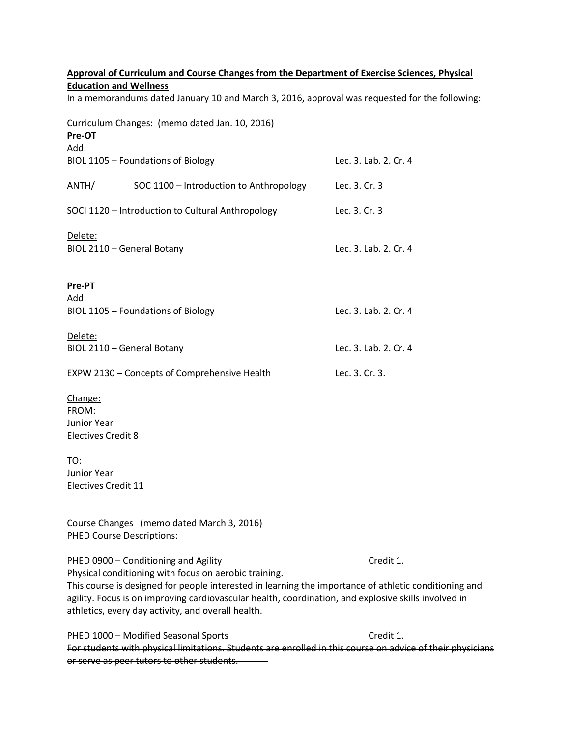**<u>Approval of Curriculum and Course Changes from the Department of Exercise Sciences, Physical Education and Wellness</u>**

In a memorandums dated January 10 and March 3, 2016, approval was requested for the following:

<u>Curriculum Changes:</u> (memo dated Jan. 10, 2016)

**Pre-OT**

<u>Add:</u>

BIOL 1105 – Foundations of Biology Lec. 3. Lab. 2. Cr. 4

ANTH/ SOC 1100 – Introduction to Anthropology Lec. 3. Cr. 3

SOCI 1120 – Introduction to Cultural Anthropology Lec. 3. Cr. 3

<u>Delete:</u>

BIOL 2110 – General Botany Lec. 3. Lab. 2. Cr. 4

**Pre-PT**

<u>Add:</u>

BIOL 1105 – Foundations of Biology Lec. 3. Lab. 2. Cr. 4

<u>Delete:</u>

BIOL 2110 – General Botany Lec. 3. Lab. 2. Cr. 4

EXPW 2130 – Concepts of Comprehensive Health Lec. 3. Cr. 3.

<u>Change:</u>

FROM:
Junior Year
Electives Credit 8

TO:
Junior Year
Electives Credit 11

<u>Course Changes</u> (memo dated March 3, 2016)

PHED Course Descriptions:

PHED 0900 – Conditioning and Agility Credit 1.

~~Physical conditioning with focus on aerobic training.~~

This course is designed for people interested in learning the importance of athletic conditioning and agility. Focus is on improving cardiovascular health, coordination, and explosive skills involved in athletics, every day activity, and overall health.

PHED 1000 – Modified Seasonal Sports Credit 1.

~~For students with physical limitations. Students are enrolled in this course on advice of their physicians or serve as peer tutors to other students.~~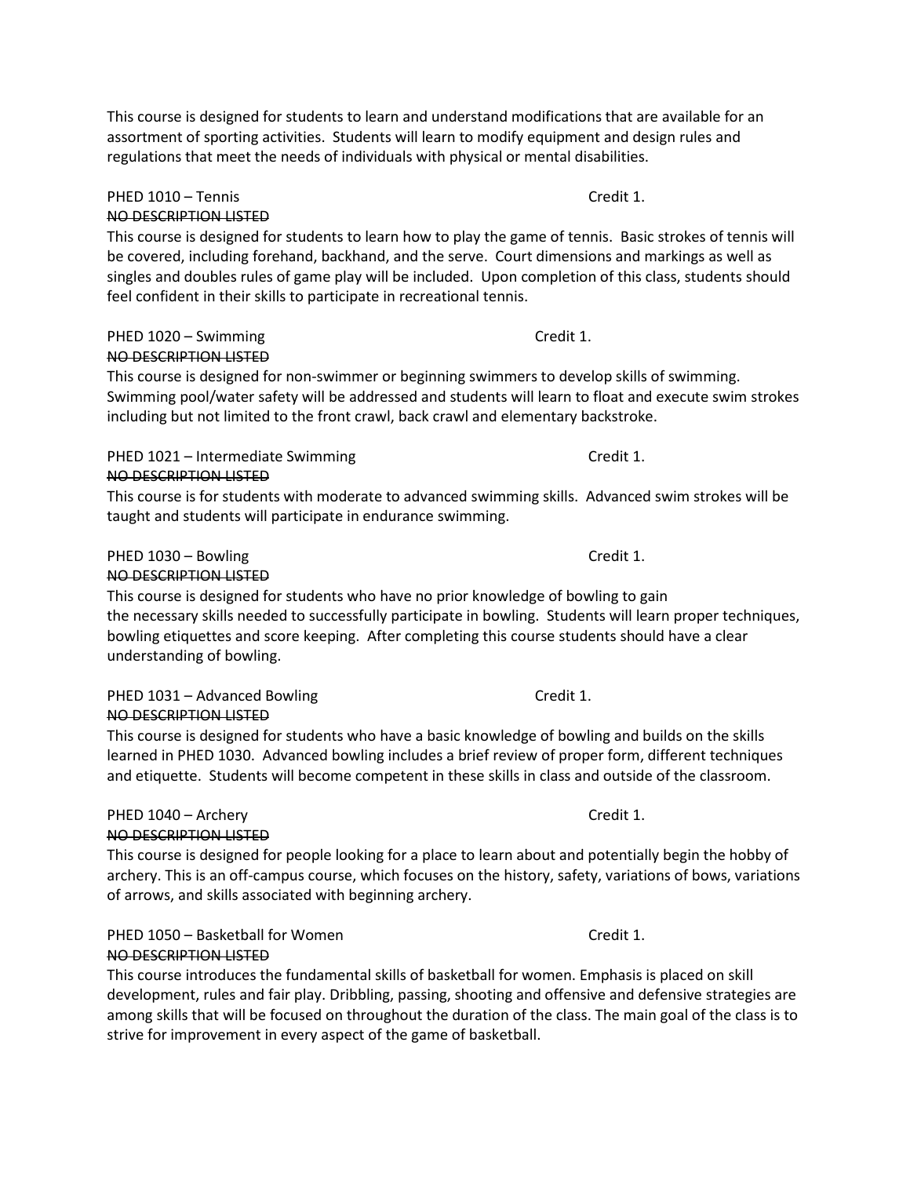This course is designed for students to learn and understand modifications that are available for an assortment of sporting activities. Students will learn to modify equipment and design rules and regulations that meet the needs of individuals with physical or mental disabilities.

PHED 1010 – Tennis Credit 1.
~~NO DESCRIPTION LISTED~~
This course is designed for students to learn how to play the game of tennis. Basic strokes of tennis will be covered, including forehand, backhand, and the serve. Court dimensions and markings as well as singles and doubles rules of game play will be included. Upon completion of this class, students should feel confident in their skills to participate in recreational tennis.

PHED 1020 – Swimming Credit 1.
~~NO DESCRIPTION LISTED~~
This course is designed for non-swimmer or beginning swimmers to develop skills of swimming. Swimming pool/water safety will be addressed and students will learn to float and execute swim strokes including but not limited to the front crawl, back crawl and elementary backstroke.

PHED 1021 – Intermediate Swimming Credit 1.
~~NO DESCRIPTION LISTED~~
This course is for students with moderate to advanced swimming skills. Advanced swim strokes will be taught and students will participate in endurance swimming.

PHED 1030 – Bowling Credit 1.
~~NO DESCRIPTION LISTED~~
This course is designed for students who have no prior knowledge of bowling to gain the necessary skills needed to successfully participate in bowling. Students will learn proper techniques, bowling etiquettes and score keeping. After completing this course students should have a clear understanding of bowling.

PHED 1031 – Advanced Bowling Credit 1.
~~NO DESCRIPTION LISTED~~
This course is designed for students who have a basic knowledge of bowling and builds on the skills learned in PHED 1030. Advanced bowling includes a brief review of proper form, different techniques and etiquette. Students will become competent in these skills in class and outside of the classroom.

PHED 1040 – Archery Credit 1.
~~NO DESCRIPTION LISTED~~
This course is designed for people looking for a place to learn about and potentially begin the hobby of archery. This is an off-campus course, which focuses on the history, safety, variations of bows, variations of arrows, and skills associated with beginning archery.

PHED 1050 – Basketball for Women Credit 1.
~~NO DESCRIPTION LISTED~~
This course introduces the fundamental skills of basketball for women. Emphasis is placed on skill development, rules and fair play. Dribbling, passing, shooting and offensive and defensive strategies are among skills that will be focused on throughout the duration of the class. The main goal of the class is to strive for improvement in every aspect of the game of basketball.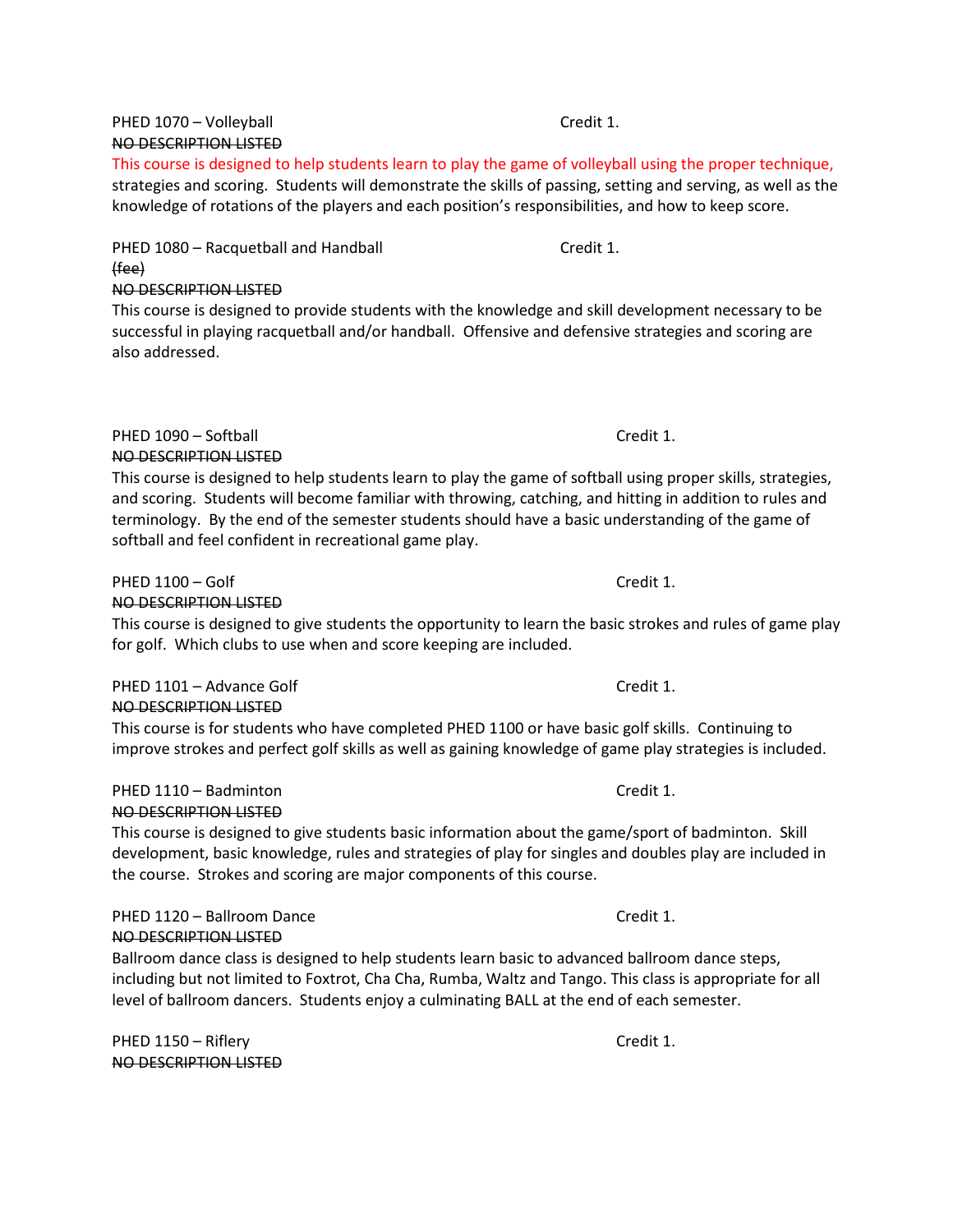PHED 1070 – Volleyball Credit 1.

~~NO DESCRIPTION LISTED~~

This course is designed to help students learn to play the game of volleyball using the proper technique, strategies and scoring. Students will demonstrate the skills of passing, setting and serving, as well as the knowledge of rotations of the players and each position's responsibilities, and how to keep score.

PHED 1080 – Racquetball and Handball Credit 1.

~~(fee)~~

~~NO DESCRIPTION LISTED~~

This course is designed to provide students with the knowledge and skill development necessary to be successful in playing racquetball and/or handball. Offensive and defensive strategies and scoring are also addressed.

PHED 1090 – Softball Credit 1.

~~NO DESCRIPTION LISTED~~

This course is designed to help students learn to play the game of softball using proper skills, strategies, and scoring. Students will become familiar with throwing, catching, and hitting in addition to rules and terminology. By the end of the semester students should have a basic understanding of the game of softball and feel confident in recreational game play.

PHED 1100 – Golf Credit 1.

~~NO DESCRIPTION LISTED~~

This course is designed to give students the opportunity to learn the basic strokes and rules of game play for golf. Which clubs to use when and score keeping are included.

PHED 1101 – Advance Golf Credit 1.

~~NO DESCRIPTION LISTED~~

This course is for students who have completed PHED 1100 or have basic golf skills. Continuing to improve strokes and perfect golf skills as well as gaining knowledge of game play strategies is included.

PHED 1110 – Badminton Credit 1.

~~NO DESCRIPTION LISTED~~

This course is designed to give students basic information about the game/sport of badminton. Skill development, basic knowledge, rules and strategies of play for singles and doubles play are included in the course. Strokes and scoring are major components of this course.

PHED 1120 – Ballroom Dance Credit 1.

~~NO DESCRIPTION LISTED~~

Ballroom dance class is designed to help students learn basic to advanced ballroom dance steps, including but not limited to Foxtrot, Cha Cha, Rumba, Waltz and Tango. This class is appropriate for all level of ballroom dancers. Students enjoy a culminating BALL at the end of each semester.

PHED 1150 – Riflery Credit 1.

~~NO DESCRIPTION LISTED~~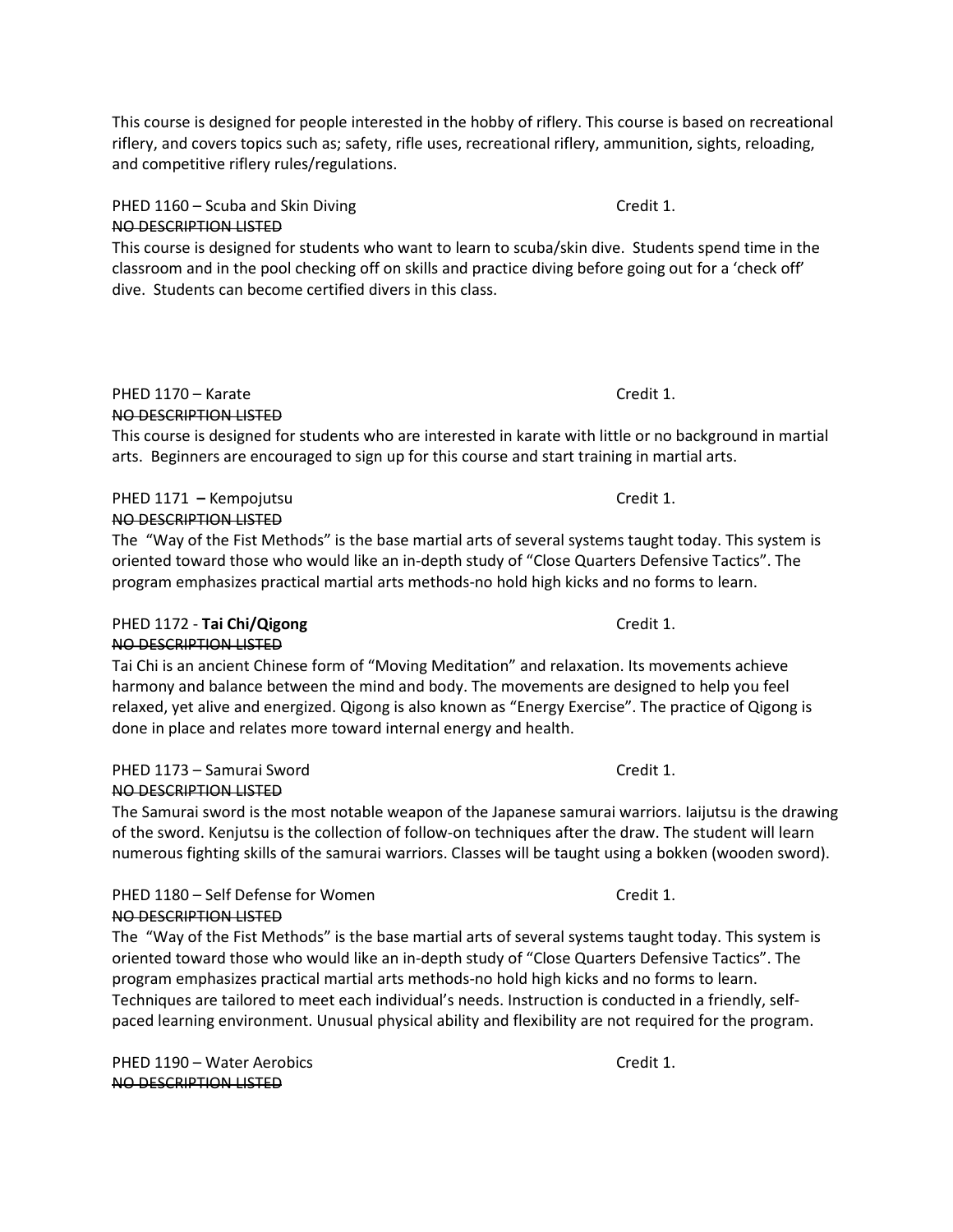This course is designed for people interested in the hobby of riflery. This course is based on recreational riflery, and covers topics such as; safety, rifle uses, recreational riflery, ammunition, sights, reloading, and competitive riflery rules/regulations.

PHED 1160 – Scuba and Skin Diving Credit 1.

~~NO DESCRIPTION LISTED~~

This course is designed for students who want to learn to scuba/skin dive. Students spend time in the classroom and in the pool checking off on skills and practice diving before going out for a 'check off' dive. Students can become certified divers in this class.

PHED 1170 – Karate Credit 1.

~~NO DESCRIPTION LISTED~~

This course is designed for students who are interested in karate with little or no background in martial arts. Beginners are encouraged to sign up for this course and start training in martial arts.

PHED 1171 **–** Kempojutsu Credit 1.

~~NO DESCRIPTION LISTED~~

The "Way of the Fist Methods" is the base martial arts of several systems taught today. This system is oriented toward those who would like an in-depth study of "Close Quarters Defensive Tactics". The program emphasizes practical martial arts methods-no hold high kicks and no forms to learn.

PHED 1172 - **Tai Chi/Qigong** Credit 1.

~~NO DESCRIPTION LISTED~~

Tai Chi is an ancient Chinese form of "Moving Meditation" and relaxation. Its movements achieve harmony and balance between the mind and body. The movements are designed to help you feel relaxed, yet alive and energized. Qigong is also known as "Energy Exercise". The practice of Qigong is done in place and relates more toward internal energy and health.

PHED 1173 – Samurai Sword Credit 1.

~~NO DESCRIPTION LISTED~~

The Samurai sword is the most notable weapon of the Japanese samurai warriors. Iaijutsu is the drawing of the sword. Kenjutsu is the collection of follow-on techniques after the draw. The student will learn numerous fighting skills of the samurai warriors. Classes will be taught using a bokken (wooden sword).

PHED 1180 – Self Defense for Women Credit 1.

~~NO DESCRIPTION LISTED~~

The "Way of the Fist Methods" is the base martial arts of several systems taught today. This system is oriented toward those who would like an in-depth study of "Close Quarters Defensive Tactics". The program emphasizes practical martial arts methods-no hold high kicks and no forms to learn. Techniques are tailored to meet each individual's needs. Instruction is conducted in a friendly, self-paced learning environment. Unusual physical ability and flexibility are not required for the program.

PHED 1190 – Water Aerobics Credit 1.

~~NO DESCRIPTION LISTED~~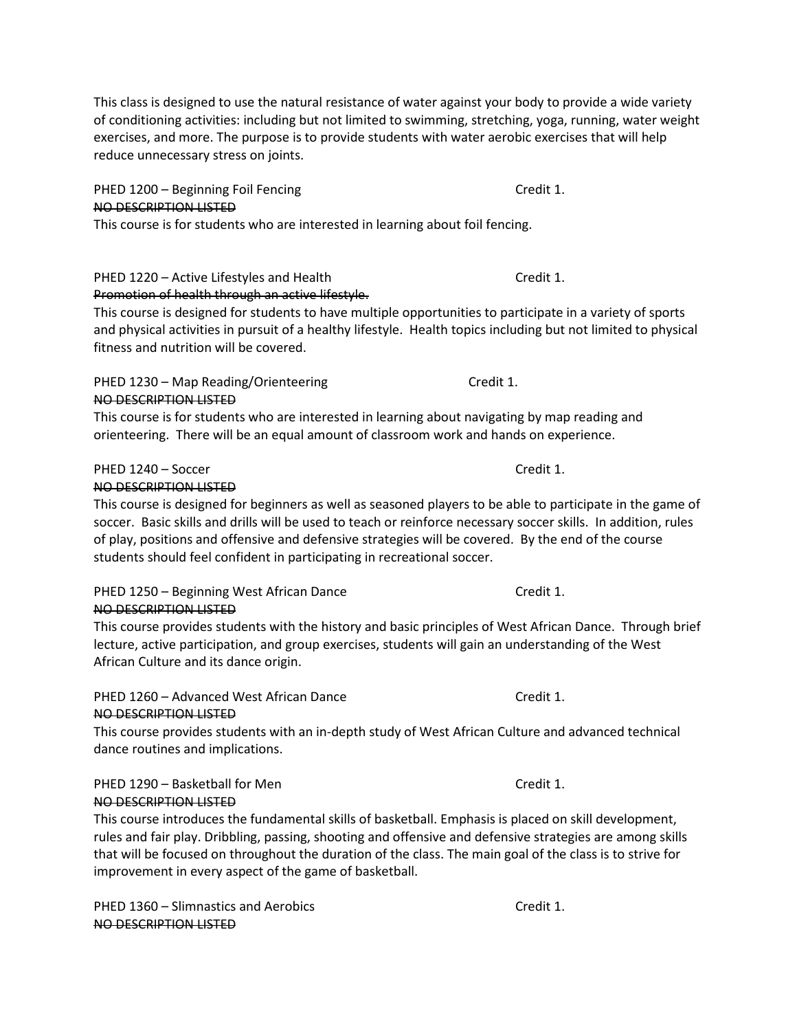This class is designed to use the natural resistance of water against your body to provide a wide variety of conditioning activities: including but not limited to swimming, stretching, yoga, running, water weight exercises, and more. The purpose is to provide students with water aerobic exercises that will help reduce unnecessary stress on joints.

PHED 1200 – Beginning Foil Fencing Credit 1.
~~NO DESCRIPTION LISTED~~
This course is for students who are interested in learning about foil fencing.

PHED 1220 – Active Lifestyles and Health Credit 1.
~~Promotion of health through an active lifestyle.~~
This course is designed for students to have multiple opportunities to participate in a variety of sports and physical activities in pursuit of a healthy lifestyle. Health topics including but not limited to physical fitness and nutrition will be covered.

PHED 1230 – Map Reading/Orienteering Credit 1.
~~NO DESCRIPTION LISTED~~
This course is for students who are interested in learning about navigating by map reading and orienteering. There will be an equal amount of classroom work and hands on experience.

PHED 1240 – Soccer Credit 1.
~~NO DESCRIPTION LISTED~~
This course is designed for beginners as well as seasoned players to be able to participate in the game of soccer. Basic skills and drills will be used to teach or reinforce necessary soccer skills. In addition, rules of play, positions and offensive and defensive strategies will be covered. By the end of the course students should feel confident in participating in recreational soccer.

PHED 1250 – Beginning West African Dance Credit 1.
~~NO DESCRIPTION LISTED~~
This course provides students with the history and basic principles of West African Dance. Through brief lecture, active participation, and group exercises, students will gain an understanding of the West African Culture and its dance origin.

PHED 1260 – Advanced West African Dance Credit 1.
~~NO DESCRIPTION LISTED~~
This course provides students with an in-depth study of West African Culture and advanced technical dance routines and implications.

PHED 1290 – Basketball for Men Credit 1.
~~NO DESCRIPTION LISTED~~
This course introduces the fundamental skills of basketball. Emphasis is placed on skill development, rules and fair play. Dribbling, passing, shooting and offensive and defensive strategies are among skills that will be focused on throughout the duration of the class. The main goal of the class is to strive for improvement in every aspect of the game of basketball.

PHED 1360 – Slimnastics and Aerobics Credit 1.
~~NO DESCRIPTION LISTED~~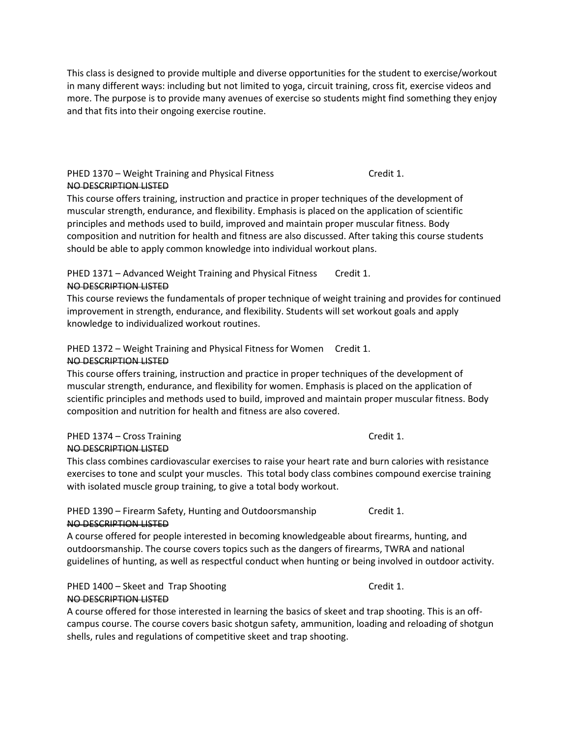This class is designed to provide multiple and diverse opportunities for the student to exercise/workout in many different ways: including but not limited to yoga, circuit training, cross fit, exercise videos and more. The purpose is to provide many avenues of exercise so students might find something they enjoy and that fits into their ongoing exercise routine.

PHED 1370 – Weight Training and Physical Fitness Credit 1.
~~NO DESCRIPTION LISTED~~
This course offers training, instruction and practice in proper techniques of the development of muscular strength, endurance, and flexibility. Emphasis is placed on the application of scientific principles and methods used to build, improved and maintain proper muscular fitness. Body composition and nutrition for health and fitness are also discussed. After taking this course students should be able to apply common knowledge into individual workout plans.

PHED 1371 – Advanced Weight Training and Physical Fitness Credit 1.
~~NO DESCRIPTION LISTED~~
This course reviews the fundamentals of proper technique of weight training and provides for continued improvement in strength, endurance, and flexibility. Students will set workout goals and apply knowledge to individualized workout routines.

PHED 1372 – Weight Training and Physical Fitness for Women Credit 1.
~~NO DESCRIPTION LISTED~~
This course offers training, instruction and practice in proper techniques of the development of muscular strength, endurance, and flexibility for women. Emphasis is placed on the application of scientific principles and methods used to build, improved and maintain proper muscular fitness. Body composition and nutrition for health and fitness are also covered.

PHED 1374 – Cross Training Credit 1.
~~NO DESCRIPTION LISTED~~
This class combines cardiovascular exercises to raise your heart rate and burn calories with resistance exercises to tone and sculpt your muscles. This total body class combines compound exercise training with isolated muscle group training, to give a total body workout.

PHED 1390 – Firearm Safety, Hunting and Outdoorsmanship Credit 1.
~~NO DESCRIPTION LISTED~~
A course offered for people interested in becoming knowledgeable about firearms, hunting, and outdoorsmanship. The course covers topics such as the dangers of firearms, TWRA and national guidelines of hunting, as well as respectful conduct when hunting or being involved in outdoor activity.

PHED 1400 – Skeet and Trap Shooting Credit 1.
~~NO DESCRIPTION LISTED~~
A course offered for those interested in learning the basics of skeet and trap shooting. This is an off-campus course. The course covers basic shotgun safety, ammunition, loading and reloading of shotgun shells, rules and regulations of competitive skeet and trap shooting.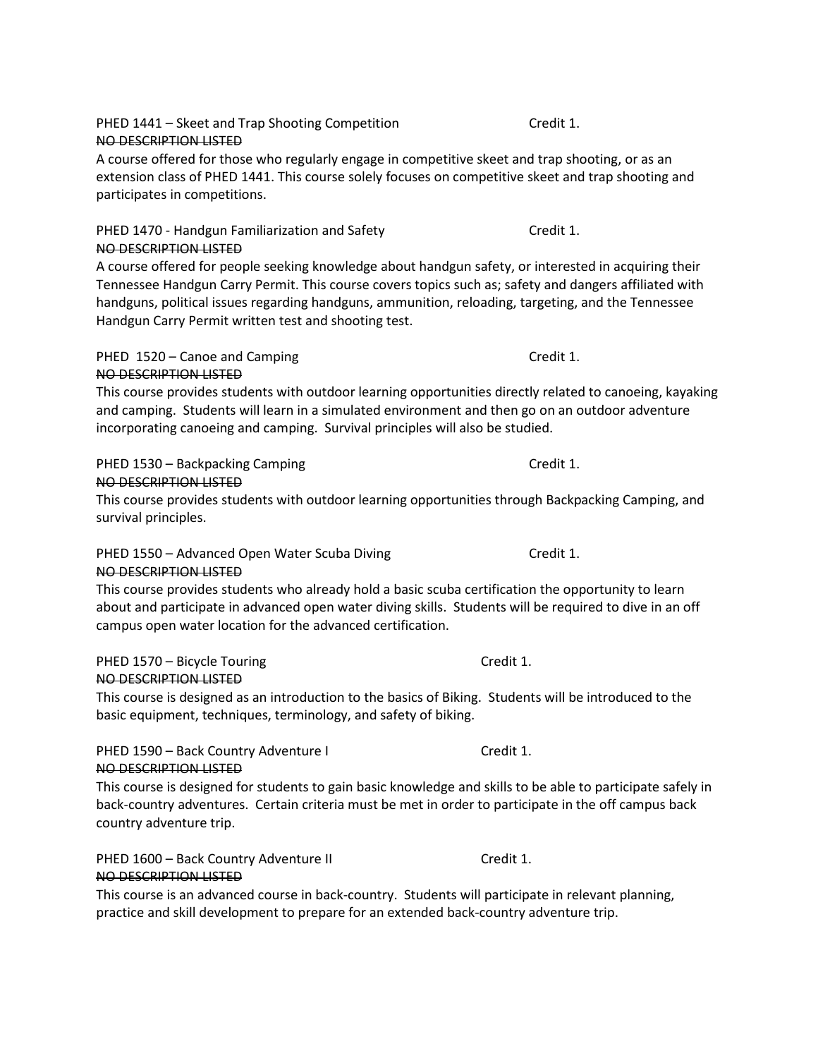PHED 1441 – Skeet and Trap Shooting Competition Credit 1.

~~NO DESCRIPTION LISTED~~

A course offered for those who regularly engage in competitive skeet and trap shooting, or as an extension class of PHED 1441. This course solely focuses on competitive skeet and trap shooting and participates in competitions.

PHED 1470 - Handgun Familiarization and Safety Credit 1.

~~NO DESCRIPTION LISTED~~

A course offered for people seeking knowledge about handgun safety, or interested in acquiring their Tennessee Handgun Carry Permit. This course covers topics such as; safety and dangers affiliated with handguns, political issues regarding handguns, ammunition, reloading, targeting, and the Tennessee Handgun Carry Permit written test and shooting test.

PHED 1520 – Canoe and Camping Credit 1.

~~NO DESCRIPTION LISTED~~

This course provides students with outdoor learning opportunities directly related to canoeing, kayaking and camping. Students will learn in a simulated environment and then go on an outdoor adventure incorporating canoeing and camping. Survival principles will also be studied.

PHED 1530 – Backpacking Camping Credit 1.

~~NO DESCRIPTION LISTED~~

This course provides students with outdoor learning opportunities through Backpacking Camping, and survival principles.

PHED 1550 – Advanced Open Water Scuba Diving Credit 1.

~~NO DESCRIPTION LISTED~~

This course provides students who already hold a basic scuba certification the opportunity to learn about and participate in advanced open water diving skills. Students will be required to dive in an off campus open water location for the advanced certification.

PHED 1570 – Bicycle Touring Credit 1.

~~NO DESCRIPTION LISTED~~

This course is designed as an introduction to the basics of Biking. Students will be introduced to the basic equipment, techniques, terminology, and safety of biking.

PHED 1590 – Back Country Adventure I Credit 1.

~~NO DESCRIPTION LISTED~~

This course is designed for students to gain basic knowledge and skills to be able to participate safely in back-country adventures. Certain criteria must be met in order to participate in the off campus back country adventure trip.

PHED 1600 – Back Country Adventure II Credit 1.

~~NO DESCRIPTION LISTED~~

This course is an advanced course in back-country. Students will participate in relevant planning, practice and skill development to prepare for an extended back-country adventure trip.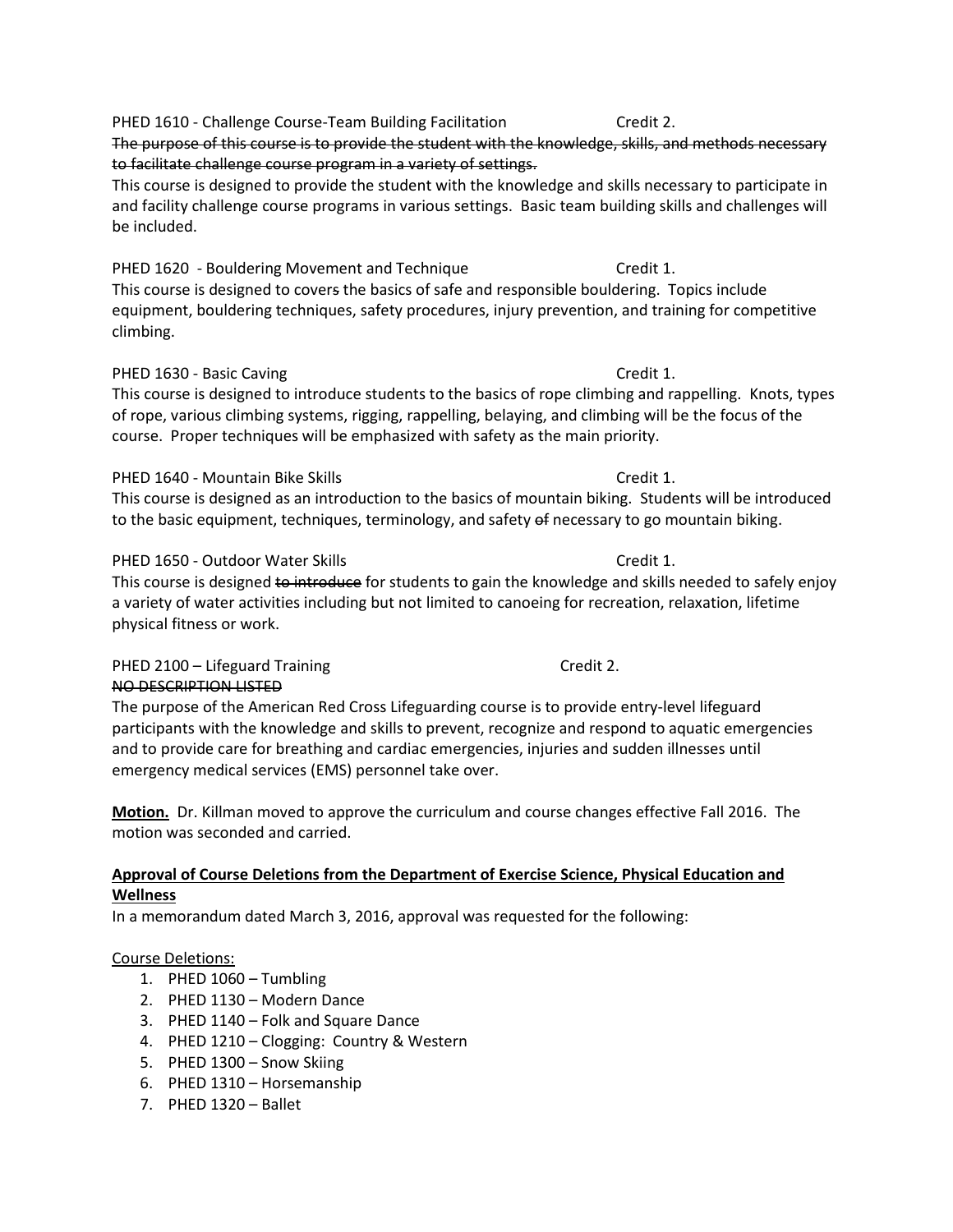PHED 1610 - Challenge Course-Team Building Facilitation Credit 2.
~~The purpose of this course is to provide the student with the knowledge, skills, and methods necessary to facilitate challenge course program in a variety of settings.~~
This course is designed to provide the student with the knowledge and skills necessary to participate in and facility challenge course programs in various settings. Basic team building skills and challenges will be included.

PHED 1620 - Bouldering Movement and Technique Credit 1.
This course is designed to cover~~s~~ the basics of safe and responsible bouldering. Topics include equipment, bouldering techniques, safety procedures, injury prevention, and training for competitive climbing.

PHED 1630 - Basic Caving Credit 1.
This course is designed to introduce students to the basics of rope climbing and rappelling. Knots, types of rope, various climbing systems, rigging, rappelling, belaying, and climbing will be the focus of the course. Proper techniques will be emphasized with safety as the main priority.

PHED 1640 - Mountain Bike Skills Credit 1.
This course is designed as an introduction to the basics of mountain biking. Students will be introduced to the basic equipment, techniques, terminology, and safety ~~of~~ necessary to go mountain biking.

PHED 1650 - Outdoor Water Skills Credit 1.
This course is designed ~~to introduce~~ for students to gain the knowledge and skills needed to safely enjoy a variety of water activities including but not limited to canoeing for recreation, relaxation, lifetime physical fitness or work.

PHED 2100 – Lifeguard Training Credit 2.
~~NO DESCRIPTION LISTED~~
The purpose of the American Red Cross Lifeguarding course is to provide entry-level lifeguard participants with the knowledge and skills to prevent, recognize and respond to aquatic emergencies and to provide care for breathing and cardiac emergencies, injuries and sudden illnesses until emergency medical services (EMS) personnel take over.

**Motion.** Dr. Killman moved to approve the curriculum and course changes effective Fall 2016. The motion was seconded and carried.

**Approval of Course Deletions from the Department of Exercise Science, Physical Education and Wellness**
In a memorandum dated March 3, 2016, approval was requested for the following:

Course Deletions:

1. PHED 1060 – Tumbling
2. PHED 1130 – Modern Dance
3. PHED 1140 – Folk and Square Dance
4. PHED 1210 – Clogging: Country & Western
5. PHED 1300 – Snow Skiing
6. PHED 1310 – Horsemanship
7. PHED 1320 – Ballet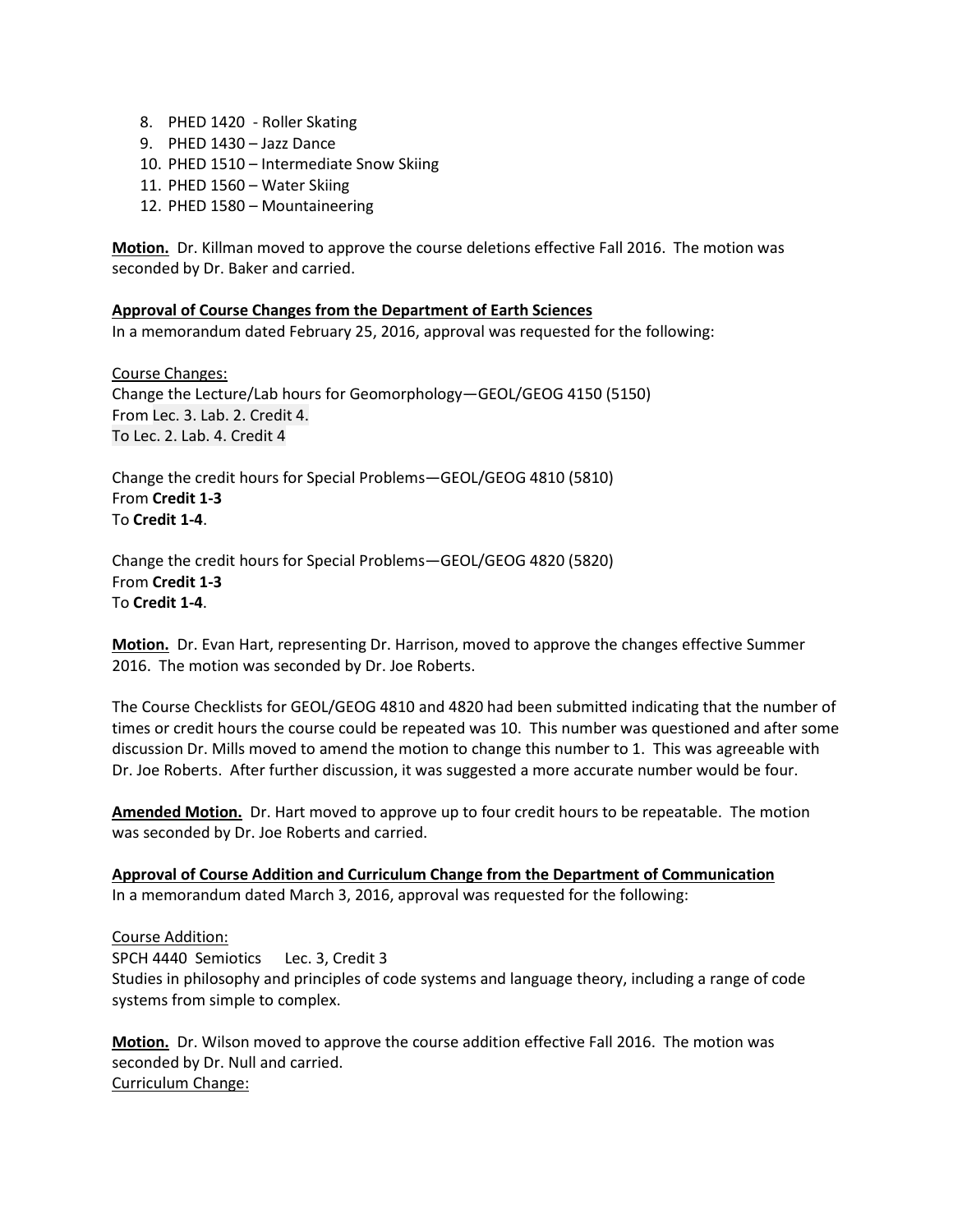8. PHED 1420 - Roller Skating
9. PHED 1430 – Jazz Dance
10. PHED 1510 – Intermediate Snow Skiing
11. PHED 1560 – Water Skiing
12. PHED 1580 – Mountaineering

**Motion.** Dr. Killman moved to approve the course deletions effective Fall 2016. The motion was seconded by Dr. Baker and carried.

**Approval of Course Changes from the Department of Earth Sciences**

In a memorandum dated February 25, 2016, approval was requested for the following:

Course Changes:

Change the Lecture/Lab hours for Geomorphology—GEOL/GEOG 4150 (5150)
From Lec. 3. Lab. 2. Credit 4.
To Lec. 2. Lab. 4. Credit 4

Change the credit hours for Special Problems—GEOL/GEOG 4810 (5810)
From **Credit 1-3**
To **Credit 1-4**.

Change the credit hours for Special Problems—GEOL/GEOG 4820 (5820)
From **Credit 1-3**
To **Credit 1-4**.

**Motion.** Dr. Evan Hart, representing Dr. Harrison, moved to approve the changes effective Summer 2016. The motion was seconded by Dr. Joe Roberts.

The Course Checklists for GEOL/GEOG 4810 and 4820 had been submitted indicating that the number of times or credit hours the course could be repeated was 10. This number was questioned and after some discussion Dr. Mills moved to amend the motion to change this number to 1. This was agreeable with Dr. Joe Roberts. After further discussion, it was suggested a more accurate number would be four.

**Amended Motion.** Dr. Hart moved to approve up to four credit hours to be repeatable. The motion was seconded by Dr. Joe Roberts and carried.

**Approval of Course Addition and Curriculum Change from the Department of Communication**

In a memorandum dated March 3, 2016, approval was requested for the following:

Course Addition:

SPCH 4440 Semiotics Lec. 3, Credit 3
Studies in philosophy and principles of code systems and language theory, including a range of code systems from simple to complex.

**Motion.** Dr. Wilson moved to approve the course addition effective Fall 2016. The motion was seconded by Dr. Null and carried.

Curriculum Change: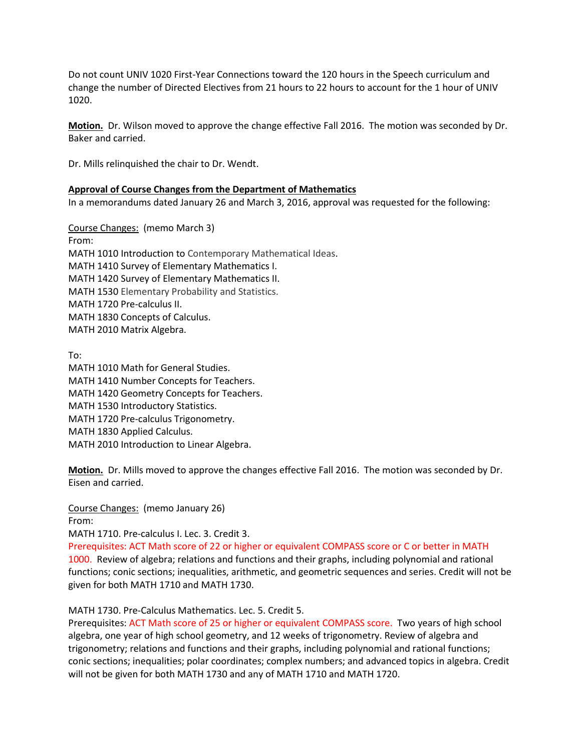Do not count UNIV 1020 First-Year Connections toward the 120 hours in the Speech curriculum and change the number of Directed Electives from 21 hours to 22 hours to account for the 1 hour of UNIV 1020.

**Motion.** Dr. Wilson moved to approve the change effective Fall 2016. The motion was seconded by Dr. Baker and carried.

Dr. Mills relinquished the chair to Dr. Wendt.

**Approval of Course Changes from the Department of Mathematics**

In a memorandums dated January 26 and March 3, 2016, approval was requested for the following:

Course Changes: (memo March 3)

From:
MATH 1010 Introduction to Contemporary Mathematical Ideas.
MATH 1410 Survey of Elementary Mathematics I.
MATH 1420 Survey of Elementary Mathematics II.
MATH 1530 Elementary Probability and Statistics.
MATH 1720 Pre-calculus II.
MATH 1830 Concepts of Calculus.
MATH 2010 Matrix Algebra.

To:
MATH 1010 Math for General Studies.
MATH 1410 Number Concepts for Teachers.
MATH 1420 Geometry Concepts for Teachers.
MATH 1530 Introductory Statistics.
MATH 1720 Pre-calculus Trigonometry.
MATH 1830 Applied Calculus.
MATH 2010 Introduction to Linear Algebra.

**Motion.** Dr. Mills moved to approve the changes effective Fall 2016. The motion was seconded by Dr. Eisen and carried.

Course Changes: (memo January 26)

From:
MATH 1710. Pre-calculus I. Lec. 3. Credit 3.
Prerequisites: ACT Math score of 22 or higher or equivalent COMPASS score or C or better in MATH 1000. Review of algebra; relations and functions and their graphs, including polynomial and rational functions; conic sections; inequalities, arithmetic, and geometric sequences and series. Credit will not be given for both MATH 1710 and MATH 1730.

MATH 1730. Pre-Calculus Mathematics. Lec. 5. Credit 5.
Prerequisites: ACT Math score of 25 or higher or equivalent COMPASS score. Two years of high school algebra, one year of high school geometry, and 12 weeks of trigonometry. Review of algebra and trigonometry; relations and functions and their graphs, including polynomial and rational functions; conic sections; inequalities; polar coordinates; complex numbers; and advanced topics in algebra. Credit will not be given for both MATH 1730 and any of MATH 1710 and MATH 1720.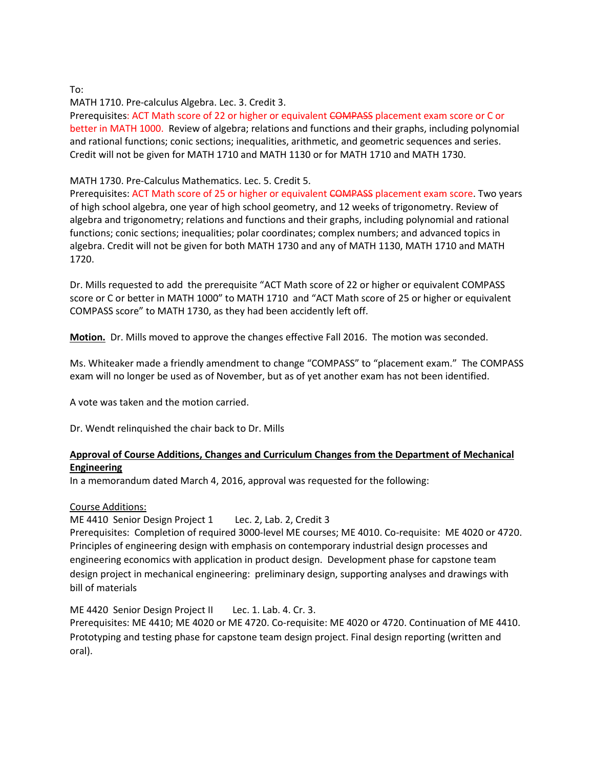To:

MATH 1710. Pre-calculus Algebra. Lec. 3. Credit 3.

Prerequisites: ACT Math score of 22 or higher or equivalent ~~COMPASS~~ placement exam score or C or better in MATH 1000. Review of algebra; relations and functions and their graphs, including polynomial and rational functions; conic sections; inequalities, arithmetic, and geometric sequences and series. Credit will not be given for MATH 1710 and MATH 1130 or for MATH 1710 and MATH 1730.

MATH 1730. Pre-Calculus Mathematics. Lec. 5. Credit 5.

Prerequisites: ACT Math score of 25 or higher or equivalent ~~COMPASS~~ placement exam score. Two years of high school algebra, one year of high school geometry, and 12 weeks of trigonometry. Review of algebra and trigonometry; relations and functions and their graphs, including polynomial and rational functions; conic sections; inequalities; polar coordinates; complex numbers; and advanced topics in algebra. Credit will not be given for both MATH 1730 and any of MATH 1130, MATH 1710 and MATH 1720.

Dr. Mills requested to add the prerequisite "ACT Math score of 22 or higher or equivalent COMPASS score or C or better in MATH 1000" to MATH 1710 and "ACT Math score of 25 or higher or equivalent COMPASS score" to MATH 1730, as they had been accidently left off.

**Motion.** Dr. Mills moved to approve the changes effective Fall 2016. The motion was seconded.

Ms. Whiteaker made a friendly amendment to change "COMPASS" to "placement exam." The COMPASS exam will no longer be used as of November, but as of yet another exam has not been identified.

A vote was taken and the motion carried.

Dr. Wendt relinquished the chair back to Dr. Mills

**Approval of Course Additions, Changes and Curriculum Changes from the Department of Mechanical Engineering**

In a memorandum dated March 4, 2016, approval was requested for the following:

Course Additions:

ME 4410 Senior Design Project 1 Lec. 2, Lab. 2, Credit 3

Prerequisites: Completion of required 3000-level ME courses; ME 4010. Co-requisite: ME 4020 or 4720. Principles of engineering design with emphasis on contemporary industrial design processes and engineering economics with application in product design. Development phase for capstone team design project in mechanical engineering: preliminary design, supporting analyses and drawings with bill of materials

ME 4420 Senior Design Project II Lec. 1. Lab. 4. Cr. 3.

Prerequisites: ME 4410; ME 4020 or ME 4720. Co-requisite: ME 4020 or 4720. Continuation of ME 4410. Prototyping and testing phase for capstone team design project. Final design reporting (written and oral).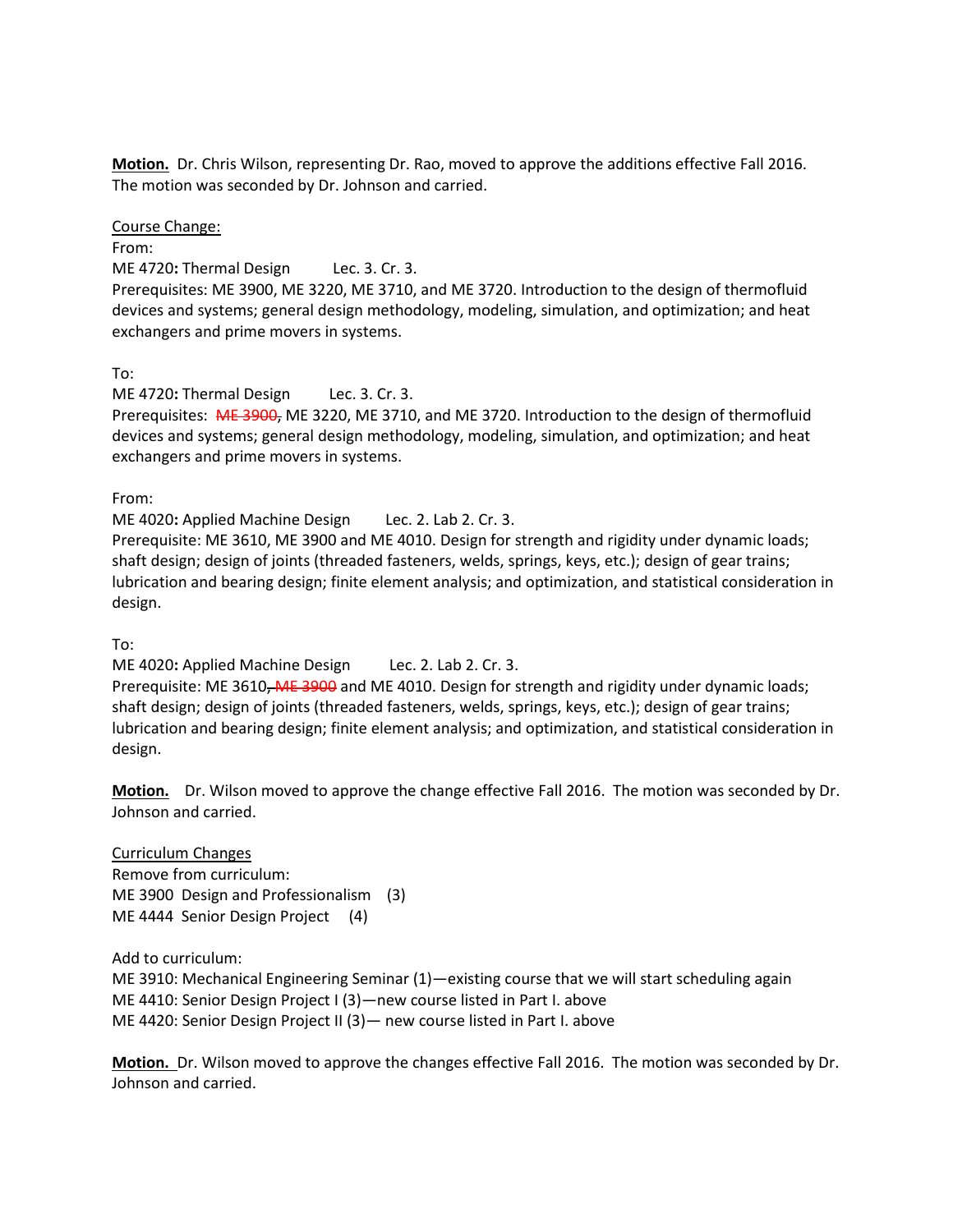**Motion.** Dr. Chris Wilson, representing Dr. Rao, moved to approve the additions effective Fall 2016. The motion was seconded by Dr. Johnson and carried.

Course Change:

From:

ME 4720**:** Thermal Design Lec. 3. Cr. 3.

Prerequisites: ME 3900, ME 3220, ME 3710, and ME 3720. Introduction to the design of thermofluid devices and systems; general design methodology, modeling, simulation, and optimization; and heat exchangers and prime movers in systems.

To:

ME 4720**:** Thermal Design Lec. 3. Cr. 3.

Prerequisites: ~~ME 3900,~~ ME 3220, ME 3710, and ME 3720. Introduction to the design of thermofluid devices and systems; general design methodology, modeling, simulation, and optimization; and heat exchangers and prime movers in systems.

From:

ME 4020**:** Applied Machine Design Lec. 2. Lab 2. Cr. 3.

Prerequisite: ME 3610, ME 3900 and ME 4010. Design for strength and rigidity under dynamic loads; shaft design; design of joints (threaded fasteners, welds, springs, keys, etc.); design of gear trains; lubrication and bearing design; finite element analysis; and optimization, and statistical consideration in design.

To:

ME 4020**:** Applied Machine Design Lec. 2. Lab 2. Cr. 3.

Prerequisite: ME 3610~~, ME 3900~~ and ME 4010. Design for strength and rigidity under dynamic loads; shaft design; design of joints (threaded fasteners, welds, springs, keys, etc.); design of gear trains; lubrication and bearing design; finite element analysis; and optimization, and statistical consideration in design.

**Motion.** Dr. Wilson moved to approve the change effective Fall 2016. The motion was seconded by Dr. Johnson and carried.

Curriculum Changes

Remove from curriculum:

ME 3900 Design and Professionalism (3)

ME 4444 Senior Design Project (4)

Add to curriculum:

ME 3910: Mechanical Engineering Seminar (1)—existing course that we will start scheduling again

ME 4410: Senior Design Project I (3)—new course listed in Part I. above

ME 4420: Senior Design Project II (3)— new course listed in Part I. above

**Motion.** Dr. Wilson moved to approve the changes effective Fall 2016. The motion was seconded by Dr. Johnson and carried.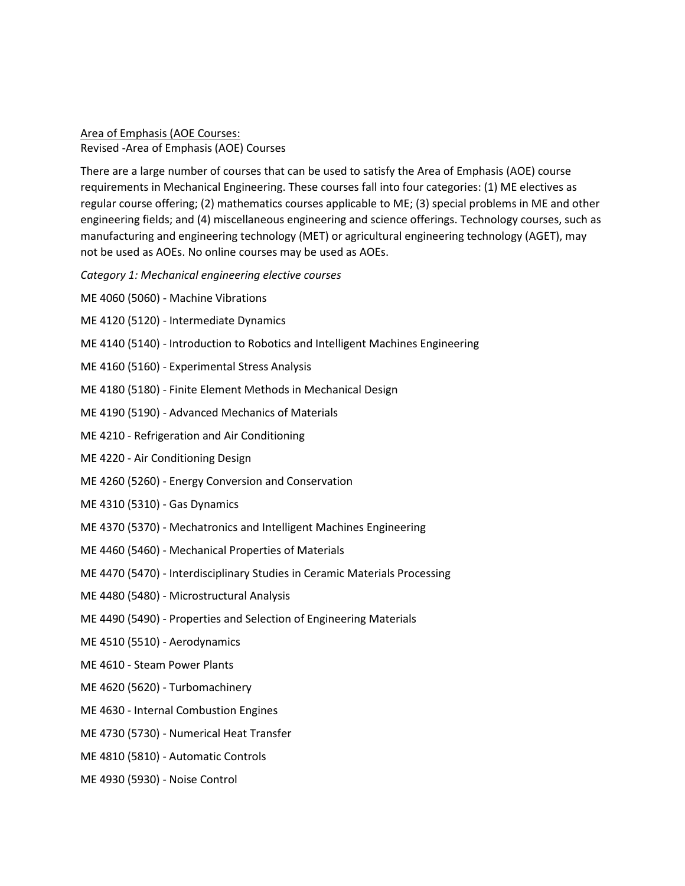Area of Emphasis (AOE Courses:

Revised -Area of Emphasis (AOE) Courses

There are a large number of courses that can be used to satisfy the Area of Emphasis (AOE) course requirements in Mechanical Engineering. These courses fall into four categories: (1) ME electives as regular course offering; (2) mathematics courses applicable to ME; (3) special problems in ME and other engineering fields; and (4) miscellaneous engineering and science offerings. Technology courses, such as manufacturing and engineering technology (MET) or agricultural engineering technology (AGET), may not be used as AOEs. No online courses may be used as AOEs.

*Category 1: Mechanical engineering elective courses*

ME 4060 (5060) - Machine Vibrations

ME 4120 (5120) - Intermediate Dynamics

ME 4140 (5140) - Introduction to Robotics and Intelligent Machines Engineering

ME 4160 (5160) - Experimental Stress Analysis

ME 4180 (5180) - Finite Element Methods in Mechanical Design

ME 4190 (5190) - Advanced Mechanics of Materials

ME 4210 - Refrigeration and Air Conditioning

ME 4220 - Air Conditioning Design

ME 4260 (5260) - Energy Conversion and Conservation

ME 4310 (5310) - Gas Dynamics

ME 4370 (5370) - Mechatronics and Intelligent Machines Engineering

ME 4460 (5460) - Mechanical Properties of Materials

ME 4470 (5470) - Interdisciplinary Studies in Ceramic Materials Processing

ME 4480 (5480) - Microstructural Analysis

ME 4490 (5490) - Properties and Selection of Engineering Materials

ME 4510 (5510) - Aerodynamics

ME 4610 - Steam Power Plants

ME 4620 (5620) - Turbomachinery

ME 4630 - Internal Combustion Engines

ME 4730 (5730) - Numerical Heat Transfer

ME 4810 (5810) - Automatic Controls

ME 4930 (5930) - Noise Control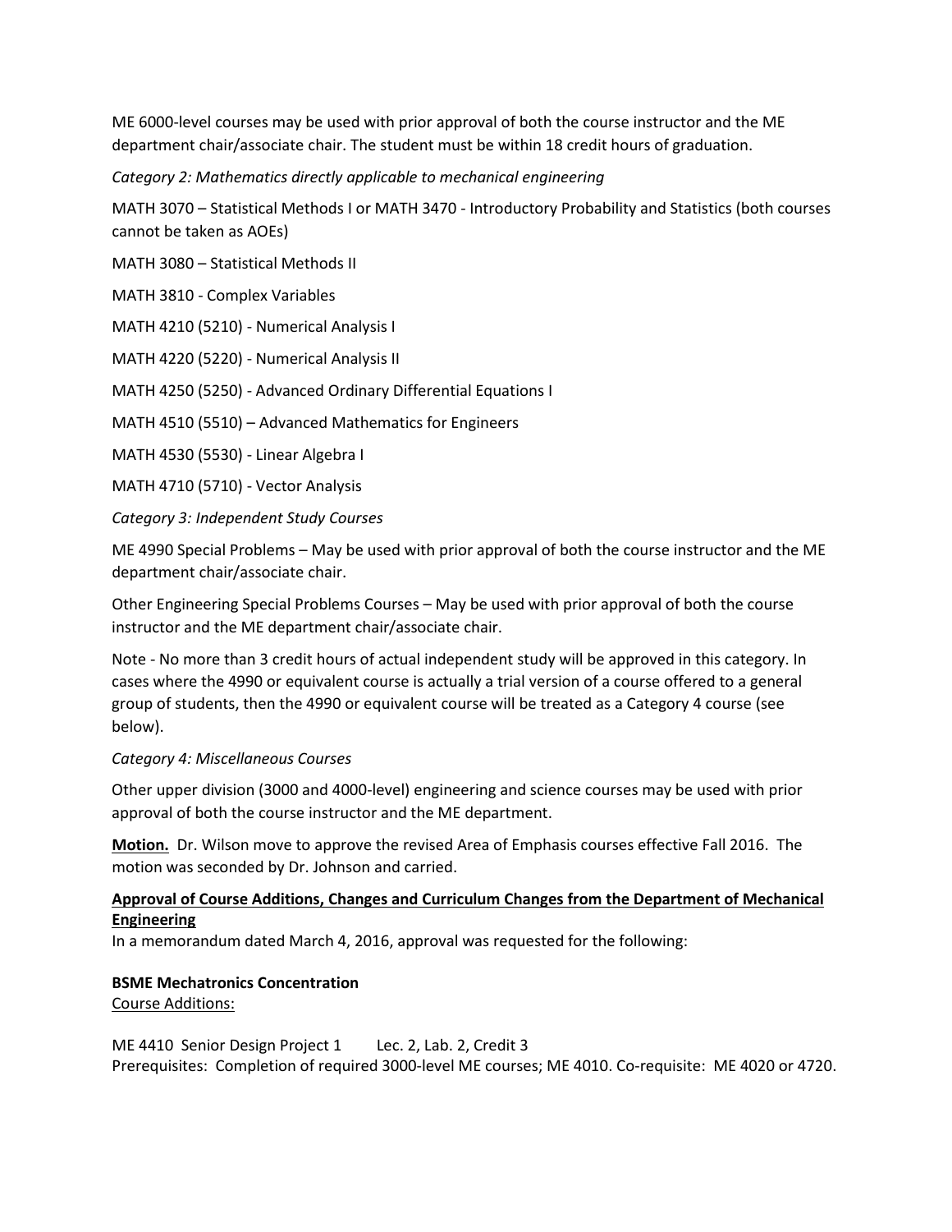ME 6000-level courses may be used with prior approval of both the course instructor and the ME department chair/associate chair. The student must be within 18 credit hours of graduation.

*Category 2: Mathematics directly applicable to mechanical engineering*

MATH 3070 – Statistical Methods I or MATH 3470 - Introductory Probability and Statistics (both courses cannot be taken as AOEs)

MATH 3080 – Statistical Methods II

MATH 3810 - Complex Variables

MATH 4210 (5210) - Numerical Analysis I

MATH 4220 (5220) - Numerical Analysis II

MATH 4250 (5250) - Advanced Ordinary Differential Equations I

MATH 4510 (5510) – Advanced Mathematics for Engineers

MATH 4530 (5530) - Linear Algebra I

MATH 4710 (5710) - Vector Analysis

*Category 3: Independent Study Courses*

ME 4990 Special Problems – May be used with prior approval of both the course instructor and the ME department chair/associate chair.

Other Engineering Special Problems Courses – May be used with prior approval of both the course instructor and the ME department chair/associate chair.

Note - No more than 3 credit hours of actual independent study will be approved in this category. In cases where the 4990 or equivalent course is actually a trial version of a course offered to a general group of students, then the 4990 or equivalent course will be treated as a Category 4 course (see below).

*Category 4: Miscellaneous Courses*

Other upper division (3000 and 4000-level) engineering and science courses may be used with prior approval of both the course instructor and the ME department.

**Motion.** Dr. Wilson move to approve the revised Area of Emphasis courses effective Fall 2016. The motion was seconded by Dr. Johnson and carried.

**Approval of Course Additions, Changes and Curriculum Changes from the Department of Mechanical Engineering**

In a memorandum dated March 4, 2016, approval was requested for the following:

**BSME Mechatronics Concentration**

Course Additions:

ME 4410 Senior Design Project 1 Lec. 2, Lab. 2, Credit 3
Prerequisites: Completion of required 3000-level ME courses; ME 4010. Co-requisite: ME 4020 or 4720.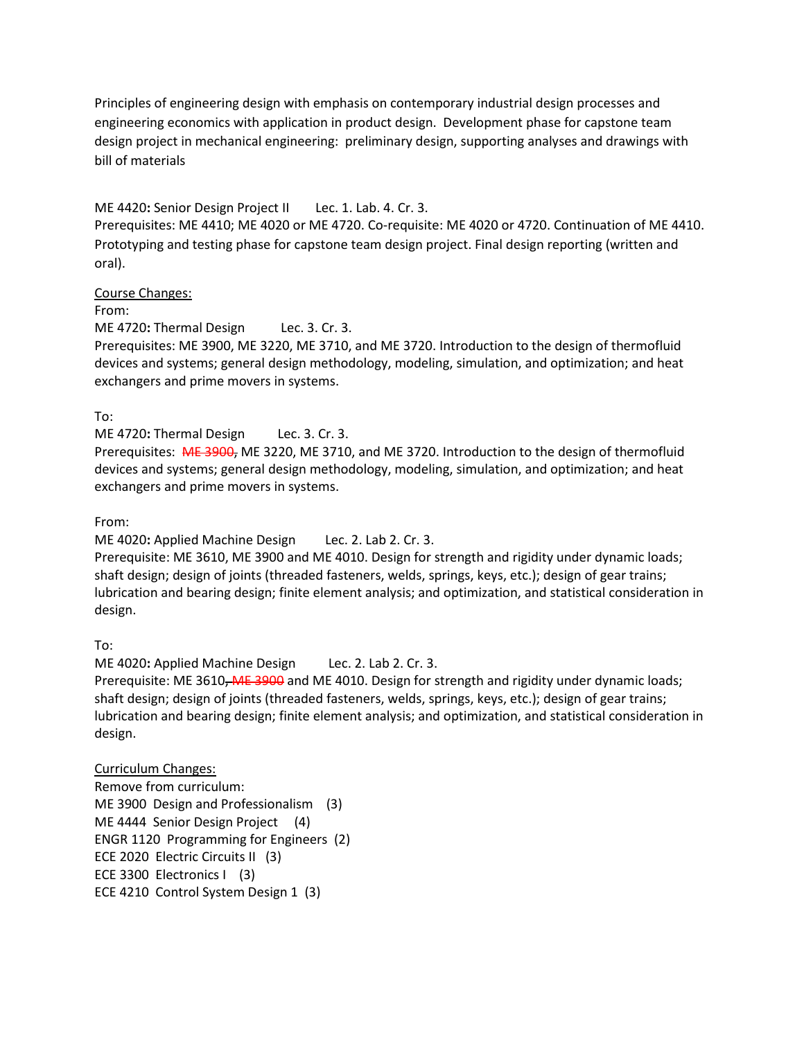Principles of engineering design with emphasis on contemporary industrial design processes and engineering economics with application in product design. Development phase for capstone team design project in mechanical engineering: preliminary design, supporting analyses and drawings with bill of materials

ME 4420**:** Senior Design Project II Lec. 1. Lab. 4. Cr. 3.
Prerequisites: ME 4410; ME 4020 or ME 4720. Co-requisite: ME 4020 or 4720. Continuation of ME 4410. Prototyping and testing phase for capstone team design project. Final design reporting (written and oral).

<u>Course Changes:</u>

From:

ME 4720**:** Thermal Design Lec. 3. Cr. 3.
Prerequisites: ME 3900, ME 3220, ME 3710, and ME 3720. Introduction to the design of thermofluid devices and systems; general design methodology, modeling, simulation, and optimization; and heat exchangers and prime movers in systems.

To:

ME 4720**:** Thermal Design Lec. 3. Cr. 3.
Prerequisites: ~~ME 3900,~~ ME 3220, ME 3710, and ME 3720. Introduction to the design of thermofluid devices and systems; general design methodology, modeling, simulation, and optimization; and heat exchangers and prime movers in systems.

From:

ME 4020**:** Applied Machine Design Lec. 2. Lab 2. Cr. 3.
Prerequisite: ME 3610, ME 3900 and ME 4010. Design for strength and rigidity under dynamic loads; shaft design; design of joints (threaded fasteners, welds, springs, keys, etc.); design of gear trains; lubrication and bearing design; finite element analysis; and optimization, and statistical consideration in design.

To:

ME 4020**:** Applied Machine Design Lec. 2. Lab 2. Cr. 3.
Prerequisite: ME 3610~~, ME 3900~~ and ME 4010. Design for strength and rigidity under dynamic loads; shaft design; design of joints (threaded fasteners, welds, springs, keys, etc.); design of gear trains; lubrication and bearing design; finite element analysis; and optimization, and statistical consideration in design.

<u>Curriculum Changes:</u>

Remove from curriculum:
ME 3900 Design and Professionalism (3)
ME 4444 Senior Design Project (4)
ENGR 1120 Programming for Engineers (2)
ECE 2020 Electric Circuits II (3)
ECE 3300 Electronics I (3)
ECE 4210 Control System Design 1 (3)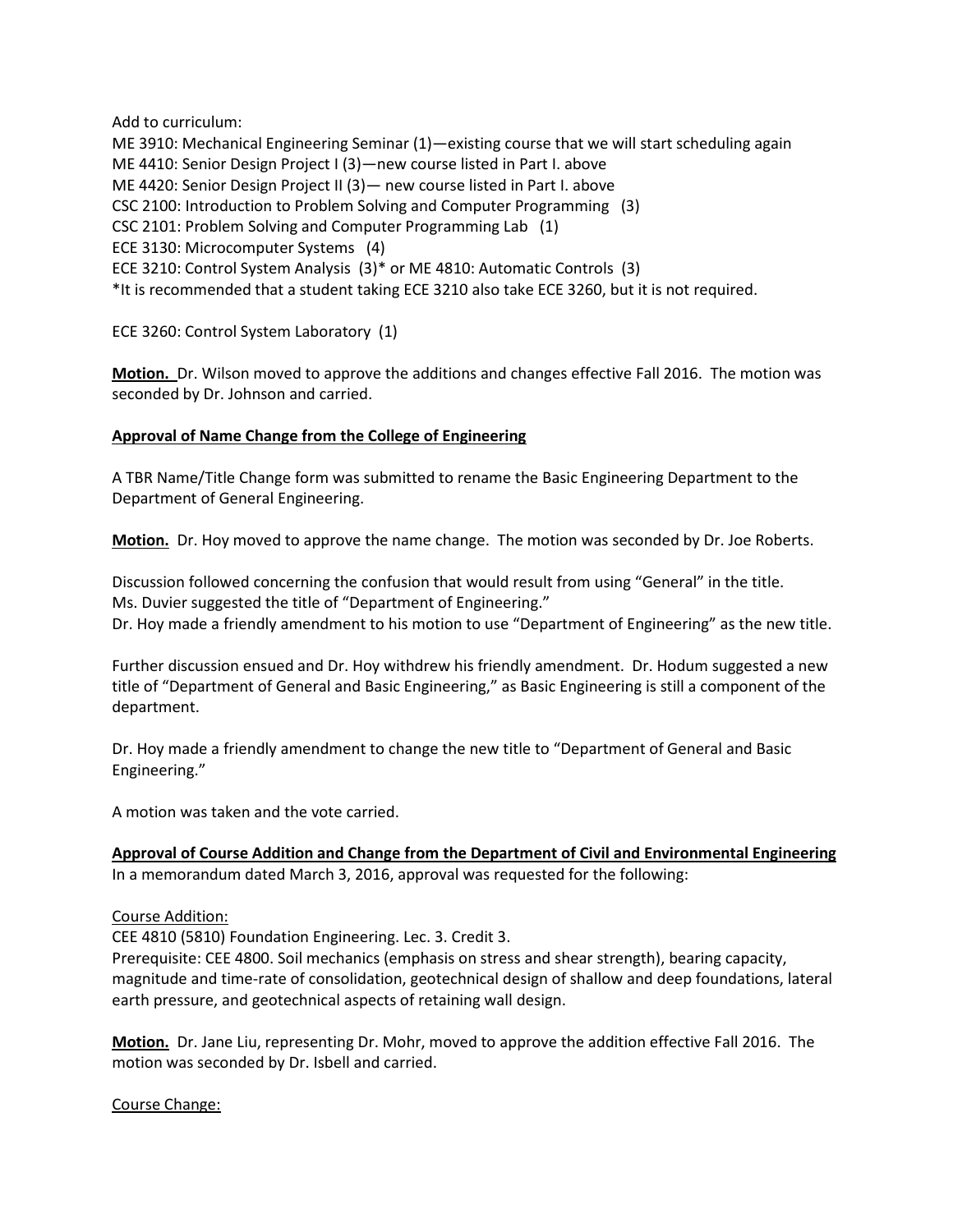Add to curriculum:
ME 3910: Mechanical Engineering Seminar (1)—existing course that we will start scheduling again
ME 4410: Senior Design Project I (3)—new course listed in Part I. above
ME 4420: Senior Design Project II (3)— new course listed in Part I. above
CSC 2100: Introduction to Problem Solving and Computer Programming (3)
CSC 2101: Problem Solving and Computer Programming Lab (1)
ECE 3130: Microcomputer Systems (4)
ECE 3210: Control System Analysis (3)* or ME 4810: Automatic Controls (3)
*It is recommended that a student taking ECE 3210 also take ECE 3260, but it is not required.

ECE 3260: Control System Laboratory (1)

**Motion.** Dr. Wilson moved to approve the additions and changes effective Fall 2016. The motion was seconded by Dr. Johnson and carried.

**Approval of Name Change from the College of Engineering**

A TBR Name/Title Change form was submitted to rename the Basic Engineering Department to the Department of General Engineering.

**Motion.** Dr. Hoy moved to approve the name change. The motion was seconded by Dr. Joe Roberts.

Discussion followed concerning the confusion that would result from using "General" in the title.
Ms. Duvier suggested the title of "Department of Engineering."
Dr. Hoy made a friendly amendment to his motion to use "Department of Engineering" as the new title.

Further discussion ensued and Dr. Hoy withdrew his friendly amendment. Dr. Hodum suggested a new title of "Department of General and Basic Engineering," as Basic Engineering is still a component of the department.

Dr. Hoy made a friendly amendment to change the new title to "Department of General and Basic Engineering."

A motion was taken and the vote carried.

**Approval of Course Addition and Change from the Department of Civil and Environmental Engineering**
In a memorandum dated March 3, 2016, approval was requested for the following:

Course Addition:
CEE 4810 (5810) Foundation Engineering. Lec. 3. Credit 3.
Prerequisite: CEE 4800. Soil mechanics (emphasis on stress and shear strength), bearing capacity, magnitude and time-rate of consolidation, geotechnical design of shallow and deep foundations, lateral earth pressure, and geotechnical aspects of retaining wall design.

**Motion.** Dr. Jane Liu, representing Dr. Mohr, moved to approve the addition effective Fall 2016. The motion was seconded by Dr. Isbell and carried.

Course Change: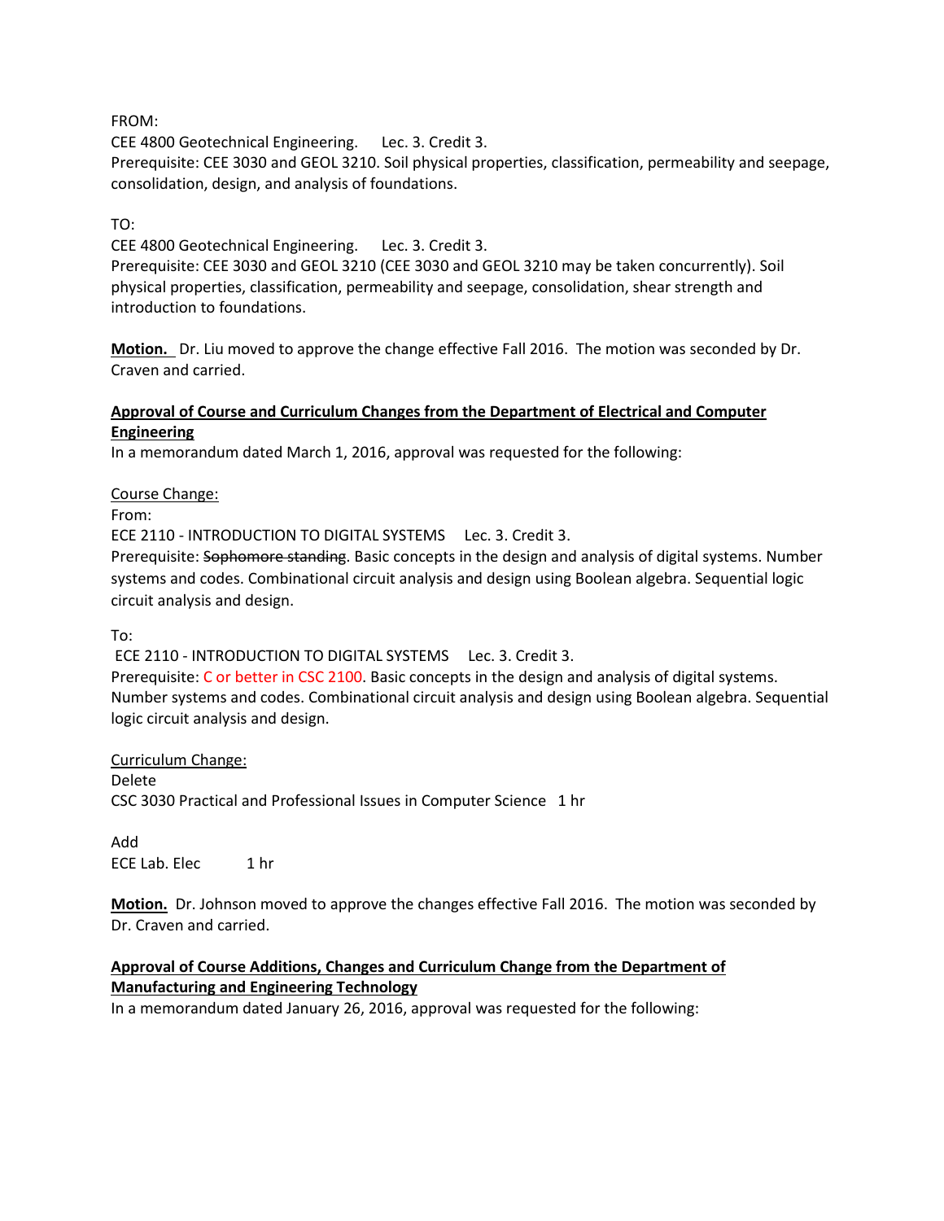FROM:
CEE 4800 Geotechnical Engineering.    Lec. 3. Credit 3.
Prerequisite: CEE 3030 and GEOL 3210. Soil physical properties, classification, permeability and seepage, consolidation, design, and analysis of foundations.

TO:
CEE 4800 Geotechnical Engineering.    Lec. 3. Credit 3.
Prerequisite: CEE 3030 and GEOL 3210 (CEE 3030 and GEOL 3210 may be taken concurrently). Soil physical properties, classification, permeability and seepage, consolidation, shear strength and introduction to foundations.

**Motion.** Dr. Liu moved to approve the change effective Fall 2016. The motion was seconded by Dr. Craven and carried.

**Approval of Course and Curriculum Changes from the Department of Electrical and Computer Engineering**
In a memorandum dated March 1, 2016, approval was requested for the following:

Course Change:
From:
ECE 2110 - INTRODUCTION TO DIGITAL SYSTEMS    Lec. 3. Credit 3.
Prerequisite: ~~Sophomore standing~~. Basic concepts in the design and analysis of digital systems. Number systems and codes. Combinational circuit analysis and design using Boolean algebra. Sequential logic circuit analysis and design.

To:
ECE 2110 - INTRODUCTION TO DIGITAL SYSTEMS    Lec. 3. Credit 3.
Prerequisite: C or better in CSC 2100. Basic concepts in the design and analysis of digital systems. Number systems and codes. Combinational circuit analysis and design using Boolean algebra. Sequential logic circuit analysis and design.

Curriculum Change:
Delete
CSC 3030 Practical and Professional Issues in Computer Science   1 hr

Add
ECE Lab. Elec    1 hr

**Motion.** Dr. Johnson moved to approve the changes effective Fall 2016. The motion was seconded by Dr. Craven and carried.

**Approval of Course Additions, Changes and Curriculum Change from the Department of Manufacturing and Engineering Technology**
In a memorandum dated January 26, 2016, approval was requested for the following: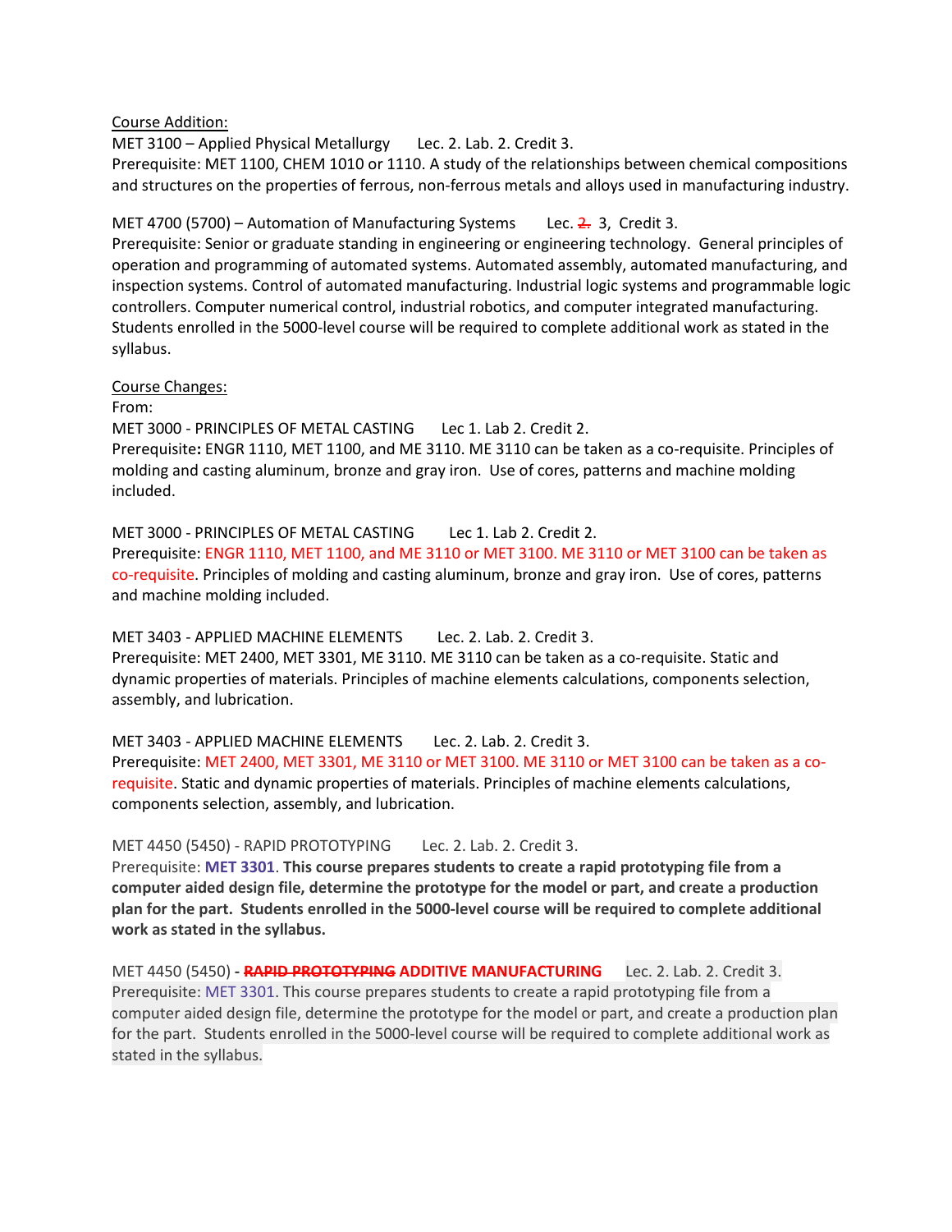<u>Course Addition:</u>

MET 3100 – Applied Physical Metallurgy Lec. 2. Lab. 2. Credit 3.
Prerequisite: MET 1100, CHEM 1010 or 1110. A study of the relationships between chemical compositions and structures on the properties of ferrous, non-ferrous metals and alloys used in manufacturing industry.

MET 4700 (5700) – Automation of Manufacturing Systems Lec. ~~2.~~ 3, Credit 3.
Prerequisite: Senior or graduate standing in engineering or engineering technology. General principles of operation and programming of automated systems. Automated assembly, automated manufacturing, and inspection systems. Control of automated manufacturing. Industrial logic systems and programmable logic controllers. Computer numerical control, industrial robotics, and computer integrated manufacturing. Students enrolled in the 5000-level course will be required to complete additional work as stated in the syllabus.

<u>Course Changes:</u>

From:

MET 3000 - PRINCIPLES OF METAL CASTING Lec 1. Lab 2. Credit 2.
Prerequisite**:** ENGR 1110, MET 1100, and ME 3110. ME 3110 can be taken as a co-requisite. Principles of molding and casting aluminum, bronze and gray iron. Use of cores, patterns and machine molding included.

MET 3000 - PRINCIPLES OF METAL CASTING Lec 1. Lab 2. Credit 2.
Prerequisite: ENGR 1110, MET 1100, and ME 3110 or MET 3100. ME 3110 or MET 3100 can be taken as co-requisite. Principles of molding and casting aluminum, bronze and gray iron. Use of cores, patterns and machine molding included.

MET 3403 - APPLIED MACHINE ELEMENTS Lec. 2. Lab. 2. Credit 3.
Prerequisite: MET 2400, MET 3301, ME 3110. ME 3110 can be taken as a co-requisite. Static and dynamic properties of materials. Principles of machine elements calculations, components selection, assembly, and lubrication.

MET 3403 - APPLIED MACHINE ELEMENTS Lec. 2. Lab. 2. Credit 3.
Prerequisite: MET 2400, MET 3301, ME 3110 or MET 3100. ME 3110 or MET 3100 can be taken as a co-requisite. Static and dynamic properties of materials. Principles of machine elements calculations, components selection, assembly, and lubrication.

MET 4450 (5450) - RAPID PROTOTYPING Lec. 2. Lab. 2. Credit 3.
Prerequisite: **MET 3301**. **This course prepares students to create a rapid prototyping file from a computer aided design file, determine the prototype for the model or part, and create a production plan for the part. Students enrolled in the 5000-level course will be required to complete additional work as stated in the syllabus.**

MET 4450 (5450) - ~~**RAPID PROTOTYPING**~~ **ADDITIVE MANUFACTURING** Lec. 2. Lab. 2. Credit 3.
Prerequisite: MET 3301. This course prepares students to create a rapid prototyping file from a computer aided design file, determine the prototype for the model or part, and create a production plan for the part. Students enrolled in the 5000-level course will be required to complete additional work as stated in the syllabus.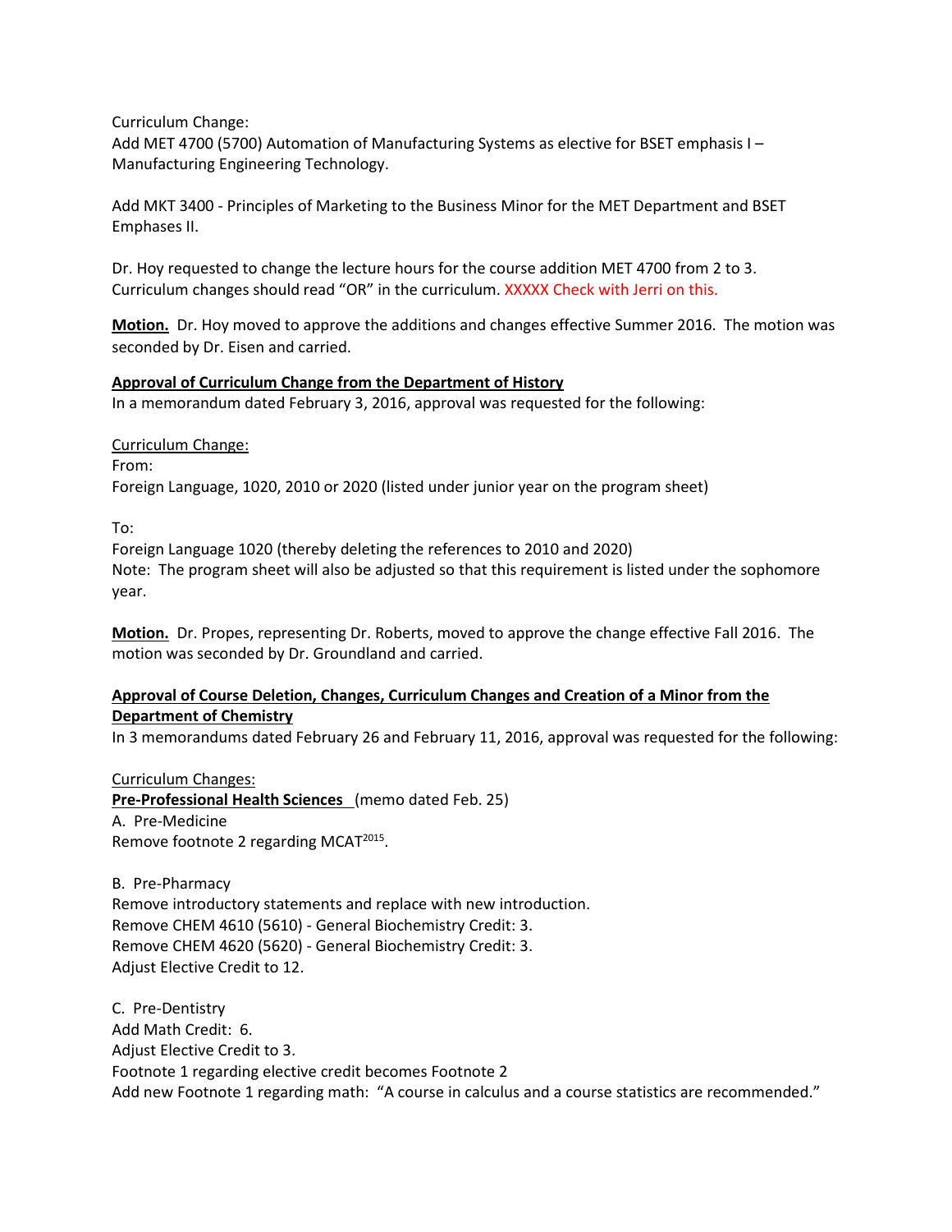Curriculum Change:
Add MET 4700 (5700) Automation of Manufacturing Systems as elective for BSET emphasis I – Manufacturing Engineering Technology.

Add MKT 3400 - Principles of Marketing to the Business Minor for the MET Department and BSET Emphases II.

Dr. Hoy requested to change the lecture hours for the course addition MET 4700 from 2 to 3. Curriculum changes should read "OR" in the curriculum. XXXXX Check with Jerri on this.

**Motion.** Dr. Hoy moved to approve the additions and changes effective Summer 2016. The motion was seconded by Dr. Eisen and carried.

**Approval of Curriculum Change from the Department of History**
In a memorandum dated February 3, 2016, approval was requested for the following:

Curriculum Change:
From:
Foreign Language, 1020, 2010 or 2020 (listed under junior year on the program sheet)

To:
Foreign Language 1020 (thereby deleting the references to 2010 and 2020)
Note: The program sheet will also be adjusted so that this requirement is listed under the sophomore year.

**Motion.** Dr. Propes, representing Dr. Roberts, moved to approve the change effective Fall 2016. The motion was seconded by Dr. Groundland and carried.

**Approval of Course Deletion, Changes, Curriculum Changes and Creation of a Minor from the Department of Chemistry**
In 3 memorandums dated February 26 and February 11, 2016, approval was requested for the following:

Curriculum Changes:
**Pre-Professional Health Sciences** (memo dated Feb. 25)
A. Pre-Medicine
Remove footnote 2 regarding MCAT[2015].

B. Pre-Pharmacy
Remove introductory statements and replace with new introduction.
Remove CHEM 4610 (5610) - General Biochemistry Credit: 3.
Remove CHEM 4620 (5620) - General Biochemistry Credit: 3.
Adjust Elective Credit to 12.

C. Pre-Dentistry
Add Math Credit: 6.
Adjust Elective Credit to 3.
Footnote 1 regarding elective credit becomes Footnote 2
Add new Footnote 1 regarding math: "A course in calculus and a course statistics are recommended."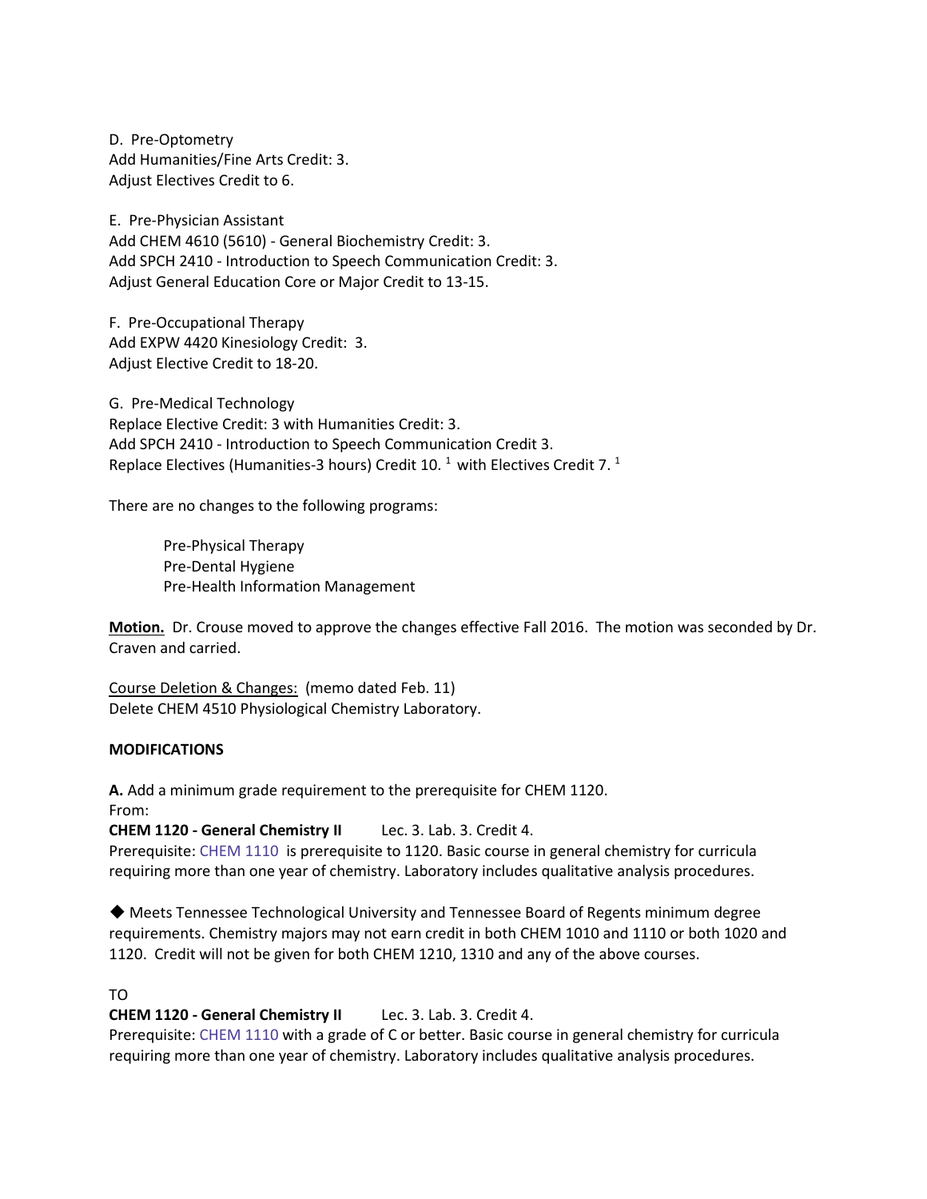D. Pre-Optometry
Add Humanities/Fine Arts Credit: 3.
Adjust Electives Credit to 6.

E. Pre-Physician Assistant
Add CHEM 4610 (5610) - General Biochemistry Credit: 3.
Add SPCH 2410 - Introduction to Speech Communication Credit: 3.
Adjust General Education Core or Major Credit to 13-15.

F. Pre-Occupational Therapy
Add EXPW 4420 Kinesiology Credit: 3.
Adjust Elective Credit to 18-20.

G. Pre-Medical Technology
Replace Elective Credit: 3 with Humanities Credit: 3.
Add SPCH 2410 - Introduction to Speech Communication Credit 3.
Replace Electives (Humanities-3 hours) Credit 10. [1] with Electives Credit 7. [1]

There are no changes to the following programs:

Pre-Physical Therapy
Pre-Dental Hygiene
Pre-Health Information Management

**Motion.** Dr. Crouse moved to approve the changes effective Fall 2016. The motion was seconded by Dr. Craven and carried.

Course Deletion & Changes: (memo dated Feb. 11)
Delete CHEM 4510 Physiological Chemistry Laboratory.

**MODIFICATIONS**

**A.** Add a minimum grade requirement to the prerequisite for CHEM 1120.
From:
**CHEM 1120 - General Chemistry II** Lec. 3. Lab. 3. Credit 4.
Prerequisite: CHEM 1110 is prerequisite to 1120. Basic course in general chemistry for curricula requiring more than one year of chemistry. Laboratory includes qualitative analysis procedures.

◆ Meets Tennessee Technological University and Tennessee Board of Regents minimum degree requirements. Chemistry majors may not earn credit in both CHEM 1010 and 1110 or both 1020 and 1120. Credit will not be given for both CHEM 1210, 1310 and any of the above courses.

TO
**CHEM 1120 - General Chemistry II** Lec. 3. Lab. 3. Credit 4.
Prerequisite: CHEM 1110 with a grade of C or better. Basic course in general chemistry for curricula requiring more than one year of chemistry. Laboratory includes qualitative analysis procedures.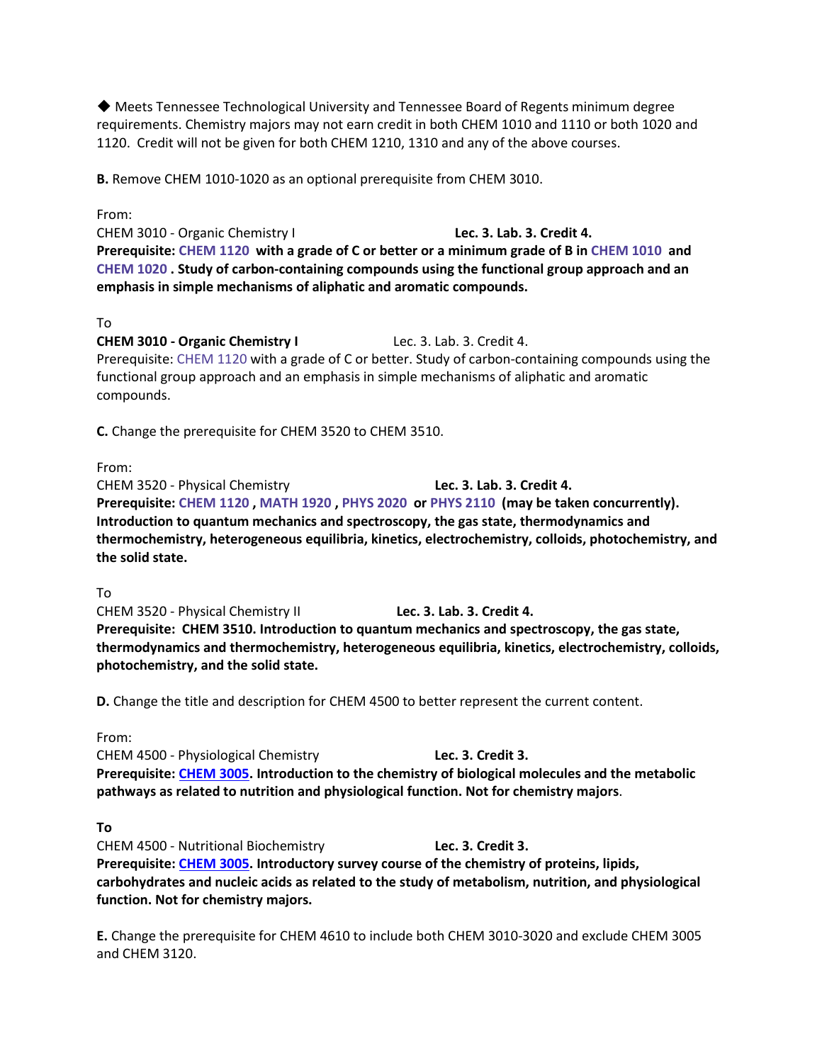◆ Meets Tennessee Technological University and Tennessee Board of Regents minimum degree requirements. Chemistry majors may not earn credit in both CHEM 1010 and 1110 or both 1020 and 1120. Credit will not be given for both CHEM 1210, 1310 and any of the above courses.

**B.** Remove CHEM 1010-1020 as an optional prerequisite from CHEM 3010.

From:
CHEM 3010 - Organic Chemistry I **Lec. 3. Lab. 3. Credit 4.**
**Prerequisite: CHEM 1120 with a grade of C or better or a minimum grade of B in CHEM 1010 and CHEM 1020 . Study of carbon-containing compounds using the functional group approach and an emphasis in simple mechanisms of aliphatic and aromatic compounds.**

To
**CHEM 3010 - Organic Chemistry I** Lec. 3. Lab. 3. Credit 4.
Prerequisite: CHEM 1120 with a grade of C or better. Study of carbon-containing compounds using the functional group approach and an emphasis in simple mechanisms of aliphatic and aromatic compounds.

**C.** Change the prerequisite for CHEM 3520 to CHEM 3510.

From:
CHEM 3520 - Physical Chemistry **Lec. 3. Lab. 3. Credit 4.**
**Prerequisite: CHEM 1120 , MATH 1920 , PHYS 2020 or PHYS 2110 (may be taken concurrently). Introduction to quantum mechanics and spectroscopy, the gas state, thermodynamics and thermochemistry, heterogeneous equilibria, kinetics, electrochemistry, colloids, photochemistry, and the solid state.**

To
CHEM 3520 - Physical Chemistry II **Lec. 3. Lab. 3. Credit 4.**
**Prerequisite: CHEM 3510. Introduction to quantum mechanics and spectroscopy, the gas state, thermodynamics and thermochemistry, heterogeneous equilibria, kinetics, electrochemistry, colloids, photochemistry, and the solid state.**

**D.** Change the title and description for CHEM 4500 to better represent the current content.

From:
CHEM 4500 - Physiological Chemistry **Lec. 3. Credit 3.**
**Prerequisite: CHEM 3005. Introduction to the chemistry of biological molecules and the metabolic pathways as related to nutrition and physiological function. Not for chemistry majors**.

**To**
CHEM 4500 - Nutritional Biochemistry **Lec. 3. Credit 3.**
**Prerequisite: CHEM 3005. Introductory survey course of the chemistry of proteins, lipids, carbohydrates and nucleic acids as related to the study of metabolism, nutrition, and physiological function. Not for chemistry majors.**

**E.** Change the prerequisite for CHEM 4610 to include both CHEM 3010-3020 and exclude CHEM 3005 and CHEM 3120.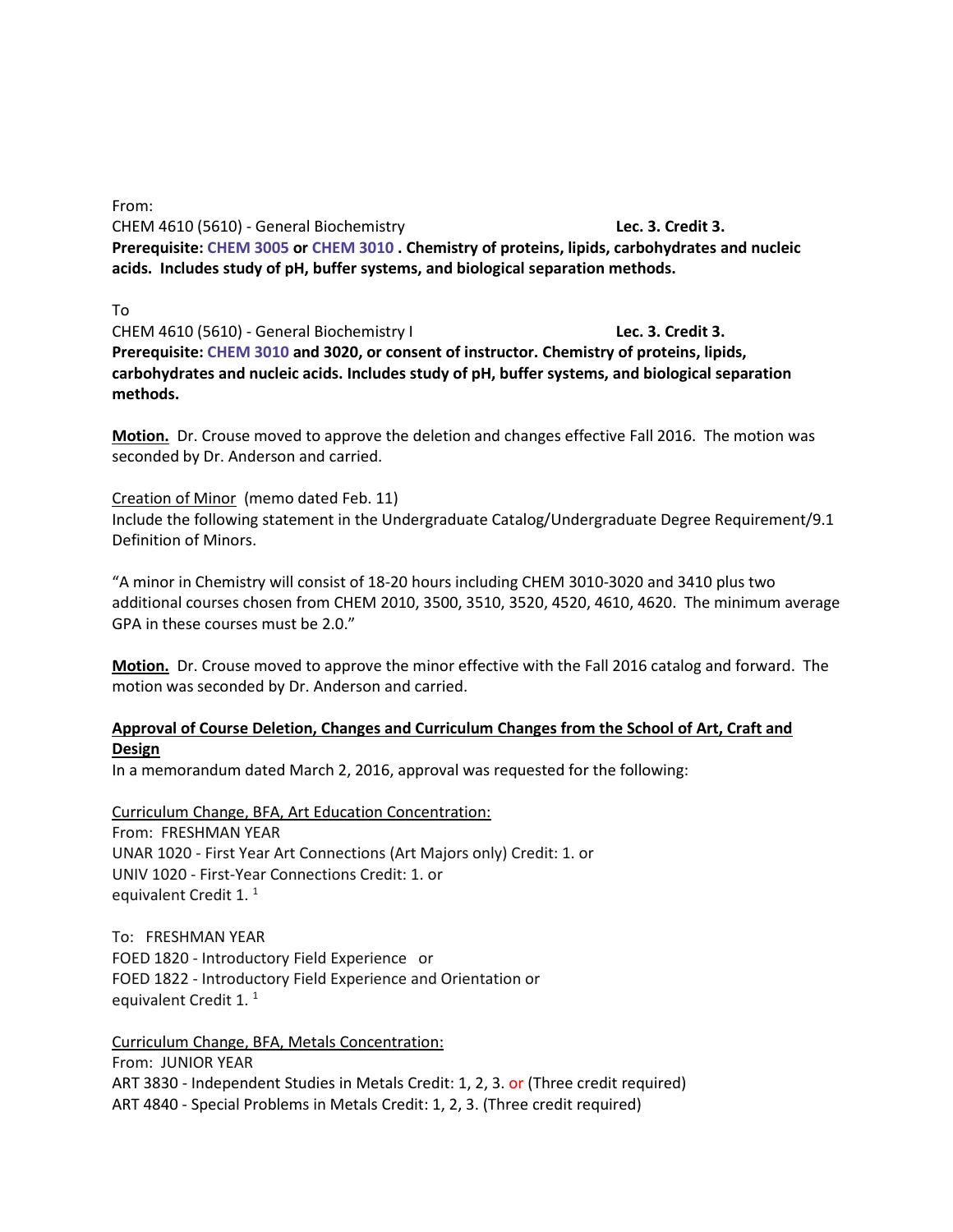From:
CHEM 4610 (5610) - General Biochemistry **Lec. 3. Credit 3.**
**Prerequisite: CHEM 3005 or CHEM 3010 . Chemistry of proteins, lipids, carbohydrates and nucleic acids. Includes study of pH, buffer systems, and biological separation methods.**

To
CHEM 4610 (5610) - General Biochemistry I **Lec. 3. Credit 3.**
**Prerequisite: CHEM 3010 and 3020, or consent of instructor. Chemistry of proteins, lipids, carbohydrates and nucleic acids. Includes study of pH, buffer systems, and biological separation methods.**

**Motion.** Dr. Crouse moved to approve the deletion and changes effective Fall 2016. The motion was seconded by Dr. Anderson and carried.

Creation of Minor (memo dated Feb. 11)
Include the following statement in the Undergraduate Catalog/Undergraduate Degree Requirement/9.1 Definition of Minors.

"A minor in Chemistry will consist of 18-20 hours including CHEM 3010-3020 and 3410 plus two additional courses chosen from CHEM 2010, 3500, 3510, 3520, 4520, 4610, 4620. The minimum average GPA in these courses must be 2.0."

**Motion.** Dr. Crouse moved to approve the minor effective with the Fall 2016 catalog and forward. The motion was seconded by Dr. Anderson and carried.

**Approval of Course Deletion, Changes and Curriculum Changes from the School of Art, Craft and Design**
In a memorandum dated March 2, 2016, approval was requested for the following:

Curriculum Change, BFA, Art Education Concentration:
From: FRESHMAN YEAR
UNAR 1020 - First Year Art Connections (Art Majors only) Credit: 1. or
UNIV 1020 - First-Year Connections Credit: 1. or
equivalent Credit 1. [1]

To: FRESHMAN YEAR
FOED 1820 - Introductory Field Experience or
FOED 1822 - Introductory Field Experience and Orientation or
equivalent Credit 1. [1]

Curriculum Change, BFA, Metals Concentration:
From: JUNIOR YEAR
ART 3830 - Independent Studies in Metals Credit: 1, 2, 3. or (Three credit required)
ART 4840 - Special Problems in Metals Credit: 1, 2, 3. (Three credit required)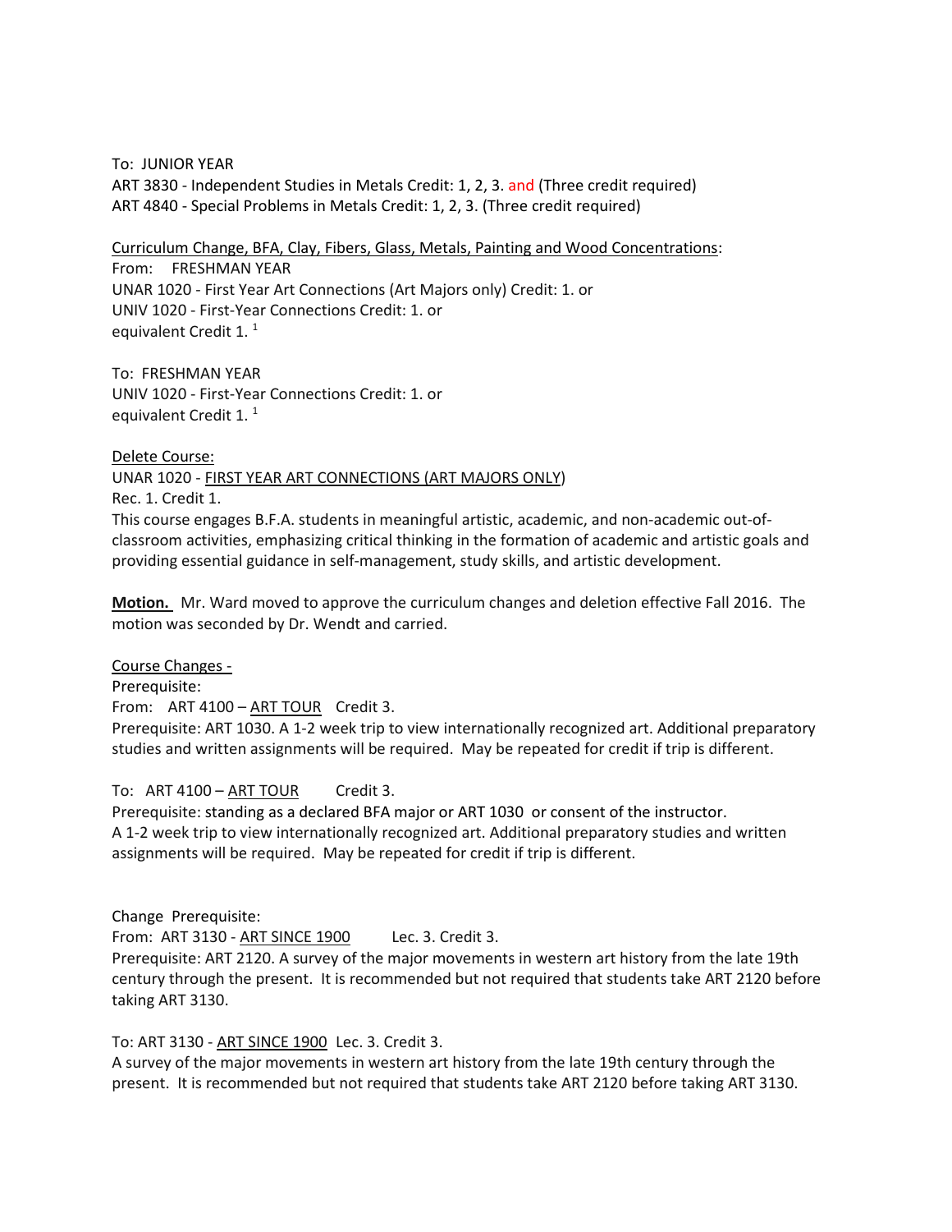To: JUNIOR YEAR
ART 3830 - Independent Studies in Metals Credit: 1, 2, 3. and (Three credit required)
ART 4840 - Special Problems in Metals Credit: 1, 2, 3. (Three credit required)

Curriculum Change, BFA, Clay, Fibers, Glass, Metals, Painting and Wood Concentrations:
From: FRESHMAN YEAR
UNAR 1020 - First Year Art Connections (Art Majors only) Credit: 1. or
UNIV 1020 - First-Year Connections Credit: 1. or
equivalent Credit 1. [1]

To: FRESHMAN YEAR
UNIV 1020 - First-Year Connections Credit: 1. or
equivalent Credit 1. [1]

Delete Course:
UNAR 1020 - FIRST YEAR ART CONNECTIONS (ART MAJORS ONLY)
Rec. 1. Credit 1.
This course engages B.F.A. students in meaningful artistic, academic, and non-academic out-of-classroom activities, emphasizing critical thinking in the formation of academic and artistic goals and providing essential guidance in self-management, study skills, and artistic development.

**Motion.** Mr. Ward moved to approve the curriculum changes and deletion effective Fall 2016. The motion was seconded by Dr. Wendt and carried.

Course Changes -
Prerequisite:
From: ART 4100 – ART TOUR Credit 3.
Prerequisite: ART 1030. A 1-2 week trip to view internationally recognized art. Additional preparatory studies and written assignments will be required. May be repeated for credit if trip is different.

To: ART 4100 – ART TOUR Credit 3.
Prerequisite: standing as a declared BFA major or ART 1030 or consent of the instructor.
A 1-2 week trip to view internationally recognized art. Additional preparatory studies and written assignments will be required. May be repeated for credit if trip is different.

Change Prerequisite:
From: ART 3130 - ART SINCE 1900 Lec. 3. Credit 3.
Prerequisite: ART 2120. A survey of the major movements in western art history from the late 19th century through the present. It is recommended but not required that students take ART 2120 before taking ART 3130.

To: ART 3130 - ART SINCE 1900 Lec. 3. Credit 3.
A survey of the major movements in western art history from the late 19th century through the present. It is recommended but not required that students take ART 2120 before taking ART 3130.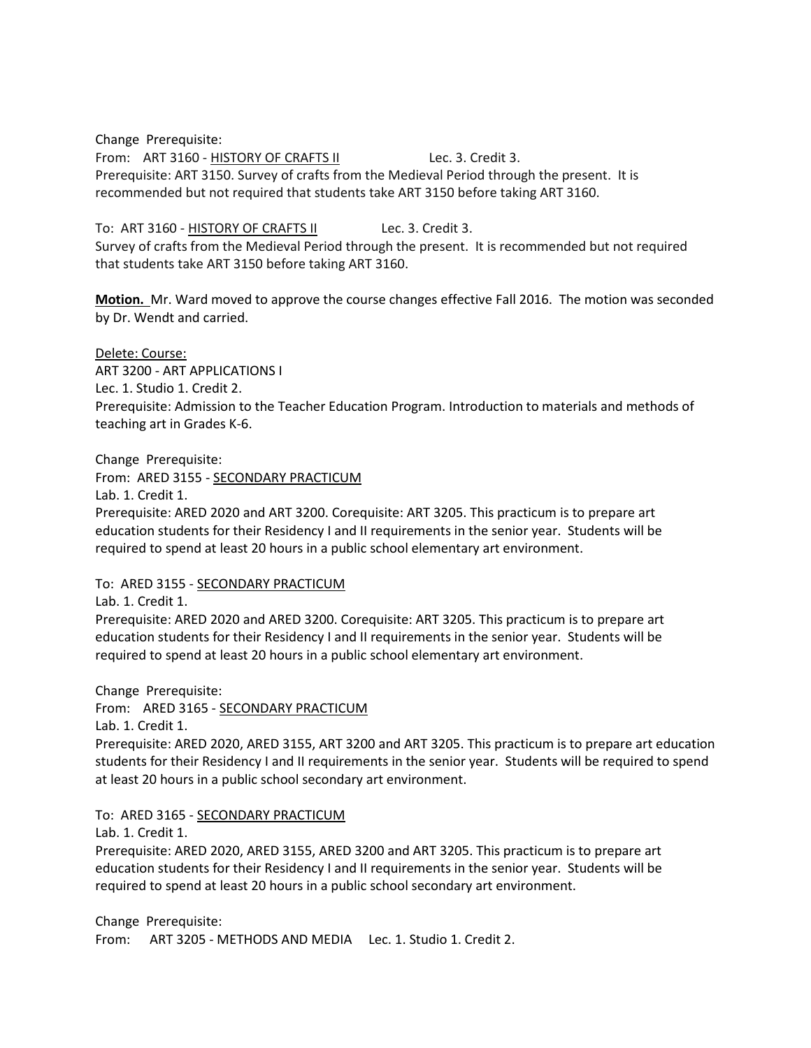Change Prerequisite:
From: ART 3160 - HISTORY OF CRAFTS II Lec. 3. Credit 3.
Prerequisite: ART 3150. Survey of crafts from the Medieval Period through the present. It is recommended but not required that students take ART 3150 before taking ART 3160.

To: ART 3160 - HISTORY OF CRAFTS II Lec. 3. Credit 3.
Survey of crafts from the Medieval Period through the present. It is recommended but not required that students take ART 3150 before taking ART 3160.

**Motion.** Mr. Ward moved to approve the course changes effective Fall 2016. The motion was seconded by Dr. Wendt and carried.

Delete: Course:
ART 3200 - ART APPLICATIONS I
Lec. 1. Studio 1. Credit 2.
Prerequisite: Admission to the Teacher Education Program. Introduction to materials and methods of teaching art in Grades K-6.

Change Prerequisite:
From: ARED 3155 - SECONDARY PRACTICUM
Lab. 1. Credit 1.
Prerequisite: ARED 2020 and ART 3200. Corequisite: ART 3205. This practicum is to prepare art education students for their Residency I and II requirements in the senior year. Students will be required to spend at least 20 hours in a public school elementary art environment.

To: ARED 3155 - SECONDARY PRACTICUM
Lab. 1. Credit 1.
Prerequisite: ARED 2020 and ARED 3200. Corequisite: ART 3205. This practicum is to prepare art education students for their Residency I and II requirements in the senior year. Students will be required to spend at least 20 hours in a public school elementary art environment.

Change Prerequisite:
From: ARED 3165 - SECONDARY PRACTICUM
Lab. 1. Credit 1.
Prerequisite: ARED 2020, ARED 3155, ART 3200 and ART 3205. This practicum is to prepare art education students for their Residency I and II requirements in the senior year. Students will be required to spend at least 20 hours in a public school secondary art environment.

To: ARED 3165 - SECONDARY PRACTICUM
Lab. 1. Credit 1.
Prerequisite: ARED 2020, ARED 3155, ARED 3200 and ART 3205. This practicum is to prepare art education students for their Residency I and II requirements in the senior year. Students will be required to spend at least 20 hours in a public school secondary art environment.

Change Prerequisite:
From: ART 3205 - METHODS AND MEDIA Lec. 1. Studio 1. Credit 2.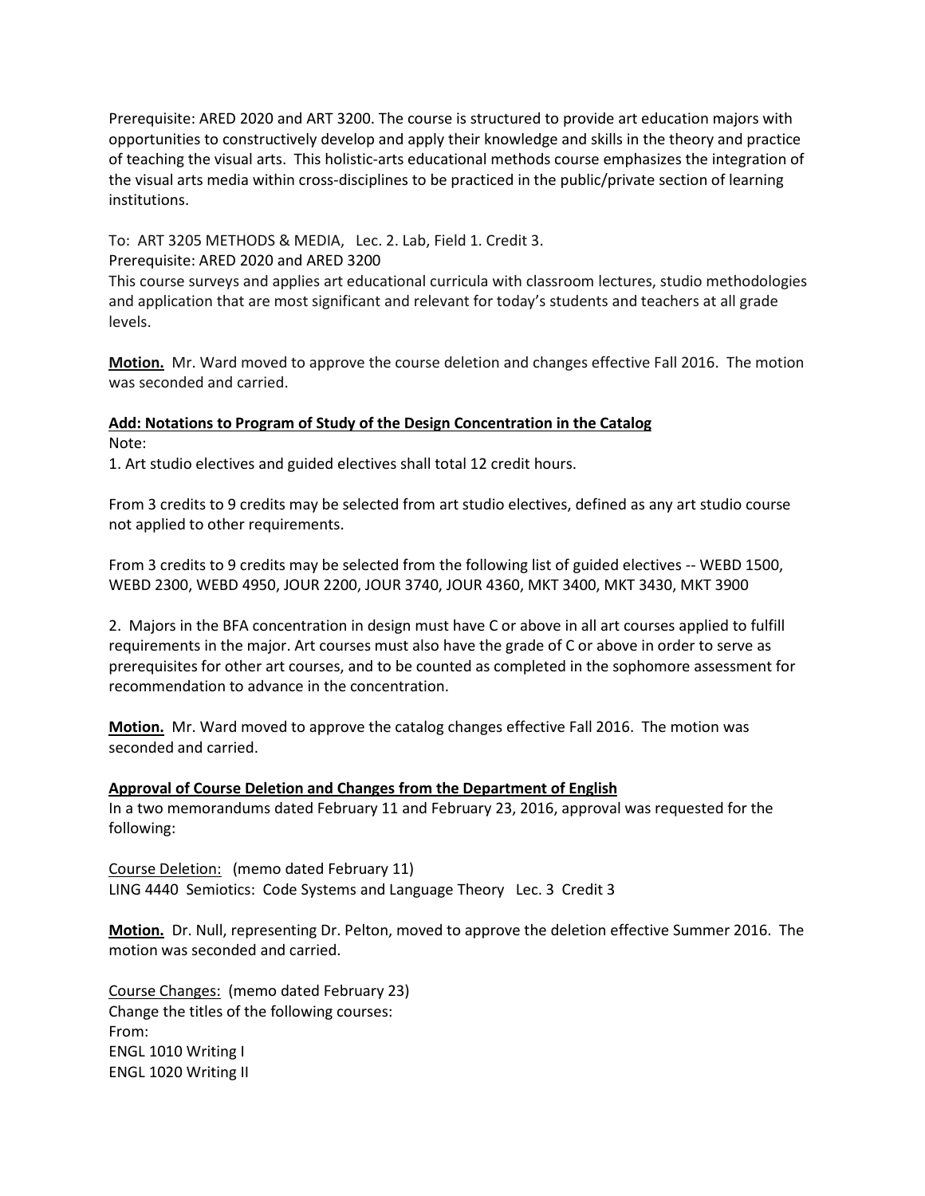Prerequisite: ARED 2020 and ART 3200. The course is structured to provide art education majors with opportunities to constructively develop and apply their knowledge and skills in the theory and practice of teaching the visual arts. This holistic-arts educational methods course emphasizes the integration of the visual arts media within cross-disciplines to be practiced in the public/private section of learning institutions.

To: ART 3205 METHODS & MEDIA, Lec. 2. Lab, Field 1. Credit 3.
Prerequisite: ARED 2020 and ARED 3200
This course surveys and applies art educational curricula with classroom lectures, studio methodologies and application that are most significant and relevant for today's students and teachers at all grade levels.

**Motion.** Mr. Ward moved to approve the course deletion and changes effective Fall 2016. The motion was seconded and carried.

**Add: Notations to Program of Study of the Design Concentration in the Catalog**

Note:

1. Art studio electives and guided electives shall total 12 credit hours.

From 3 credits to 9 credits may be selected from art studio electives, defined as any art studio course not applied to other requirements.

From 3 credits to 9 credits may be selected from the following list of guided electives -- WEBD 1500, WEBD 2300, WEBD 4950, JOUR 2200, JOUR 3740, JOUR 4360, MKT 3400, MKT 3430, MKT 3900

2. Majors in the BFA concentration in design must have C or above in all art courses applied to fulfill requirements in the major. Art courses must also have the grade of C or above in order to serve as prerequisites for other art courses, and to be counted as completed in the sophomore assessment for recommendation to advance in the concentration.

**Motion.** Mr. Ward moved to approve the catalog changes effective Fall 2016. The motion was seconded and carried.

**Approval of Course Deletion and Changes from the Department of English**

In a two memorandums dated February 11 and February 23, 2016, approval was requested for the following:

Course Deletion: (memo dated February 11)
LING 4440 Semiotics: Code Systems and Language Theory Lec. 3 Credit 3

**Motion.** Dr. Null, representing Dr. Pelton, moved to approve the deletion effective Summer 2016. The motion was seconded and carried.

Course Changes: (memo dated February 23)
Change the titles of the following courses:
From:
ENGL 1010 Writing I
ENGL 1020 Writing II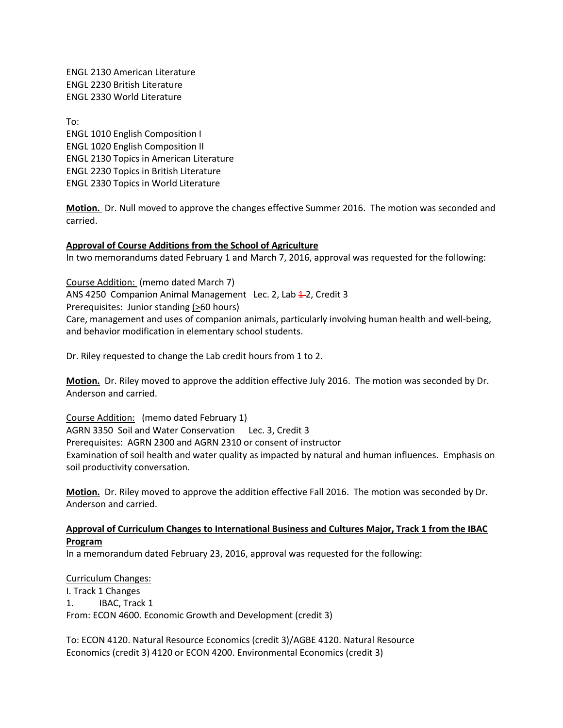ENGL 2130 American Literature
ENGL 2230 British Literature
ENGL 2330 World Literature

To:
ENGL 1010 English Composition I
ENGL 1020 English Composition II
ENGL 2130 Topics in American Literature
ENGL 2230 Topics in British Literature
ENGL 2330 Topics in World Literature

**Motion.** Dr. Null moved to approve the changes effective Summer 2016. The motion was seconded and carried.

**Approval of Course Additions from the School of Agriculture**

In two memorandums dated February 1 and March 7, 2016, approval was requested for the following:

Course Addition: (memo dated March 7)
ANS 4250 Companion Animal Management Lec. 2, Lab ~~1~~ 2, Credit 3
Prerequisites: Junior standing (>60 hours)
Care, management and uses of companion animals, particularly involving human health and well-being, and behavior modification in elementary school students.

Dr. Riley requested to change the Lab credit hours from 1 to 2.

**Motion.** Dr. Riley moved to approve the addition effective July 2016. The motion was seconded by Dr. Anderson and carried.

Course Addition: (memo dated February 1)
AGRN 3350 Soil and Water Conservation Lec. 3, Credit 3
Prerequisites: AGRN 2300 and AGRN 2310 or consent of instructor
Examination of soil health and water quality as impacted by natural and human influences. Emphasis on soil productivity conversation.

**Motion.** Dr. Riley moved to approve the addition effective Fall 2016. The motion was seconded by Dr. Anderson and carried.

**Approval of Curriculum Changes to International Business and Cultures Major, Track 1 from the IBAC Program**

In a memorandum dated February 23, 2016, approval was requested for the following:

Curriculum Changes:
I. Track 1 Changes
1. IBAC, Track 1
From: ECON 4600. Economic Growth and Development (credit 3)

To: ECON 4120. Natural Resource Economics (credit 3)/AGBE 4120. Natural Resource Economics (credit 3) 4120 or ECON 4200. Environmental Economics (credit 3)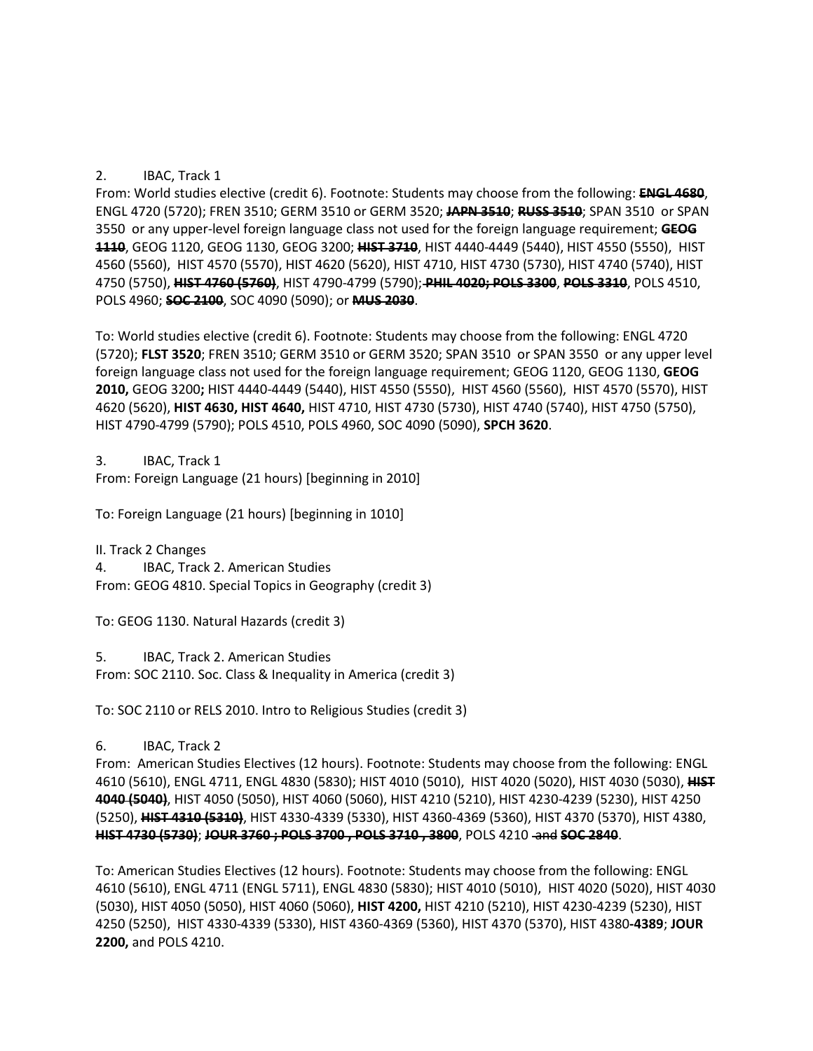2. IBAC, Track 1

From: World studies elective (credit 6). Footnote: Students may choose from the following: ~~**ENGL 4680**~~, ENGL 4720 (5720); FREN 3510; GERM 3510 or GERM 3520; ~~**JAPN 3510**~~; ~~**RUSS 3510**~~; SPAN 3510 or SPAN 3550 or any upper-level foreign language class not used for the foreign language requirement; ~~**GEOG 1110**~~, GEOG 1120, GEOG 1130, GEOG 3200; ~~**HIST 3710**~~, HIST 4440-4449 (5440), HIST 4550 (5550), HIST 4560 (5560), HIST 4570 (5570), HIST 4620 (5620), HIST 4710, HIST 4730 (5730), HIST 4740 (5740), HIST 4750 (5750), ~~**HIST 4760 (5760)**~~, HIST 4790-4799 (5790); ~~**PHIL 4020; POLS 3300**~~, ~~**POLS 3310**~~, POLS 4510, POLS 4960; ~~**SOC 2100**~~, SOC 4090 (5090); or ~~**MUS 2030**~~.

To: World studies elective (credit 6). Footnote: Students may choose from the following: ENGL 4720 (5720); **FLST 3520**; FREN 3510; GERM 3510 or GERM 3520; SPAN 3510 or SPAN 3550 or any upper level foreign language class not used for the foreign language requirement; GEOG 1120, GEOG 1130, **GEOG 2010,** GEOG 3200**;** HIST 4440-4449 (5440), HIST 4550 (5550), HIST 4560 (5560), HIST 4570 (5570), HIST 4620 (5620), **HIST 4630, HIST 4640,** HIST 4710, HIST 4730 (5730), HIST 4740 (5740), HIST 4750 (5750), HIST 4790-4799 (5790); POLS 4510, POLS 4960, SOC 4090 (5090), **SPCH 3620**.

3. IBAC, Track 1

From: Foreign Language (21 hours) [beginning in 2010]

To: Foreign Language (21 hours) [beginning in 1010]

II. Track 2 Changes

4. IBAC, Track 2. American Studies

From: GEOG 4810. Special Topics in Geography (credit 3)

To: GEOG 1130. Natural Hazards (credit 3)

5. IBAC, Track 2. American Studies

From: SOC 2110. Soc. Class & Inequality in America (credit 3)

To: SOC 2110 or RELS 2010. Intro to Religious Studies (credit 3)

6. IBAC, Track 2

From: American Studies Electives (12 hours). Footnote: Students may choose from the following: ENGL 4610 (5610), ENGL 4711, ENGL 4830 (5830); HIST 4010 (5010), HIST 4020 (5020), HIST 4030 (5030), ~~**HIST 4040 (5040)**~~, HIST 4050 (5050), HIST 4060 (5060), HIST 4210 (5210), HIST 4230-4239 (5230), HIST 4250 (5250), ~~**HIST 4310 (5310)**~~, HIST 4330-4339 (5330), HIST 4360-4369 (5360), HIST 4370 (5370), HIST 4380, ~~**HIST 4730 (5730)**~~; ~~**JOUR 3760 ; POLS 3700 , POLS 3710 , 3800**~~, POLS 4210 ~~and~~ ~~**SOC 2840**~~.

To: American Studies Electives (12 hours). Footnote: Students may choose from the following: ENGL 4610 (5610), ENGL 4711 (ENGL 5711), ENGL 4830 (5830); HIST 4010 (5010), HIST 4020 (5020), HIST 4030 (5030), HIST 4050 (5050), HIST 4060 (5060), **HIST 4200,** HIST 4210 (5210), HIST 4230-4239 (5230), HIST 4250 (5250), HIST 4330-4339 (5330), HIST 4360-4369 (5360), HIST 4370 (5370), HIST 4380**-4389**; **JOUR 2200,** and POLS 4210.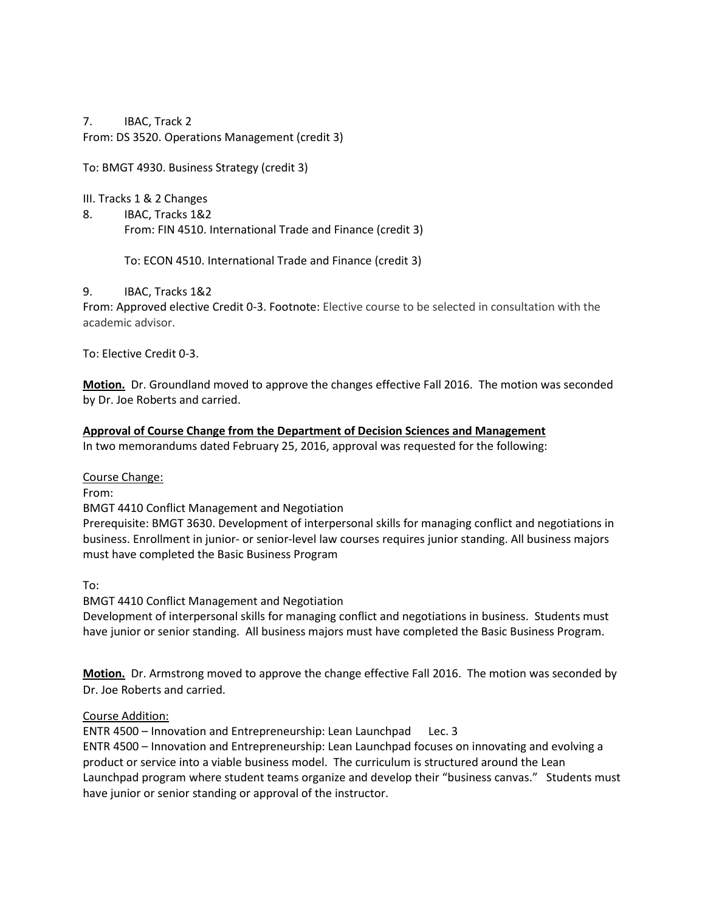7. IBAC, Track 2

From: DS 3520. Operations Management (credit 3)

To: BMGT 4930. Business Strategy (credit 3)

III. Tracks 1 & 2 Changes

8. IBAC, Tracks 1&2

   From: FIN 4510. International Trade and Finance (credit 3)

   To: ECON 4510. International Trade and Finance (credit 3)

9. IBAC, Tracks 1&2

From: Approved elective Credit 0-3. Footnote: Elective course to be selected in consultation with the academic advisor.

To: Elective Credit 0-3.

**Motion.** Dr. Groundland moved to approve the changes effective Fall 2016. The motion was seconded by Dr. Joe Roberts and carried.

**Approval of Course Change from the Department of Decision Sciences and Management**

In two memorandums dated February 25, 2016, approval was requested for the following:

Course Change:

From:

BMGT 4410 Conflict Management and Negotiation

Prerequisite: BMGT 3630. Development of interpersonal skills for managing conflict and negotiations in business. Enrollment in junior- or senior-level law courses requires junior standing. All business majors must have completed the Basic Business Program

To:

BMGT 4410 Conflict Management and Negotiation

Development of interpersonal skills for managing conflict and negotiations in business. Students must have junior or senior standing. All business majors must have completed the Basic Business Program.

**Motion.** Dr. Armstrong moved to approve the change effective Fall 2016. The motion was seconded by Dr. Joe Roberts and carried.

Course Addition:

ENTR 4500 – Innovation and Entrepreneurship: Lean Launchpad Lec. 3

ENTR 4500 – Innovation and Entrepreneurship: Lean Launchpad focuses on innovating and evolving a product or service into a viable business model. The curriculum is structured around the Lean Launchpad program where student teams organize and develop their "business canvas." Students must have junior or senior standing or approval of the instructor.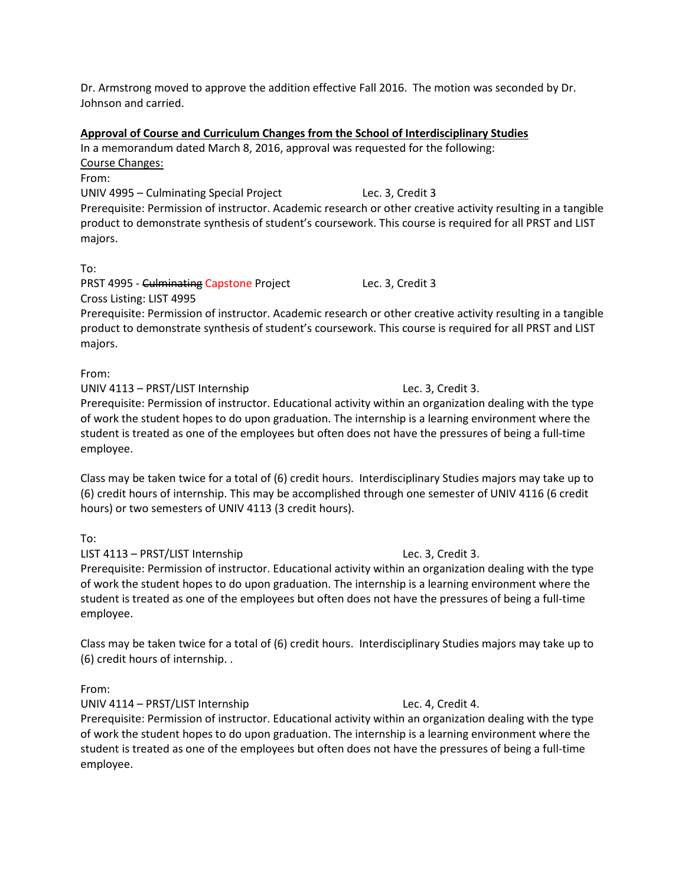Dr. Armstrong moved to approve the addition effective Fall 2016. The motion was seconded by Dr. Johnson and carried.

**Approval of Course and Curriculum Changes from the School of Interdisciplinary Studies**

In a memorandum dated March 8, 2016, approval was requested for the following:

Course Changes:

From:

UNIV 4995 – Culminating Special Project Lec. 3, Credit 3

Prerequisite: Permission of instructor. Academic research or other creative activity resulting in a tangible product to demonstrate synthesis of student's coursework. This course is required for all PRST and LIST majors.

To:

PRST 4995 - ~~Culminating~~ Capstone Project Lec. 3, Credit 3

Cross Listing: LIST 4995

Prerequisite: Permission of instructor. Academic research or other creative activity resulting in a tangible product to demonstrate synthesis of student's coursework. This course is required for all PRST and LIST majors.

From:

UNIV 4113 – PRST/LIST Internship Lec. 3, Credit 3.

Prerequisite: Permission of instructor. Educational activity within an organization dealing with the type of work the student hopes to do upon graduation. The internship is a learning environment where the student is treated as one of the employees but often does not have the pressures of being a full-time employee.

Class may be taken twice for a total of (6) credit hours. Interdisciplinary Studies majors may take up to (6) credit hours of internship. This may be accomplished through one semester of UNIV 4116 (6 credit hours) or two semesters of UNIV 4113 (3 credit hours).

To:

LIST 4113 – PRST/LIST Internship Lec. 3, Credit 3.

Prerequisite: Permission of instructor. Educational activity within an organization dealing with the type of work the student hopes to do upon graduation. The internship is a learning environment where the student is treated as one of the employees but often does not have the pressures of being a full-time employee.

Class may be taken twice for a total of (6) credit hours. Interdisciplinary Studies majors may take up to (6) credit hours of internship. .

From:

UNIV 4114 – PRST/LIST Internship Lec. 4, Credit 4.

Prerequisite: Permission of instructor. Educational activity within an organization dealing with the type of work the student hopes to do upon graduation. The internship is a learning environment where the student is treated as one of the employees but often does not have the pressures of being a full-time employee.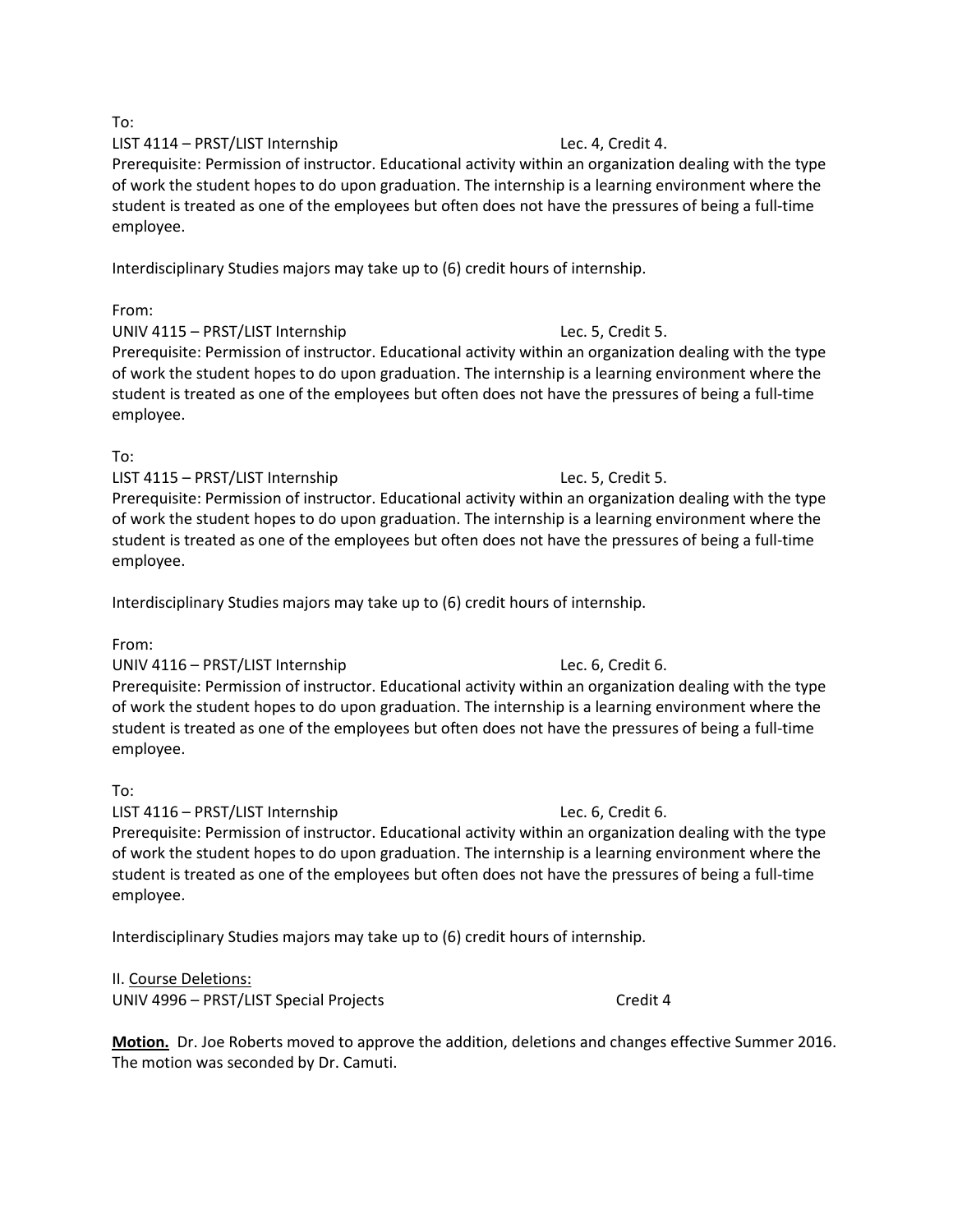To:

LIST 4114 – PRST/LIST Internship Lec. 4, Credit 4.

Prerequisite: Permission of instructor. Educational activity within an organization dealing with the type of work the student hopes to do upon graduation. The internship is a learning environment where the student is treated as one of the employees but often does not have the pressures of being a full-time employee.

Interdisciplinary Studies majors may take up to (6) credit hours of internship.

From:

UNIV 4115 – PRST/LIST Internship Lec. 5, Credit 5.

Prerequisite: Permission of instructor. Educational activity within an organization dealing with the type of work the student hopes to do upon graduation. The internship is a learning environment where the student is treated as one of the employees but often does not have the pressures of being a full-time employee.

To:

LIST 4115 – PRST/LIST Internship Lec. 5, Credit 5.

Prerequisite: Permission of instructor. Educational activity within an organization dealing with the type of work the student hopes to do upon graduation. The internship is a learning environment where the student is treated as one of the employees but often does not have the pressures of being a full-time employee.

Interdisciplinary Studies majors may take up to (6) credit hours of internship.

From:

UNIV 4116 – PRST/LIST Internship Lec. 6, Credit 6.

Prerequisite: Permission of instructor. Educational activity within an organization dealing with the type of work the student hopes to do upon graduation. The internship is a learning environment where the student is treated as one of the employees but often does not have the pressures of being a full-time employee.

To:

LIST 4116 – PRST/LIST Internship Lec. 6, Credit 6.

Prerequisite: Permission of instructor. Educational activity within an organization dealing with the type of work the student hopes to do upon graduation. The internship is a learning environment where the student is treated as one of the employees but often does not have the pressures of being a full-time employee.

Interdisciplinary Studies majors may take up to (6) credit hours of internship.

II. Course Deletions:

UNIV 4996 – PRST/LIST Special Projects Credit 4

**Motion.** Dr. Joe Roberts moved to approve the addition, deletions and changes effective Summer 2016. The motion was seconded by Dr. Camuti.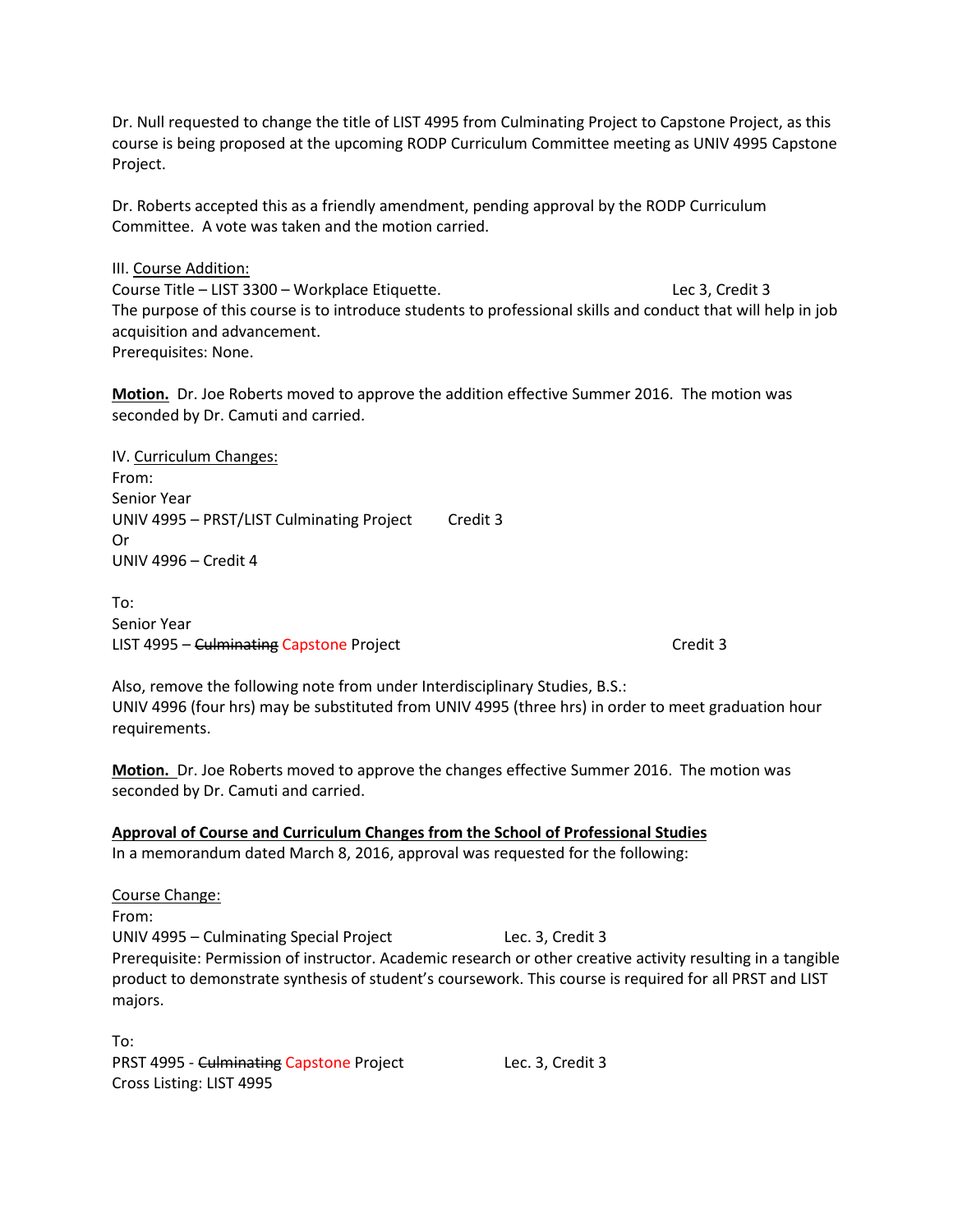Dr. Null requested to change the title of LIST 4995 from Culminating Project to Capstone Project, as this course is being proposed at the upcoming RODP Curriculum Committee meeting as UNIV 4995 Capstone Project.

Dr. Roberts accepted this as a friendly amendment, pending approval by the RODP Curriculum Committee. A vote was taken and the motion carried.

III. <u>Course Addition:</u>
Course Title – LIST 3300 – Workplace Etiquette. Lec 3, Credit 3
The purpose of this course is to introduce students to professional skills and conduct that will help in job acquisition and advancement.
Prerequisites: None.

**<u>Motion.</u>** Dr. Joe Roberts moved to approve the addition effective Summer 2016. The motion was seconded by Dr. Camuti and carried.

IV. <u>Curriculum Changes:</u>
From:
Senior Year
UNIV 4995 – PRST/LIST Culminating Project Credit 3
Or
UNIV 4996 – Credit 4

To:
Senior Year
LIST 4995 – ~~Culminating~~ Capstone Project Credit 3

Also, remove the following note from under Interdisciplinary Studies, B.S.:
UNIV 4996 (four hrs) may be substituted from UNIV 4995 (three hrs) in order to meet graduation hour requirements.

**<u>Motion.</u>** Dr. Joe Roberts moved to approve the changes effective Summer 2016. The motion was seconded by Dr. Camuti and carried.

**<u>Approval of Course and Curriculum Changes from the School of Professional Studies</u>**
In a memorandum dated March 8, 2016, approval was requested for the following:

<u>Course Change:</u>
From:
UNIV 4995 – Culminating Special Project Lec. 3, Credit 3
Prerequisite: Permission of instructor. Academic research or other creative activity resulting in a tangible product to demonstrate synthesis of student's coursework. This course is required for all PRST and LIST majors.

To:
PRST 4995 - ~~Culminating~~ Capstone Project Lec. 3, Credit 3
Cross Listing: LIST 4995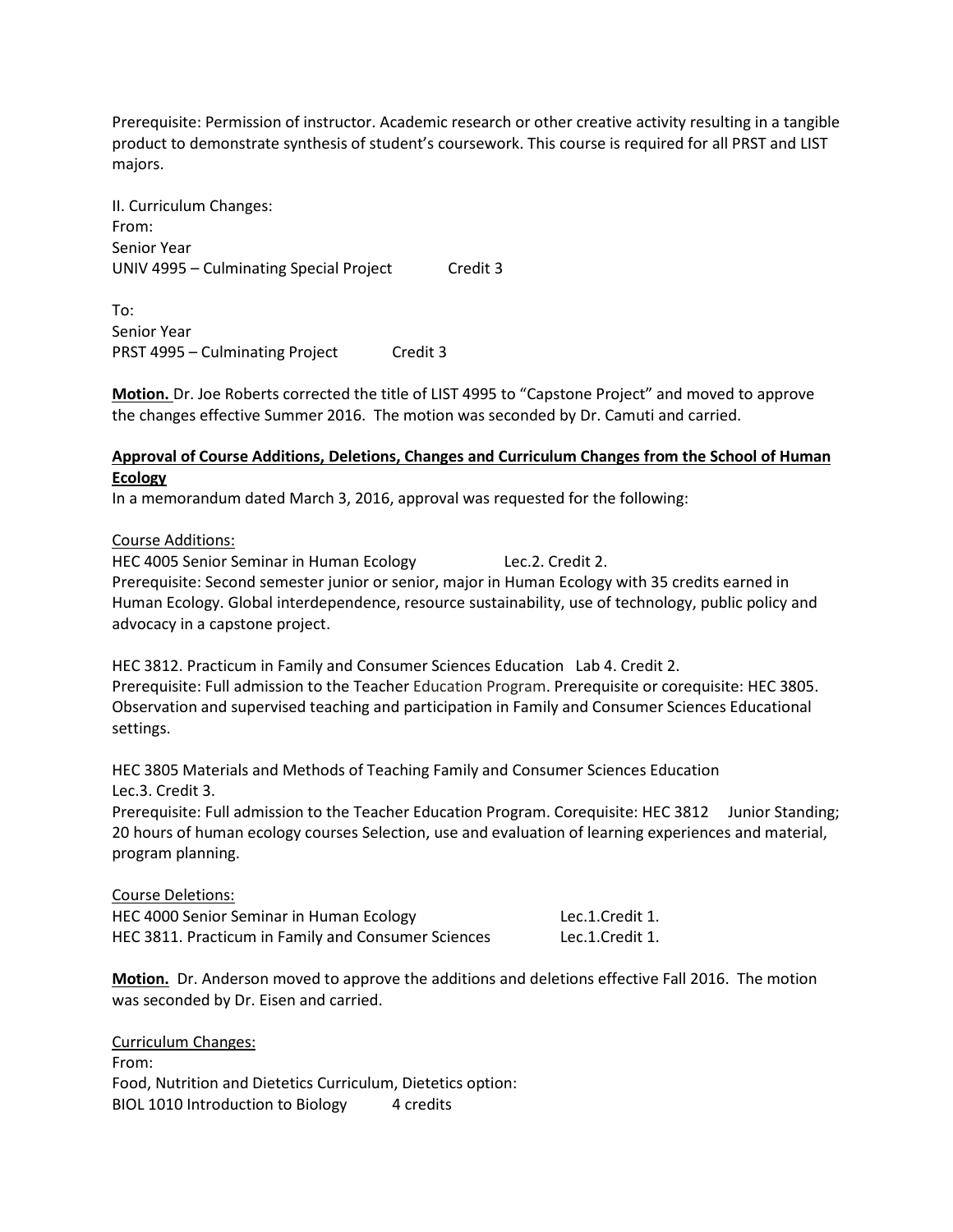Prerequisite: Permission of instructor. Academic research or other creative activity resulting in a tangible product to demonstrate synthesis of student's coursework. This course is required for all PRST and LIST majors.

II. Curriculum Changes:
From:
Senior Year
UNIV 4995 – Culminating Special Project Credit 3

To:
Senior Year
PRST 4995 – Culminating Project Credit 3

**Motion.** Dr. Joe Roberts corrected the title of LIST 4995 to "Capstone Project" and moved to approve the changes effective Summer 2016. The motion was seconded by Dr. Camuti and carried.

**Approval of Course Additions, Deletions, Changes and Curriculum Changes from the School of Human Ecology**

In a memorandum dated March 3, 2016, approval was requested for the following:

Course Additions:
HEC 4005 Senior Seminar in Human Ecology Lec.2. Credit 2.
Prerequisite: Second semester junior or senior, major in Human Ecology with 35 credits earned in Human Ecology. Global interdependence, resource sustainability, use of technology, public policy and advocacy in a capstone project.

HEC 3812. Practicum in Family and Consumer Sciences Education Lab 4. Credit 2.
Prerequisite: Full admission to the Teacher Education Program. Prerequisite or corequisite: HEC 3805. Observation and supervised teaching and participation in Family and Consumer Sciences Educational settings.

HEC 3805 Materials and Methods of Teaching Family and Consumer Sciences Education
Lec.3. Credit 3.
Prerequisite: Full admission to the Teacher Education Program. Corequisite: HEC 3812 Junior Standing; 20 hours of human ecology courses Selection, use and evaluation of learning experiences and material, program planning.

Course Deletions:
HEC 4000 Senior Seminar in Human Ecology Lec.1.Credit 1.
HEC 3811. Practicum in Family and Consumer Sciences Lec.1.Credit 1.

**Motion.** Dr. Anderson moved to approve the additions and deletions effective Fall 2016. The motion was seconded by Dr. Eisen and carried.

Curriculum Changes:
From:
Food, Nutrition and Dietetics Curriculum, Dietetics option:
BIOL 1010 Introduction to Biology 4 credits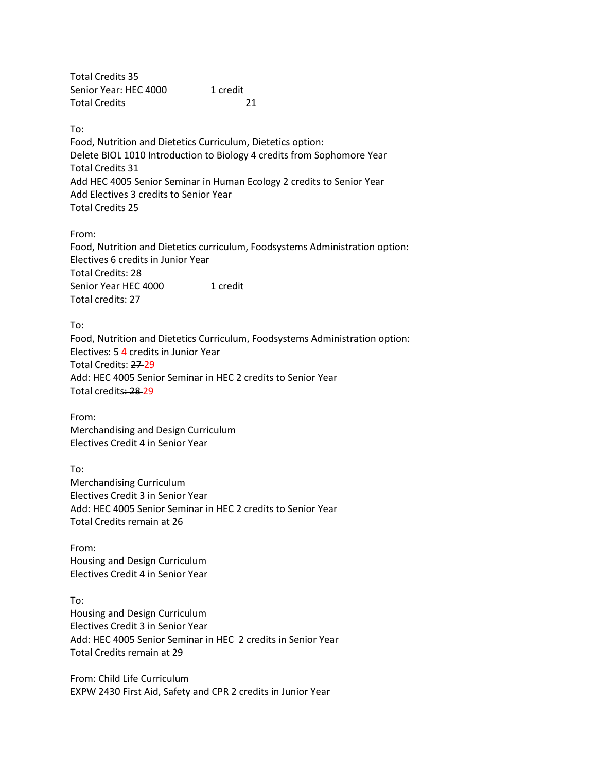Total Credits 35
Senior Year: HEC 4000 1 credit
Total Credits 21

To:
Food, Nutrition and Dietetics Curriculum, Dietetics option:
Delete BIOL 1010 Introduction to Biology 4 credits from Sophomore Year
Total Credits 31
Add HEC 4005 Senior Seminar in Human Ecology 2 credits to Senior Year
Add Electives 3 credits to Senior Year
Total Credits 25

From:
Food, Nutrition and Dietetics curriculum, Foodsystems Administration option:
Electives 6 credits in Junior Year
Total Credits: 28
Senior Year HEC 4000 1 credit
Total credits: 27

To:
Food, Nutrition and Dietetics Curriculum, Foodsystems Administration option:
Electives~~: 5~~ 4 credits in Junior Year
Total Credits: ~~27~~ 29
Add: HEC 4005 Senior Seminar in HEC 2 credits to Senior Year
Total credits~~: 28~~ 29

From:
Merchandising and Design Curriculum
Electives Credit 4 in Senior Year

To:
Merchandising Curriculum
Electives Credit 3 in Senior Year
Add: HEC 4005 Senior Seminar in HEC 2 credits to Senior Year
Total Credits remain at 26

From:
Housing and Design Curriculum
Electives Credit 4 in Senior Year

To:
Housing and Design Curriculum
Electives Credit 3 in Senior Year
Add: HEC 4005 Senior Seminar in HEC 2 credits in Senior Year
Total Credits remain at 29

From: Child Life Curriculum
EXPW 2430 First Aid, Safety and CPR 2 credits in Junior Year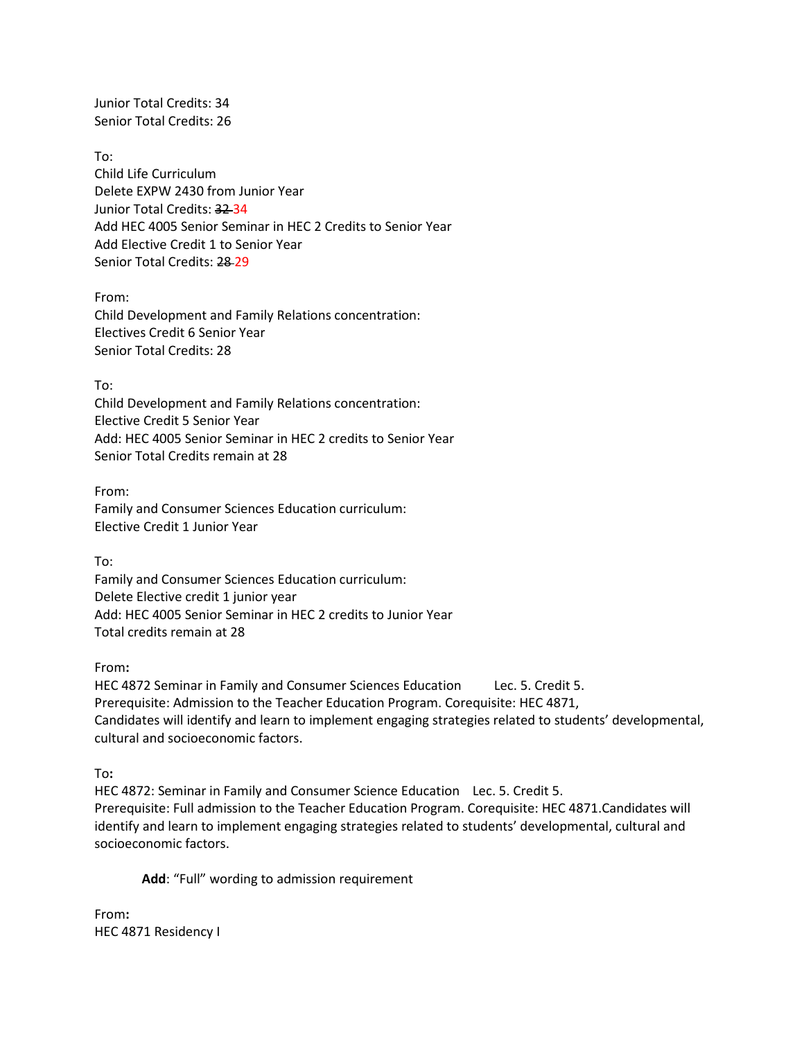Junior Total Credits: 34
Senior Total Credits: 26

To:
Child Life Curriculum
Delete EXPW 2430 from Junior Year
Junior Total Credits: ~~32~~ 34
Add HEC 4005 Senior Seminar in HEC 2 Credits to Senior Year
Add Elective Credit 1 to Senior Year
Senior Total Credits: ~~28~~ 29

From:
Child Development and Family Relations concentration:
Electives Credit 6 Senior Year
Senior Total Credits: 28

To:
Child Development and Family Relations concentration:
Elective Credit 5 Senior Year
Add: HEC 4005 Senior Seminar in HEC 2 credits to Senior Year
Senior Total Credits remain at 28

From:
Family and Consumer Sciences Education curriculum:
Elective Credit 1 Junior Year

To:
Family and Consumer Sciences Education curriculum:
Delete Elective credit 1 junior year
Add: HEC 4005 Senior Seminar in HEC 2 credits to Junior Year
Total credits remain at 28

From**:**
HEC 4872 Seminar in Family and Consumer Sciences Education Lec. 5. Credit 5.
Prerequisite: Admission to the Teacher Education Program. Corequisite: HEC 4871,
Candidates will identify and learn to implement engaging strategies related to students' developmental, cultural and socioeconomic factors.

To**:**
HEC 4872: Seminar in Family and Consumer Science Education Lec. 5. Credit 5.
Prerequisite: Full admission to the Teacher Education Program. Corequisite: HEC 4871.Candidates will identify and learn to implement engaging strategies related to students' developmental, cultural and socioeconomic factors.

**Add**: "Full" wording to admission requirement

From**:**
HEC 4871 Residency I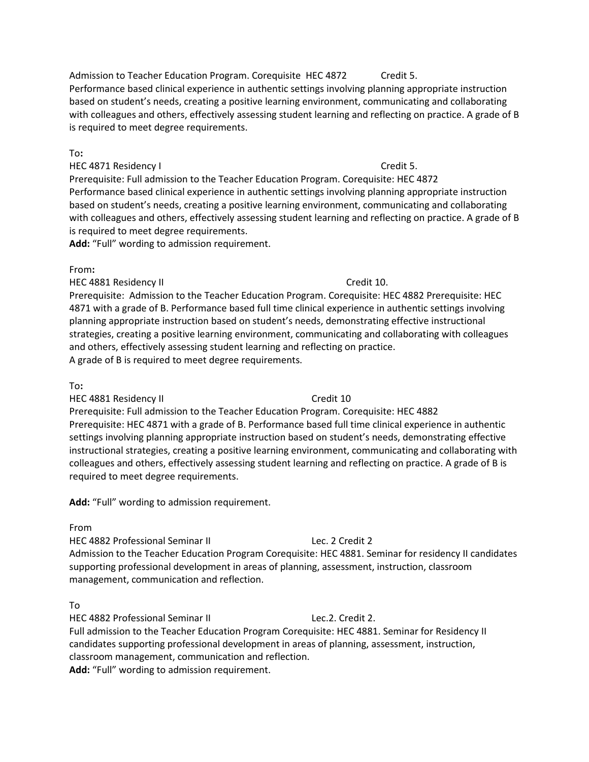Admission to Teacher Education Program. Corequisite HEC 4872 Credit 5.
Performance based clinical experience in authentic settings involving planning appropriate instruction based on student's needs, creating a positive learning environment, communicating and collaborating with colleagues and others, effectively assessing student learning and reflecting on practice. A grade of B is required to meet degree requirements.

To**:**

HEC 4871 Residency I Credit 5.
Prerequisite: Full admission to the Teacher Education Program. Corequisite: HEC 4872
Performance based clinical experience in authentic settings involving planning appropriate instruction based on student's needs, creating a positive learning environment, communicating and collaborating with colleagues and others, effectively assessing student learning and reflecting on practice. A grade of B is required to meet degree requirements.
**Add:** "Full" wording to admission requirement.

From**:**

HEC 4881 Residency II Credit 10.
Prerequisite: Admission to the Teacher Education Program. Corequisite: HEC 4882 Prerequisite: HEC 4871 with a grade of B. Performance based full time clinical experience in authentic settings involving planning appropriate instruction based on student's needs, demonstrating effective instructional strategies, creating a positive learning environment, communicating and collaborating with colleagues and others, effectively assessing student learning and reflecting on practice.
A grade of B is required to meet degree requirements.

To**:**

HEC 4881 Residency II Credit 10
Prerequisite: Full admission to the Teacher Education Program. Corequisite: HEC 4882
Prerequisite: HEC 4871 with a grade of B. Performance based full time clinical experience in authentic settings involving planning appropriate instruction based on student's needs, demonstrating effective instructional strategies, creating a positive learning environment, communicating and collaborating with colleagues and others, effectively assessing student learning and reflecting on practice. A grade of B is required to meet degree requirements.

**Add:** "Full" wording to admission requirement.

From

HEC 4882 Professional Seminar II Lec. 2 Credit 2
Admission to the Teacher Education Program Corequisite: HEC 4881. Seminar for residency II candidates supporting professional development in areas of planning, assessment, instruction, classroom management, communication and reflection.

To

HEC 4882 Professional Seminar II Lec.2. Credit 2.
Full admission to the Teacher Education Program Corequisite: HEC 4881. Seminar for Residency II candidates supporting professional development in areas of planning, assessment, instruction, classroom management, communication and reflection.
**Add:** "Full" wording to admission requirement.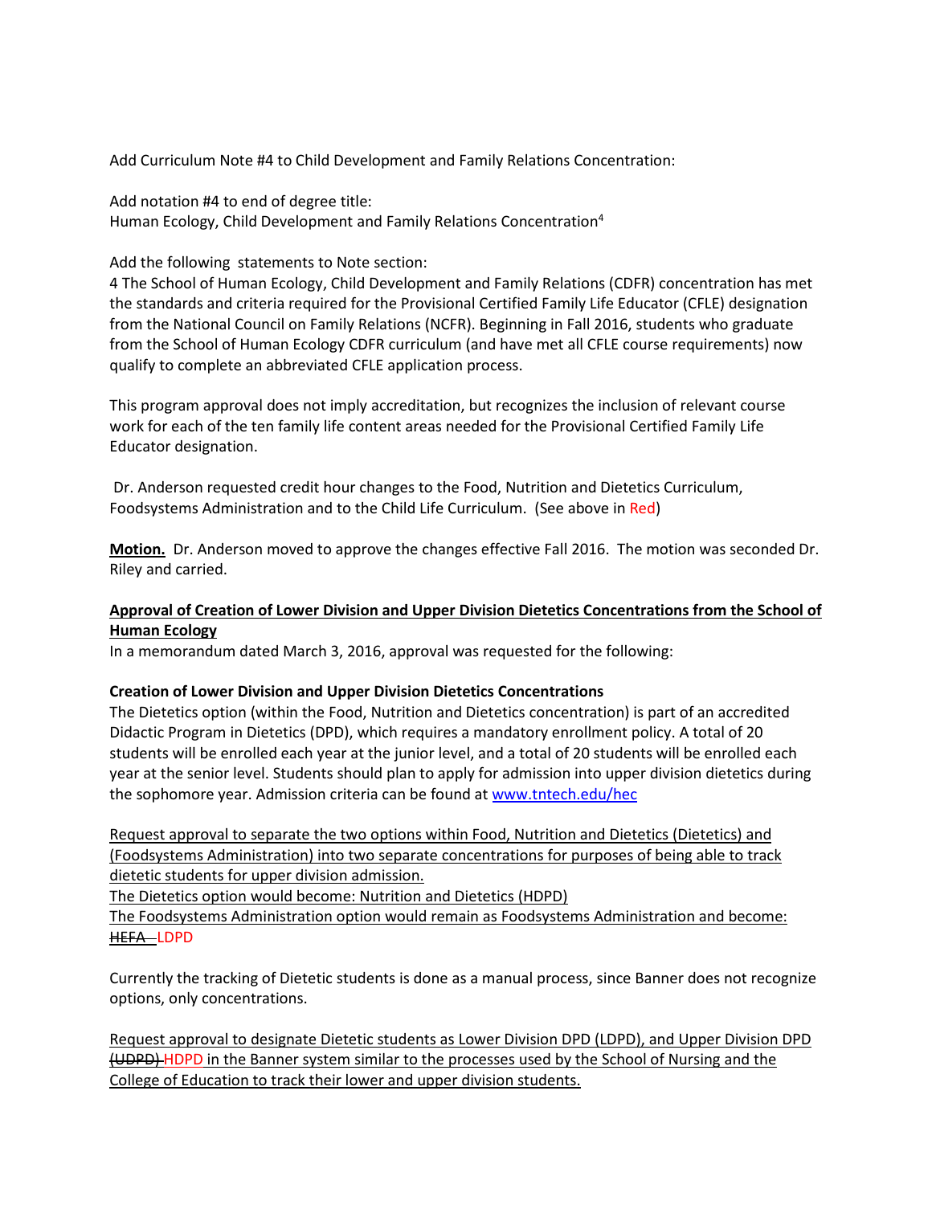Add Curriculum Note #4 to Child Development and Family Relations Concentration:

Add notation #4 to end of degree title:
Human Ecology, Child Development and Family Relations Concentration[4]

Add the following statements to Note section:
4 The School of Human Ecology, Child Development and Family Relations (CDFR) concentration has met the standards and criteria required for the Provisional Certified Family Life Educator (CFLE) designation from the National Council on Family Relations (NCFR). Beginning in Fall 2016, students who graduate from the School of Human Ecology CDFR curriculum (and have met all CFLE course requirements) now qualify to complete an abbreviated CFLE application process.

This program approval does not imply accreditation, but recognizes the inclusion of relevant course work for each of the ten family life content areas needed for the Provisional Certified Family Life Educator designation.

Dr. Anderson requested credit hour changes to the Food, Nutrition and Dietetics Curriculum, Foodsystems Administration and to the Child Life Curriculum. (See above in Red)

**Motion.** Dr. Anderson moved to approve the changes effective Fall 2016. The motion was seconded Dr. Riley and carried.

**Approval of Creation of Lower Division and Upper Division Dietetics Concentrations from the School of Human Ecology**

In a memorandum dated March 3, 2016, approval was requested for the following:

**Creation of Lower Division and Upper Division Dietetics Concentrations**

The Dietetics option (within the Food, Nutrition and Dietetics concentration) is part of an accredited Didactic Program in Dietetics (DPD), which requires a mandatory enrollment policy. A total of 20 students will be enrolled each year at the junior level, and a total of 20 students will be enrolled each year at the senior level. Students should plan to apply for admission into upper division dietetics during the sophomore year. Admission criteria can be found at www.tntech.edu/hec

Request approval to separate the two options within Food, Nutrition and Dietetics (Dietetics) and (Foodsystems Administration) into two separate concentrations for purposes of being able to track dietetic students for upper division admission.
The Dietetics option would become: Nutrition and Dietetics (HDPD)
The Foodsystems Administration option would remain as Foodsystems Administration and become: ~~HEFA~~ LDPD

Currently the tracking of Dietetic students is done as a manual process, since Banner does not recognize options, only concentrations.

Request approval to designate Dietetic students as Lower Division DPD (LDPD), and Upper Division DPD ~~(UDPD)~~ HDPD in the Banner system similar to the processes used by the School of Nursing and the College of Education to track their lower and upper division students.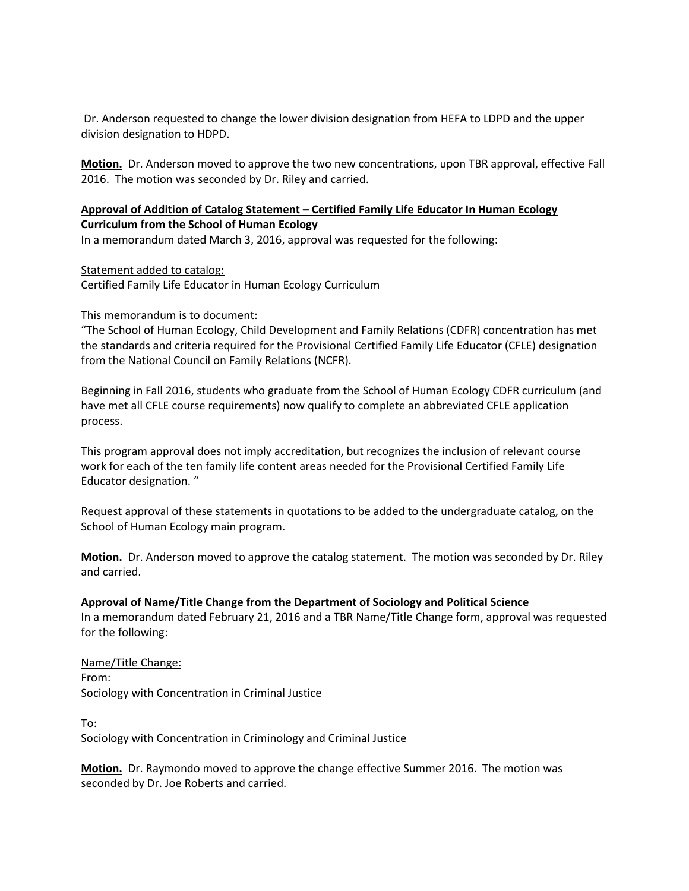Dr. Anderson requested to change the lower division designation from HEFA to LDPD and the upper division designation to HDPD.

**Motion.** Dr. Anderson moved to approve the two new concentrations, upon TBR approval, effective Fall 2016. The motion was seconded by Dr. Riley and carried.

**<u>Approval of Addition of Catalog Statement – Certified Family Life Educator In Human Ecology Curriculum from the School of Human Ecology</u>**

In a memorandum dated March 3, 2016, approval was requested for the following:

<u>Statement added to catalog:</u>
Certified Family Life Educator in Human Ecology Curriculum

This memorandum is to document:
"The School of Human Ecology, Child Development and Family Relations (CDFR) concentration has met the standards and criteria required for the Provisional Certified Family Life Educator (CFLE) designation from the National Council on Family Relations (NCFR).

Beginning in Fall 2016, students who graduate from the School of Human Ecology CDFR curriculum (and have met all CFLE course requirements) now qualify to complete an abbreviated CFLE application process.

This program approval does not imply accreditation, but recognizes the inclusion of relevant course work for each of the ten family life content areas needed for the Provisional Certified Family Life Educator designation. "

Request approval of these statements in quotations to be added to the undergraduate catalog, on the School of Human Ecology main program.

**Motion.** Dr. Anderson moved to approve the catalog statement. The motion was seconded by Dr. Riley and carried.

**<u>Approval of Name/Title Change from the Department of Sociology and Political Science</u>**

In a memorandum dated February 21, 2016 and a TBR Name/Title Change form, approval was requested for the following:

<u>Name/Title Change:</u>
From:
Sociology with Concentration in Criminal Justice

To:
Sociology with Concentration in Criminology and Criminal Justice

**Motion.** Dr. Raymondo moved to approve the change effective Summer 2016. The motion was seconded by Dr. Joe Roberts and carried.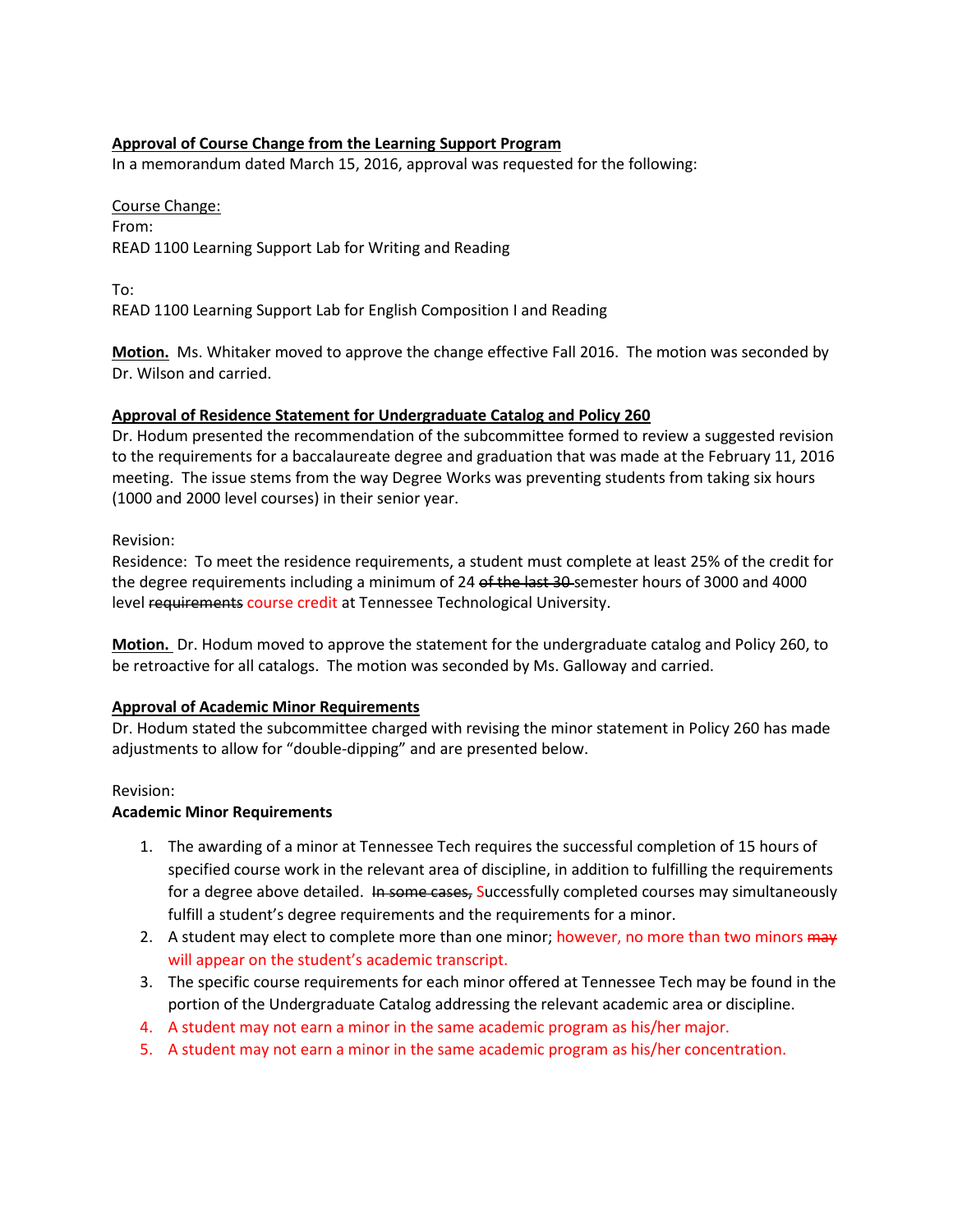**<u>Approval of Course Change from the Learning Support Program</u>**

In a memorandum dated March 15, 2016, approval was requested for the following:

<u>Course Change:</u>

From:

READ 1100 Learning Support Lab for Writing and Reading

To:

READ 1100 Learning Support Lab for English Composition I and Reading

**<u>Motion.</u>** Ms. Whitaker moved to approve the change effective Fall 2016. The motion was seconded by Dr. Wilson and carried.

**<u>Approval of Residence Statement for Undergraduate Catalog and Policy 260</u>**

Dr. Hodum presented the recommendation of the subcommittee formed to review a suggested revision to the requirements for a baccalaureate degree and graduation that was made at the February 11, 2016 meeting. The issue stems from the way Degree Works was preventing students from taking six hours (1000 and 2000 level courses) in their senior year.

Revision:

Residence: To meet the residence requirements, a student must complete at least 25% of the credit for the degree requirements including a minimum of 24 ~~of the last 30~~ semester hours of 3000 and 4000 level ~~requirements~~ course credit at Tennessee Technological University.

**<u>Motion.</u>** Dr. Hodum moved to approve the statement for the undergraduate catalog and Policy 260, to be retroactive for all catalogs. The motion was seconded by Ms. Galloway and carried.

**<u>Approval of Academic Minor Requirements</u>**

Dr. Hodum stated the subcommittee charged with revising the minor statement in Policy 260 has made adjustments to allow for "double-dipping" and are presented below.

Revision:

**Academic Minor Requirements**

1. The awarding of a minor at Tennessee Tech requires the successful completion of 15 hours of specified course work in the relevant area of discipline, in addition to fulfilling the requirements for a degree above detailed. ~~In some cases,~~ Successfully completed courses may simultaneously fulfill a student's degree requirements and the requirements for a minor.
2. A student may elect to complete more than one minor; however, no more than two minors ~~may~~ will appear on the student's academic transcript.
3. The specific course requirements for each minor offered at Tennessee Tech may be found in the portion of the Undergraduate Catalog addressing the relevant academic area or discipline.
4. A student may not earn a minor in the same academic program as his/her major.
5. A student may not earn a minor in the same academic program as his/her concentration.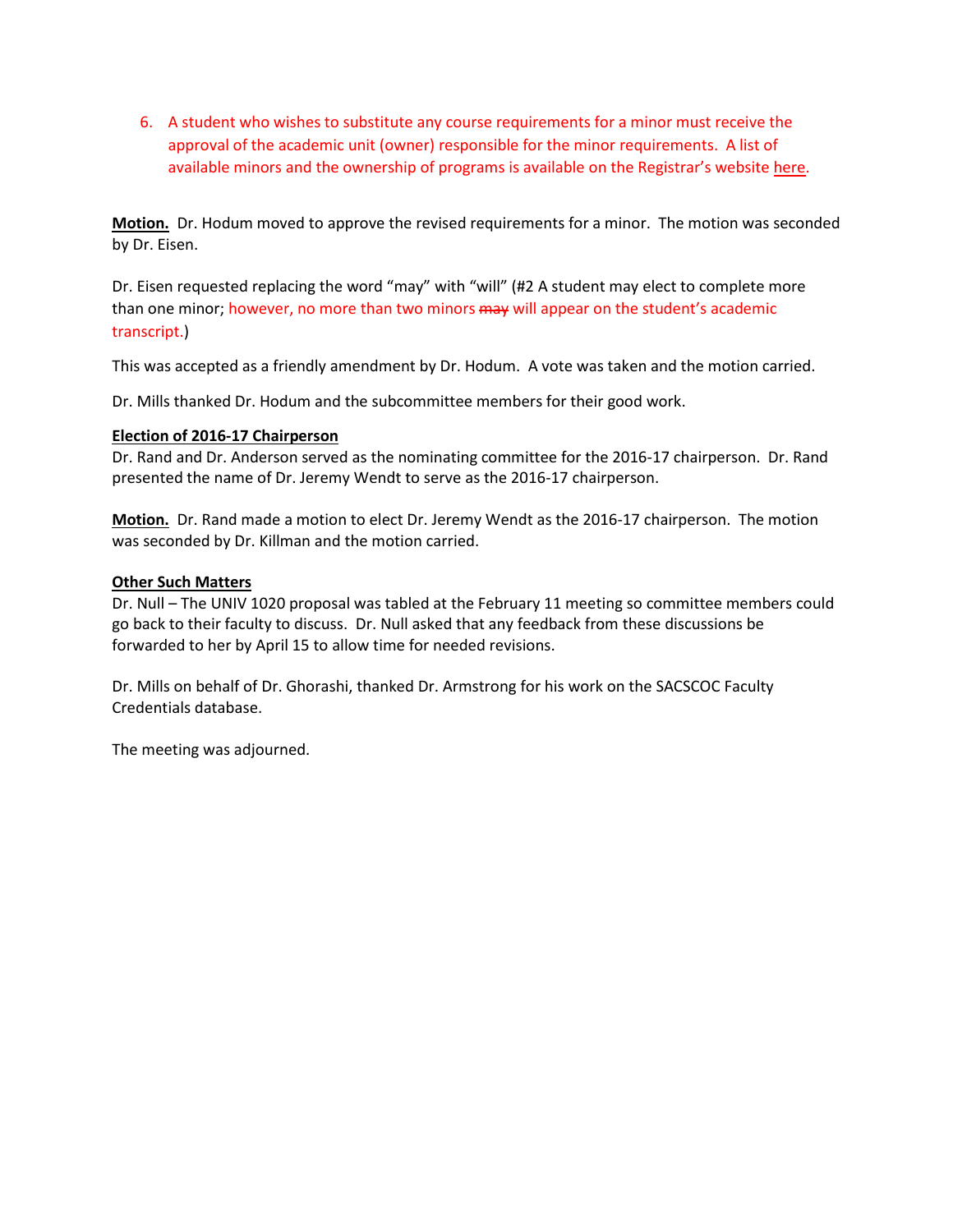6. A student who wishes to substitute any course requirements for a minor must receive the approval of the academic unit (owner) responsible for the minor requirements. A list of available minors and the ownership of programs is available on the Registrar's website here.

**Motion.** Dr. Hodum moved to approve the revised requirements for a minor. The motion was seconded by Dr. Eisen.

Dr. Eisen requested replacing the word "may" with "will" (#2 A student may elect to complete more than one minor; however, no more than two minors ~~may~~ will appear on the student's academic transcript.)

This was accepted as a friendly amendment by Dr. Hodum. A vote was taken and the motion carried.

Dr. Mills thanked Dr. Hodum and the subcommittee members for their good work.

**Election of 2016-17 Chairperson**

Dr. Rand and Dr. Anderson served as the nominating committee for the 2016-17 chairperson. Dr. Rand presented the name of Dr. Jeremy Wendt to serve as the 2016-17 chairperson.

**Motion.** Dr. Rand made a motion to elect Dr. Jeremy Wendt as the 2016-17 chairperson. The motion was seconded by Dr. Killman and the motion carried.

**Other Such Matters**

Dr. Null – The UNIV 1020 proposal was tabled at the February 11 meeting so committee members could go back to their faculty to discuss. Dr. Null asked that any feedback from these discussions be forwarded to her by April 15 to allow time for needed revisions.

Dr. Mills on behalf of Dr. Ghorashi, thanked Dr. Armstrong for his work on the SACSCOC Faculty Credentials database.

The meeting was adjourned.